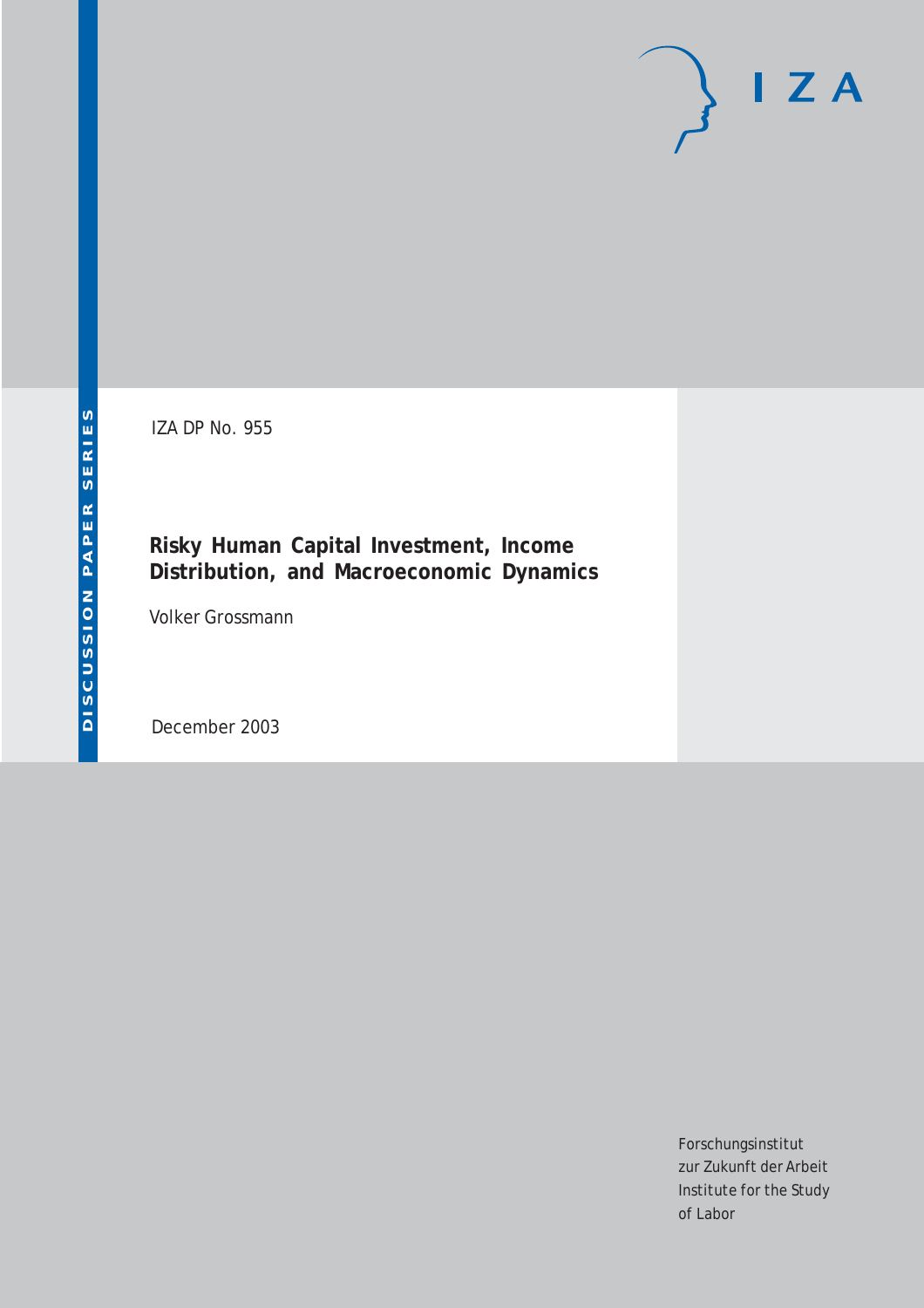IZA DP No. 955

# Risky Human Capital Investment, Income Distribution, and Macroeconomic Dynamics

Volker Grossmann

December 2003

Forschungsinstitut zur Zukunft der Arbeit
Institute for the Study of Labor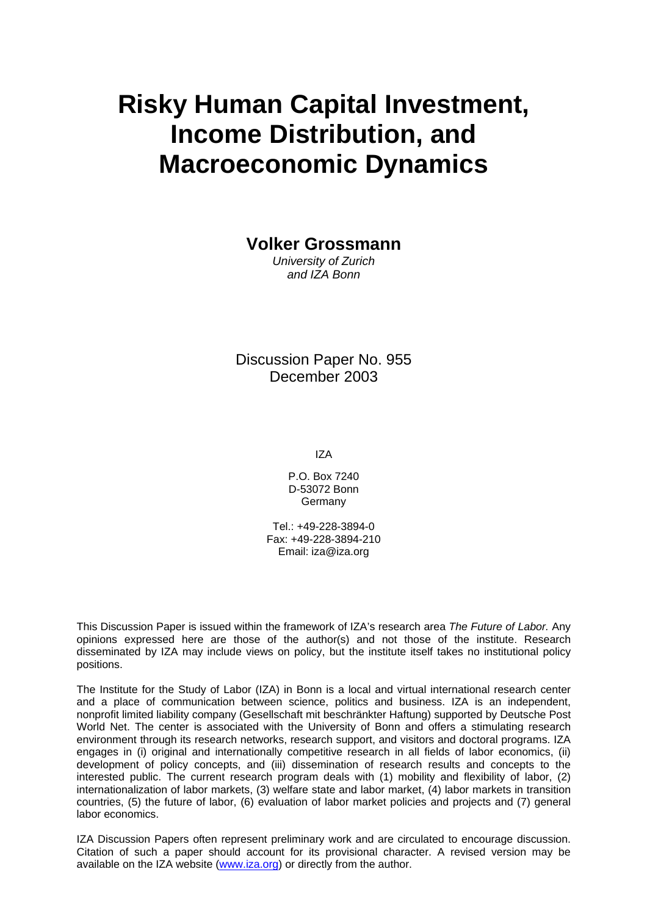# Risky Human Capital Investment, Income Distribution, and Macroeconomic Dynamics

**Volker Grossmann**

*University of Zurich*
*and IZA Bonn*

Discussion Paper No. 955
December 2003

IZA

P.O. Box 7240
D-53072 Bonn
Germany

Tel.: +49-228-3894-0
Fax: +49-228-3894-210
Email: iza@iza.org

This Discussion Paper is issued within the framework of IZA's research area *The Future of Labor.* Any opinions expressed here are those of the author(s) and not those of the institute. Research disseminated by IZA may include views on policy, but the institute itself takes no institutional policy positions.

The Institute for the Study of Labor (IZA) in Bonn is a local and virtual international research center and a place of communication between science, politics and business. IZA is an independent, nonprofit limited liability company (Gesellschaft mit beschränkter Haftung) supported by Deutsche Post World Net. The center is associated with the University of Bonn and offers a stimulating research environment through its research networks, research support, and visitors and doctoral programs. IZA engages in (i) original and internationally competitive research in all fields of labor economics, (ii) development of policy concepts, and (iii) dissemination of research results and concepts to the interested public. The current research program deals with (1) mobility and flexibility of labor, (2) internationalization of labor markets, (3) welfare state and labor market, (4) labor markets in transition countries, (5) the future of labor, (6) evaluation of labor market policies and projects and (7) general labor economics.

IZA Discussion Papers often represent preliminary work and are circulated to encourage discussion. Citation of such a paper should account for its provisional character. A revised version may be available on the IZA website (www.iza.org) or directly from the author.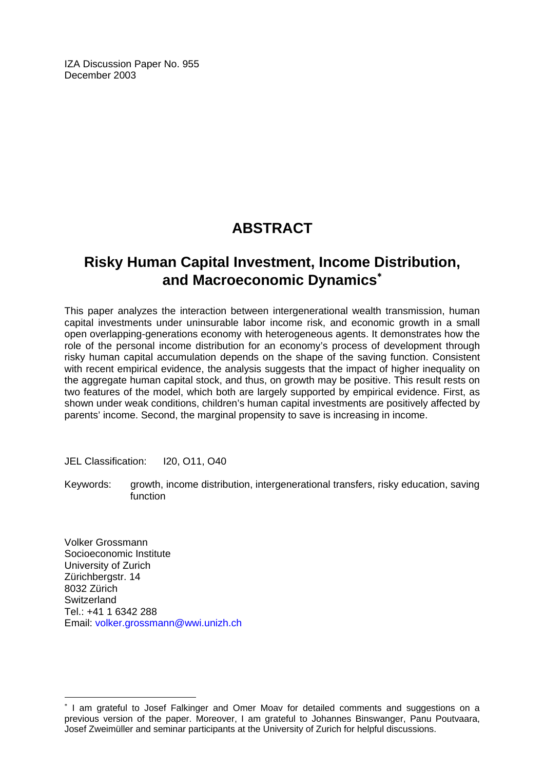IZA Discussion Paper No. 955
December 2003

# ABSTRACT

## Risky Human Capital Investment, Income Distribution, and Macroeconomic Dynamics[*]

This paper analyzes the interaction between intergenerational wealth transmission, human capital investments under uninsurable labor income risk, and economic growth in a small open overlapping-generations economy with heterogeneous agents. It demonstrates how the role of the personal income distribution for an economy's process of development through risky human capital accumulation depends on the shape of the saving function. Consistent with recent empirical evidence, the analysis suggests that the impact of higher inequality on the aggregate human capital stock, and thus, on growth may be positive. This result rests on two features of the model, which both are largely supported by empirical evidence. First, as shown under weak conditions, children's human capital investments are positively affected by parents' income. Second, the marginal propensity to save is increasing in income.

JEL Classification: I20, O11, O40

Keywords: growth, income distribution, intergenerational transfers, risky education, saving function

Volker Grossmann
Socioeconomic Institute
University of Zurich
Zürichbergstr. 14
8032 Zürich
Switzerland
Tel.: +41 1 6342 288
Email: volker.grossmann@wwi.unizh.ch

---

[*] I am grateful to Josef Falkinger and Omer Moav for detailed comments and suggestions on a previous version of the paper. Moreover, I am grateful to Johannes Binswanger, Panu Poutvaara, Josef Zweimüller and seminar participants at the University of Zurich for helpful discussions.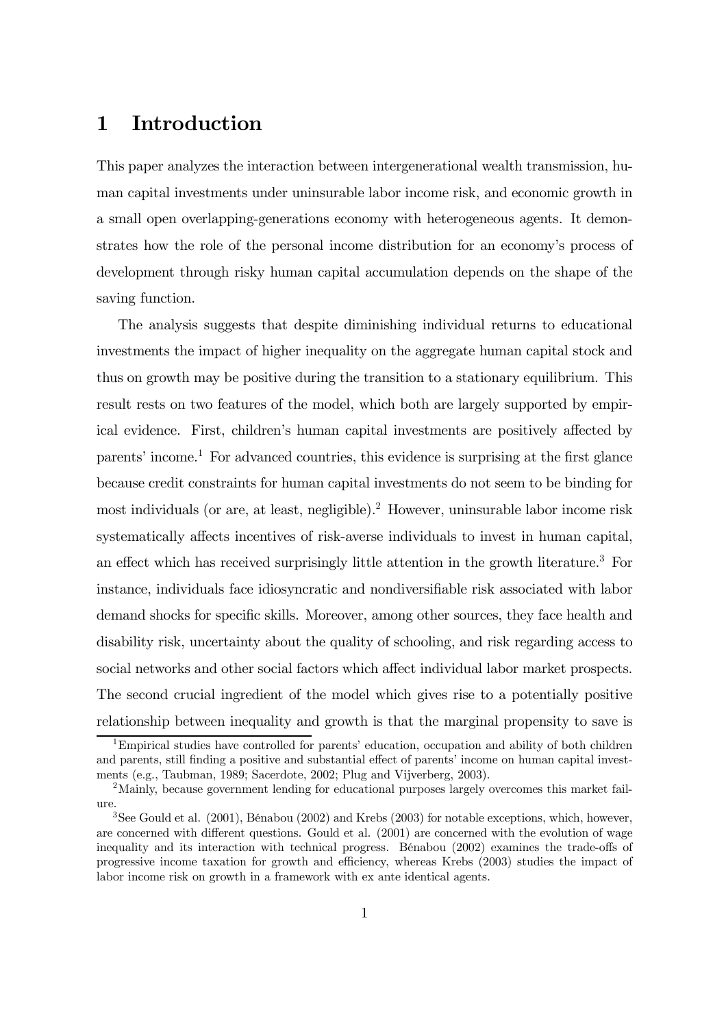# 1 Introduction

This paper analyzes the interaction between intergenerational wealth transmission, human capital investments under uninsurable labor income risk, and economic growth in a small open overlapping-generations economy with heterogeneous agents. It demonstrates how the role of the personal income distribution for an economy's process of development through risky human capital accumulation depends on the shape of the saving function.

The analysis suggests that despite diminishing individual returns to educational investments the impact of higher inequality on the aggregate human capital stock and thus on growth may be positive during the transition to a stationary equilibrium. This result rests on two features of the model, which both are largely supported by empirical evidence. First, children's human capital investments are positively affected by parents' income.[1] For advanced countries, this evidence is surprising at the first glance because credit constraints for human capital investments do not seem to be binding for most individuals (or are, at least, negligible).[2] However, uninsurable labor income risk systematically affects incentives of risk-averse individuals to invest in human capital, an effect which has received surprisingly little attention in the growth literature.[3] For instance, individuals face idiosyncratic and nondiversifiable risk associated with labor demand shocks for specific skills. Moreover, among other sources, they face health and disability risk, uncertainty about the quality of schooling, and risk regarding access to social networks and other social factors which affect individual labor market prospects. The second crucial ingredient of the model which gives rise to a potentially positive relationship between inequality and growth is that the marginal propensity to save is

[1] Empirical studies have controlled for parents' education, occupation and ability of both children and parents, still finding a positive and substantial effect of parents' income on human capital investments (e.g., Taubman, 1989; Sacerdote, 2002; Plug and Vijverberg, 2003).

[2] Mainly, because government lending for educational purposes largely overcomes this market failure.

[3] See Gould et al. (2001), Bénabou (2002) and Krebs (2003) for notable exceptions, which, however, are concerned with different questions. Gould et al. (2001) are concerned with the evolution of wage inequality and its interaction with technical progress. Bénabou (2002) examines the trade-offs of progressive income taxation for growth and efficiency, whereas Krebs (2003) studies the impact of labor income risk on growth in a framework with ex ante identical agents.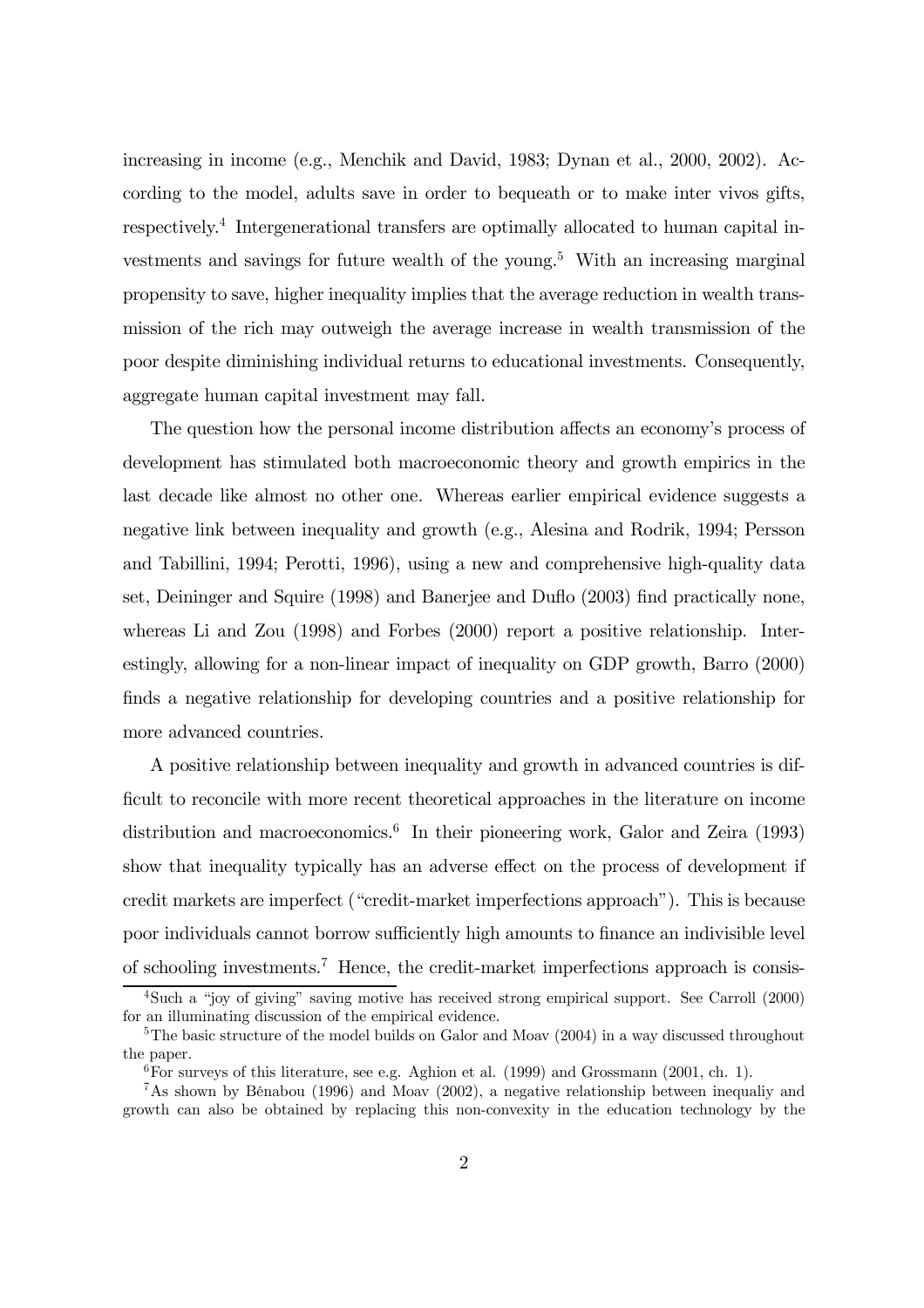increasing in income (e.g., Menchik and David, 1983; Dynan et al., 2000, 2002). According to the model, adults save in order to bequeath or to make inter vivos gifts, respectively.[4] Intergenerational transfers are optimally allocated to human capital investments and savings for future wealth of the young.[5] With an increasing marginal propensity to save, higher inequality implies that the average reduction in wealth transmission of the rich may outweigh the average increase in wealth transmission of the poor despite diminishing individual returns to educational investments. Consequently, aggregate human capital investment may fall.

The question how the personal income distribution affects an economy's process of development has stimulated both macroeconomic theory and growth empirics in the last decade like almost no other one. Whereas earlier empirical evidence suggests a negative link between inequality and growth (e.g., Alesina and Rodrik, 1994; Persson and Tabillini, 1994; Perotti, 1996), using a new and comprehensive high-quality data set, Deininger and Squire (1998) and Banerjee and Duflo (2003) find practically none, whereas Li and Zou (1998) and Forbes (2000) report a positive relationship. Interestingly, allowing for a non-linear impact of inequality on GDP growth, Barro (2000) finds a negative relationship for developing countries and a positive relationship for more advanced countries.

A positive relationship between inequality and growth in advanced countries is difficult to reconcile with more recent theoretical approaches in the literature on income distribution and macroeconomics.[6] In their pioneering work, Galor and Zeira (1993) show that inequality typically has an adverse effect on the process of development if credit markets are imperfect ("credit-market imperfections approach"). This is because poor individuals cannot borrow sufficiently high amounts to finance an indivisible level of schooling investments.[7] Hence, the credit-market imperfections approach is consis-

[4] Such a "joy of giving" saving motive has received strong empirical support. See Carroll (2000) for an illuminating discussion of the empirical evidence.

[5] The basic structure of the model builds on Galor and Moav (2004) in a way discussed throughout the paper.

[6] For surveys of this literature, see e.g. Aghion et al. (1999) and Grossmann (2001, ch. 1).

[7] As shown by Bénabou (1996) and Moav (2002), a negative relationship between inequaliy and growth can also be obtained by replacing this non-convexity in the education technology by the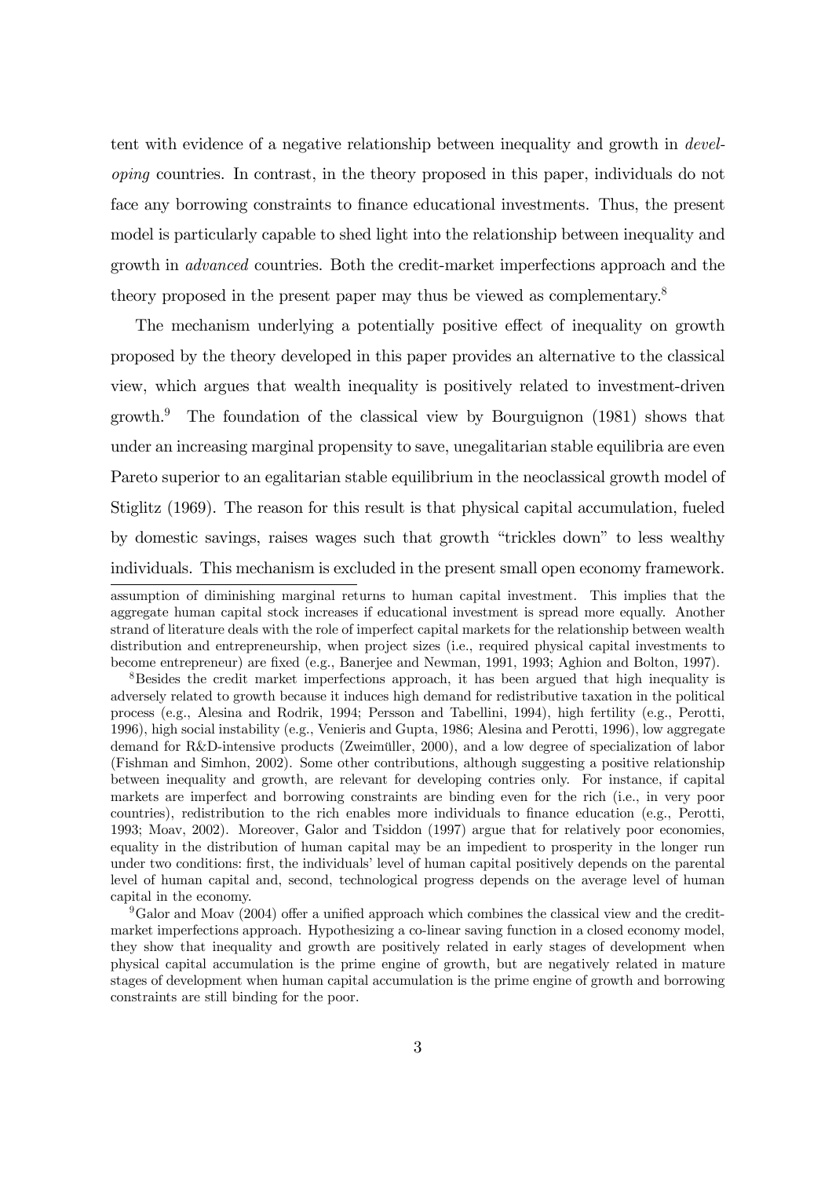tent with evidence of a negative relationship between inequality and growth in *developing* countries. In contrast, in the theory proposed in this paper, individuals do not face any borrowing constraints to finance educational investments. Thus, the present model is particularly capable to shed light into the relationship between inequality and growth in *advanced* countries. Both the credit-market imperfections approach and the theory proposed in the present paper may thus be viewed as complementary.[8]

The mechanism underlying a potentially positive effect of inequality on growth proposed by the theory developed in this paper provides an alternative to the classical view, which argues that wealth inequality is positively related to investment-driven growth.[9] The foundation of the classical view by Bourguignon (1981) shows that under an increasing marginal propensity to save, unegalitarian stable equilibria are even Pareto superior to an egalitarian stable equilibrium in the neoclassical growth model of Stiglitz (1969). The reason for this result is that physical capital accumulation, fueled by domestic savings, raises wages such that growth "trickles down" to less wealthy individuals. This mechanism is excluded in the present small open economy framework.

---

assumption of diminishing marginal returns to human capital investment. This implies that the aggregate human capital stock increases if educational investment is spread more equally. Another strand of literature deals with the role of imperfect capital markets for the relationship between wealth distribution and entrepreneurship, when project sizes (i.e., required physical capital investments to become entrepreneur) are fixed (e.g., Banerjee and Newman, 1991, 1993; Aghion and Bolton, 1997).

[8] Besides the credit market imperfections approach, it has been argued that high inequality is adversely related to growth because it induces high demand for redistributive taxation in the political process (e.g., Alesina and Rodrik, 1994; Persson and Tabellini, 1994), high fertility (e.g., Perotti, 1996), high social instability (e.g., Venieris and Gupta, 1986; Alesina and Perotti, 1996), low aggregate demand for R&D-intensive products (Zweimüller, 2000), and a low degree of specialization of labor (Fishman and Simhon, 2002). Some other contributions, although suggesting a positive relationship between inequality and growth, are relevant for developing contries only. For instance, if capital markets are imperfect and borrowing constraints are binding even for the rich (i.e., in very poor countries), redistribution to the rich enables more individuals to finance education (e.g., Perotti, 1993; Moav, 2002). Moreover, Galor and Tsiddon (1997) argue that for relatively poor economies, equality in the distribution of human capital may be an impediment to prosperity in the longer run under two conditions: first, the individuals' level of human capital positively depends on the parental level of human capital and, second, technological progress depends on the average level of human capital in the economy.

[9] Galor and Moav (2004) offer a unified approach which combines the classical view and the credit-market imperfections approach. Hypothesizing a co-linear saving function in a closed economy model, they show that inequality and growth are positively related in early stages of development when physical capital accumulation is the prime engine of growth, but are negatively related in mature stages of development when human capital accumulation is the prime engine of growth and borrowing constraints are still binding for the poor.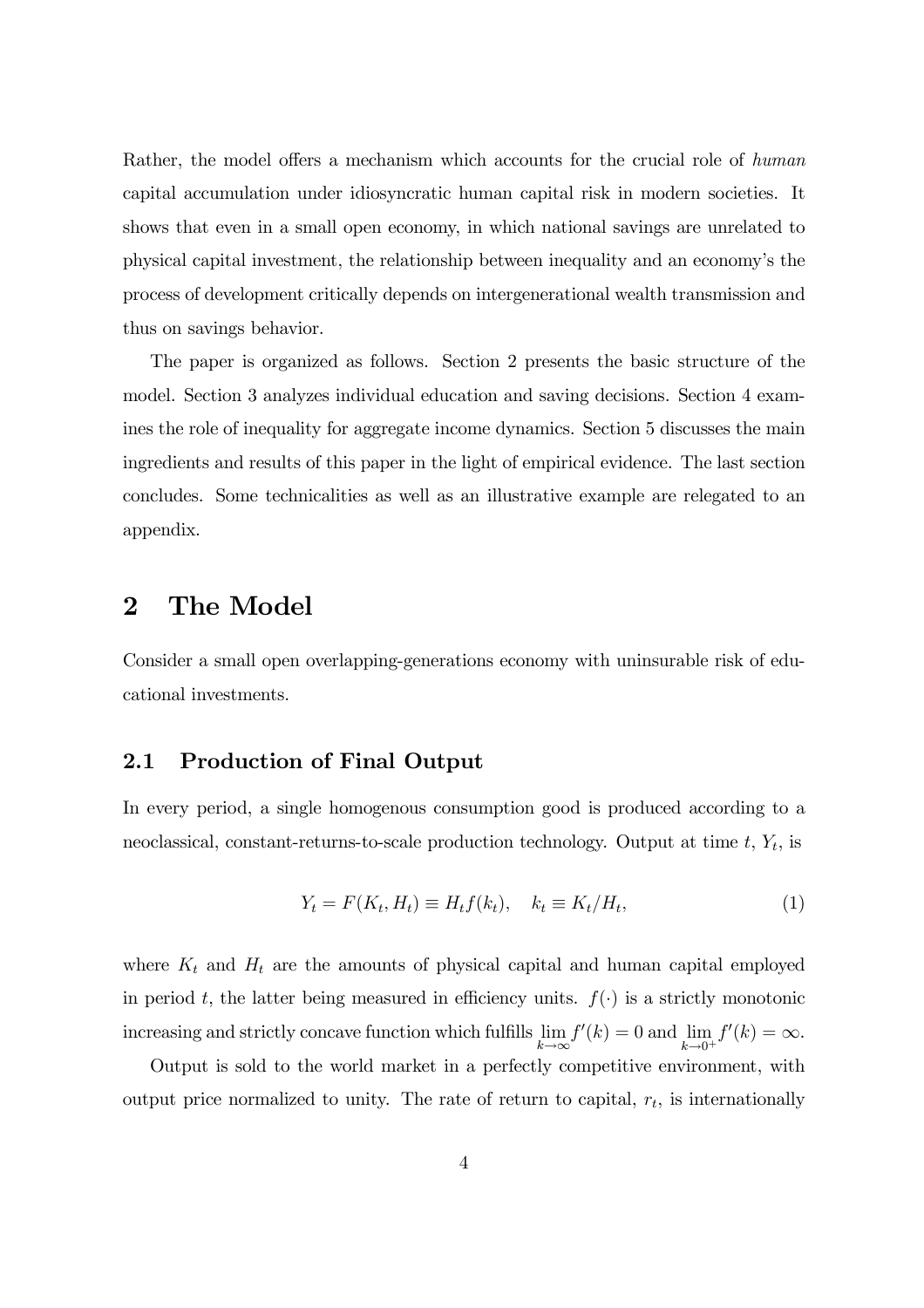Rather, the model offers a mechanism which accounts for the crucial role of *human* capital accumulation under idiosyncratic human capital risk in modern societies. It shows that even in a small open economy, in which national savings are unrelated to physical capital investment, the relationship between inequality and an economy's the process of development critically depends on intergenerational wealth transmission and thus on savings behavior.

The paper is organized as follows. Section 2 presents the basic structure of the model. Section 3 analyzes individual education and saving decisions. Section 4 examines the role of inequality for aggregate income dynamics. Section 5 discusses the main ingredients and results of this paper in the light of empirical evidence. The last section concludes. Some technicalities as well as an illustrative example are relegated to an appendix.

# 2 The Model

Consider a small open overlapping-generations economy with uninsurable risk of educational investments.

## 2.1 Production of Final Output

In every period, a single homogenous consumption good is produced according to a neoclassical, constant-returns-to-scale production technology. Output at time $t$, $Y_t$, is

$$Y_t = F(K_t, H_t) \equiv H_t f(k_t), \quad k_t \equiv K_t/H_t, \tag{1}$$

where $K_t$ and $H_t$ are the amounts of physical capital and human capital employed in period $t$, the latter being measured in efficiency units. $f(\cdot)$ is a strictly monotonic increasing and strictly concave function which fulfills $\lim_{k \to \infty} f'(k) = 0$ and $\lim_{k \to 0^+} f'(k) = \infty$.

Output is sold to the world market in a perfectly competitive environment, with output price normalized to unity. The rate of return to capital, $r_t$, is internationally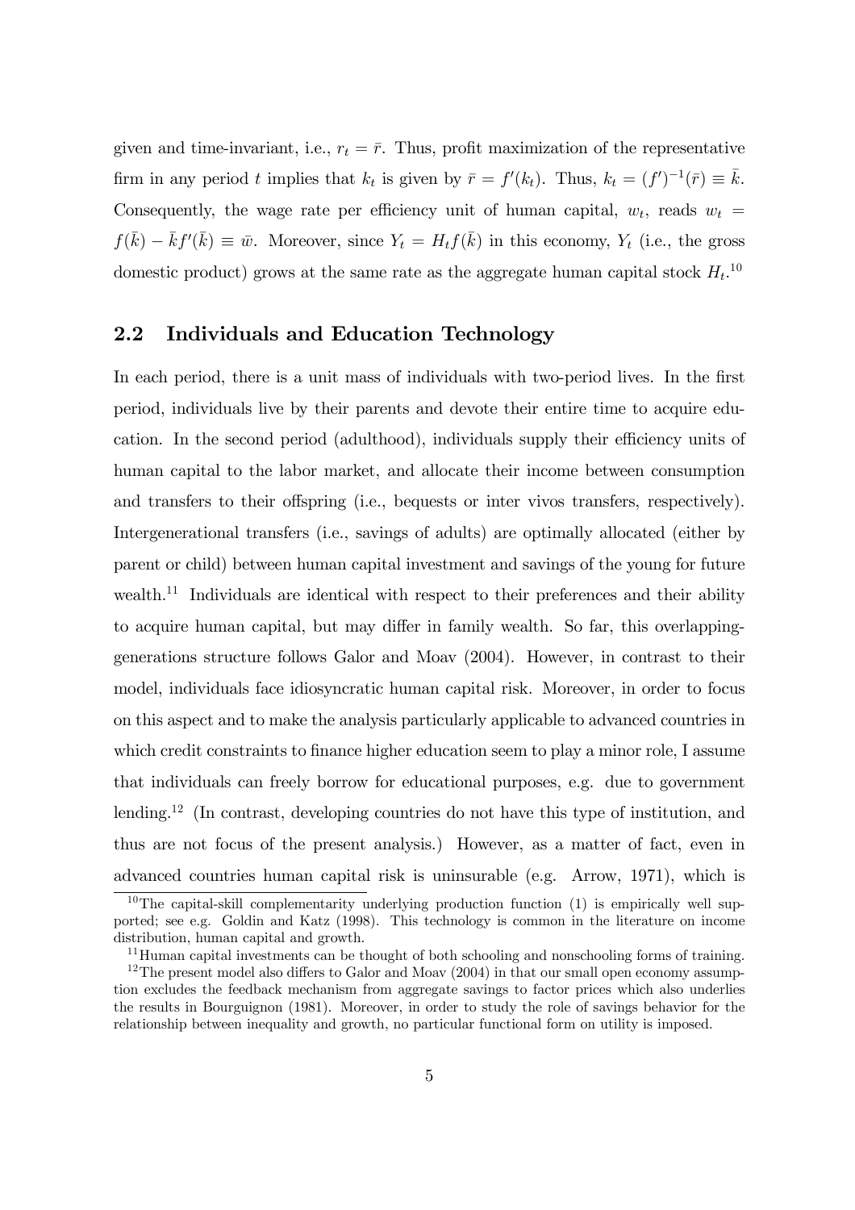given and time-invariant, i.e., $r_t = \bar{r}$. Thus, profit maximization of the representative firm in any period $t$ implies that $k_t$ is given by $\bar{r} = f'(k_t)$. Thus, $k_t = (f')^{-1}(\bar{r}) \equiv \bar{k}$. Consequently, the wage rate per efficiency unit of human capital, $w_t$, reads $w_t = f(\bar{k}) - \bar{k}f'(\bar{k}) \equiv \bar{w}$. Moreover, since $Y_t = H_t f(\bar{k})$ in this economy, $Y_t$ (i.e., the gross domestic product) grows at the same rate as the aggregate human capital stock $H_t$.[10]

## 2.2 Individuals and Education Technology

In each period, there is a unit mass of individuals with two-period lives. In the first period, individuals live by their parents and devote their entire time to acquire education. In the second period (adulthood), individuals supply their efficiency units of human capital to the labor market, and allocate their income between consumption and transfers to their offspring (i.e., bequests or inter vivos transfers, respectively). Intergenerational transfers (i.e., savings of adults) are optimally allocated (either by parent or child) between human capital investment and savings of the young for future wealth.[11] Individuals are identical with respect to their preferences and their ability to acquire human capital, but may differ in family wealth. So far, this overlapping-generations structure follows Galor and Moav (2004). However, in contrast to their model, individuals face idiosyncratic human capital risk. Moreover, in order to focus on this aspect and to make the analysis particularly applicable to advanced countries in which credit constraints to finance higher education seem to play a minor role, I assume that individuals can freely borrow for educational purposes, e.g. due to government lending.[12] (In contrast, developing countries do not have this type of institution, and thus are not focus of the present analysis.) However, as a matter of fact, even in advanced countries human capital risk is uninsurable (e.g. Arrow, 1971), which is

[10] The capital-skill complementarity underlying production function (1) is empirically well supported; see e.g. Goldin and Katz (1998). This technology is common in the literature on income distribution, human capital and growth.

[11] Human capital investments can be thought of both schooling and nonschooling forms of training.

[12] The present model also differs to Galor and Moav (2004) in that our small open economy assumption excludes the feedback mechanism from aggregate savings to factor prices which also underlies the results in Bourguignon (1981). Moreover, in order to study the role of savings behavior for the relationship between inequality and growth, no particular functional form on utility is imposed.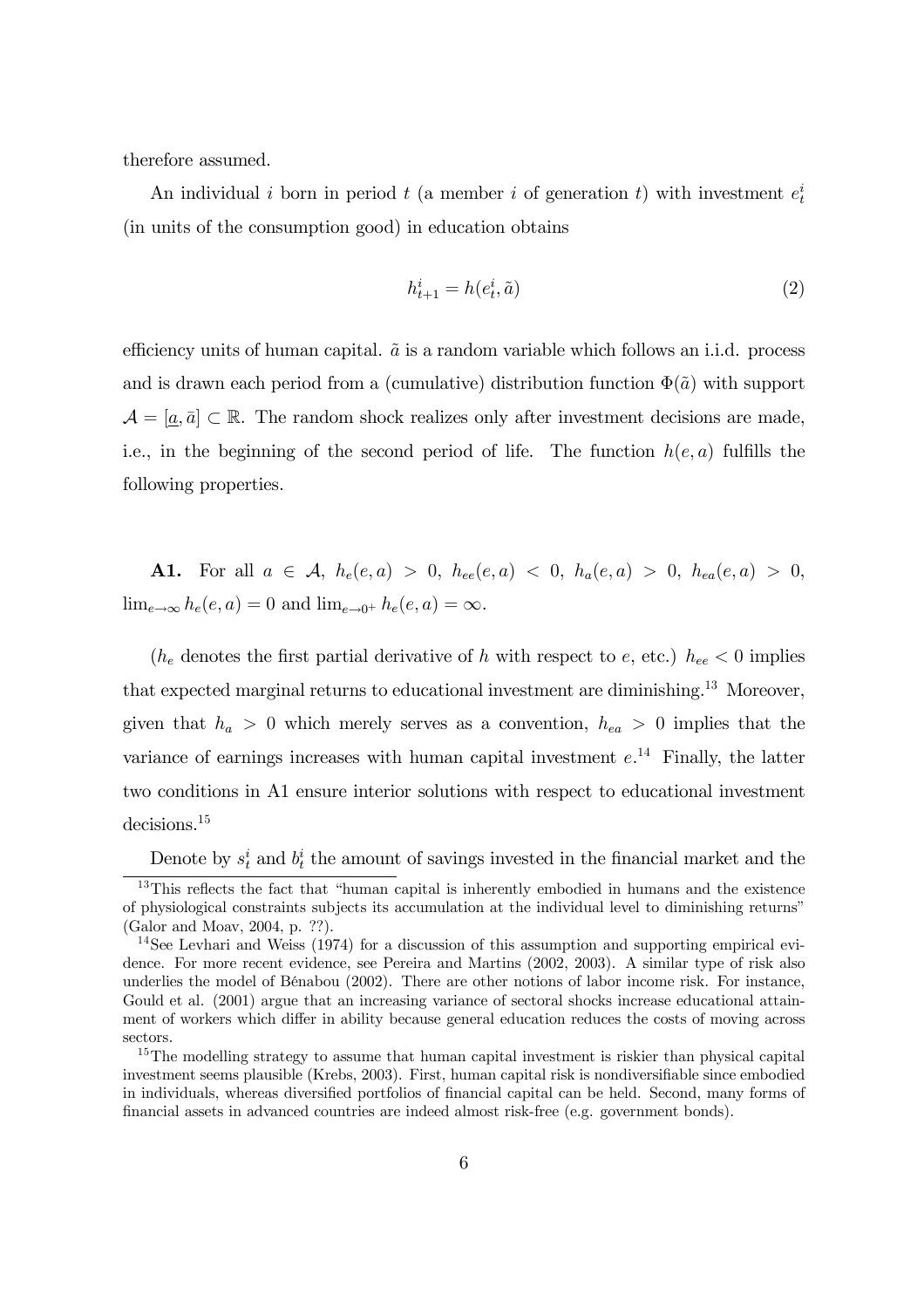therefore assumed.

An individual $i$ born in period $t$ (a member $i$ of generation $t$) with investment $e_t^i$ (in units of the consumption good) in education obtains

$$h_{t+1}^i = h(e_t^i, \tilde{a}) \tag{2}$$

efficiency units of human capital. $\tilde{a}$ is a random variable which follows an i.i.d. process and is drawn each period from a (cumulative) distribution function $\Phi(\tilde{a})$ with support $\mathcal{A} = [\underline{a}, \bar{a}] \subset \mathbb{R}$. The random shock realizes only after investment decisions are made, i.e., in the beginning of the second period of life. The function $h(e, a)$ fulfills the following properties.

**A1.** For all $a \in \mathcal{A}$, $h_e(e, a) > 0$, $h_{ee}(e, a) < 0$, $h_a(e, a) > 0$, $h_{ea}(e, a) > 0$, $\lim_{e \to \infty} h_e(e, a) = 0$ and $\lim_{e \to 0^+} h_e(e, a) = \infty$.

($h_e$ denotes the first partial derivative of $h$ with respect to $e$, etc.) $h_{ee} < 0$ implies that expected marginal returns to educational investment are diminishing.[13] Moreover, given that $h_a > 0$ which merely serves as a convention, $h_{ea} > 0$ implies that the variance of earnings increases with human capital investment $e$.[14] Finally, the latter two conditions in A1 ensure interior solutions with respect to educational investment decisions.[15]

Denote by $s_t^i$ and $b_t^i$ the amount of savings invested in the financial market and the

---

[13] This reflects the fact that "human capital is inherently embodied in humans and the existence of physiological constraints subjects its accumulation at the individual level to diminishing returns" (Galor and Moav, 2004, p. ??).

[14] See Levhari and Weiss (1974) for a discussion of this assumption and supporting empirical evidence. For more recent evidence, see Pereira and Martins (2002, 2003). A similar type of risk also underlies the model of Bénabou (2002). There are other notions of labor income risk. For instance, Gould et al. (2001) argue that an increasing variance of sectoral shocks increase educational attainment of workers which differ in ability because general education reduces the costs of moving across sectors.

[15] The modelling strategy to assume that human capital investment is riskier than physical capital investment seems plausible (Krebs, 2003). First, human capital risk is nondiversifiable since embodied in individuals, whereas diversified portfolios of financial capital can be held. Second, many forms of financial assets in advanced countries are indeed almost risk-free (e.g. government bonds).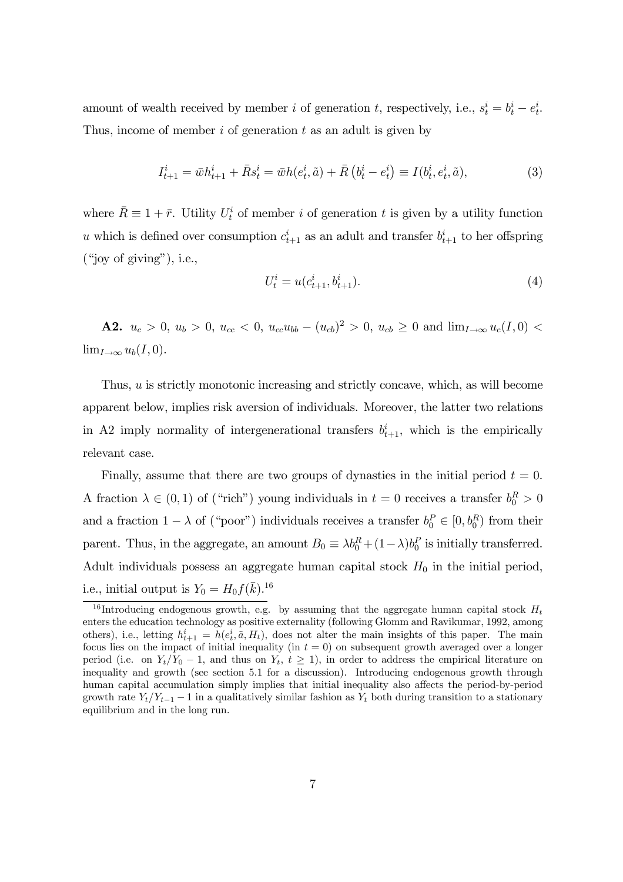amount of wealth received by member $i$ of generation $t$, respectively, i.e., $s_t^i = b_t^i - e_t^i$. Thus, income of member $i$ of generation $t$ as an adult is given by

$$I_{t+1}^i = \bar{w}h_{t+1}^i + \bar{R}s_t^i = \bar{w}h(e_t^i, \tilde{a}) + \bar{R}\left(b_t^i - e_t^i\right) \equiv I(b_t^i, e_t^i, \tilde{a}), \tag{3}$$

where $\bar{R} \equiv 1 + \bar{r}$. Utility $U_t^i$ of member $i$ of generation $t$ is given by a utility function $u$ which is defined over consumption $c_{t+1}^i$ as an adult and transfer $b_{t+1}^i$ to her offspring ("joy of giving"), i.e.,

$$U_t^i = u(c_{t+1}^i, b_{t+1}^i). \tag{4}$$

**A2.** $u_c > 0$, $u_b > 0$, $u_{cc} < 0$, $u_{cc}u_{bb} - (u_{cb})^2 > 0$, $u_{cb} \geq 0$ and $\lim_{I \to \infty} u_c(I, 0) < \lim_{I \to \infty} u_b(I, 0)$.

Thus, $u$ is strictly monotonic increasing and strictly concave, which, as will become apparent below, implies risk aversion of individuals. Moreover, the latter two relations in A2 imply normality of intergenerational transfers $b_{t+1}^i$, which is the empirically relevant case.

Finally, assume that there are two groups of dynasties in the initial period $t = 0$. A fraction $\lambda \in (0, 1)$ of ("rich") young individuals in $t = 0$ receives a transfer $b_0^R > 0$ and a fraction $1 - \lambda$ of ("poor") individuals receives a transfer $b_0^P \in [0, b_0^R)$ from their parent. Thus, in the aggregate, an amount $B_0 \equiv \lambda b_0^R + (1 - \lambda) b_0^P$ is initially transferred. Adult individuals possess an aggregate human capital stock $H_0$ in the initial period, i.e., initial output is $Y_0 = H_0 f(\bar{k})$.[16]

[16] Introducing endogenous growth, e.g. by assuming that the aggregate human capital stock $H_t$ enters the education technology as positive externality (following Glomm and Ravikumar, 1992, among others), i.e., letting $h_{t+1}^i = h(e_t^i, \tilde{a}, H_t)$, does not alter the main insights of this paper. The main focus lies on the impact of initial inequality (in $t = 0$) on subsequent growth averaged over a longer period (i.e. on $Y_t/Y_0 - 1$, and thus on $Y_t$, $t \geq 1$), in order to address the empirical literature on inequality and growth (see section 5.1 for a discussion). Introducing endogenous growth through human capital accumulation simply implies that initial inequality also affects the period-by-period growth rate $Y_t/Y_{t-1} - 1$ in a qualitatively similar fashion as $Y_t$ both during transition to a stationary equilibrium and in the long run.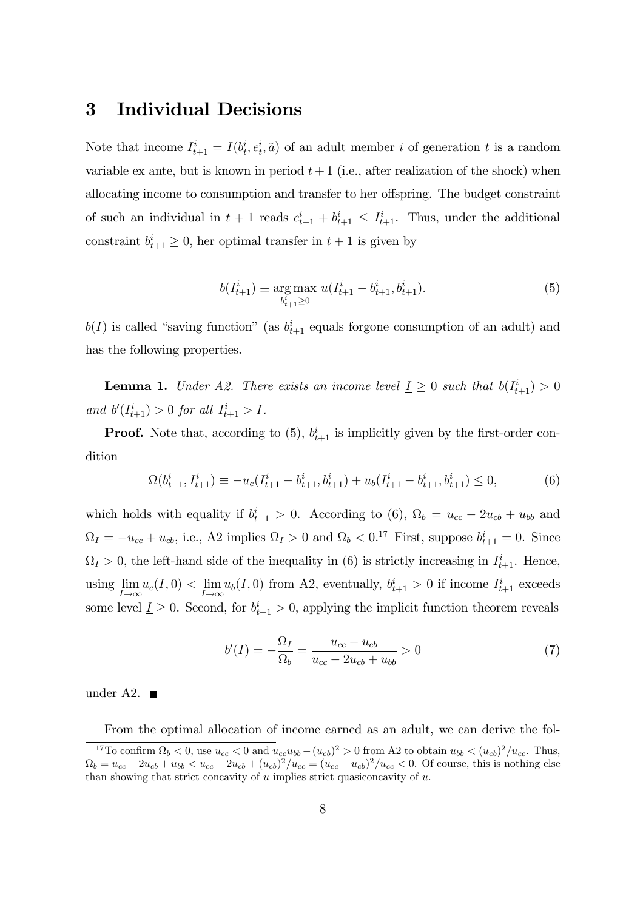# 3 Individual Decisions

Note that income $I_{t+1}^i = I(b_t^i, e_t^i, \tilde{a})$ of an adult member $i$ of generation $t$ is a random variable ex ante, but is known in period $t+1$ (i.e., after realization of the shock) when allocating income to consumption and transfer to her offspring. The budget constraint of such an individual in $t+1$ reads $c_{t+1}^i + b_{t+1}^i \leq I_{t+1}^i$. Thus, under the additional constraint $b_{t+1}^i \geq 0$, her optimal transfer in $t+1$ is given by

$$b(I_{t+1}^i) \equiv \underset{b_{t+1}^i \geq 0}{\arg\max}\ u(I_{t+1}^i - b_{t+1}^i, b_{t+1}^i). \tag{5}$$

$b(I)$ is called "saving function" (as $b_{t+1}^i$ equals forgone consumption of an adult) and has the following properties.

**Lemma 1.** *Under A2. There exists an income level $\underline{I} \geq 0$ such that $b(I_{t+1}^i) > 0$ and $b'(I_{t+1}^i) > 0$ for all $I_{t+1}^i > \underline{I}$.*

**Proof.** Note that, according to (5), $b_{t+1}^i$ is implicitly given by the first-order condition

$$\Omega(b_{t+1}^i, I_{t+1}^i) \equiv -u_c(I_{t+1}^i - b_{t+1}^i, b_{t+1}^i) + u_b(I_{t+1}^i - b_{t+1}^i, b_{t+1}^i) \leq 0, \tag{6}$$

which holds with equality if $b_{t+1}^i > 0$. According to (6), $\Omega_b = u_{cc} - 2u_{cb} + u_{bb}$ and $\Omega_I = -u_{cc} + u_{cb}$, i.e., A2 implies $\Omega_I > 0$ and $\Omega_b < 0$.[17] First, suppose $b_{t+1}^i = 0$. Since $\Omega_I > 0$, the left-hand side of the inequality in (6) is strictly increasing in $I_{t+1}^i$. Hence, using $\lim_{I \to \infty} u_c(I, 0) < \lim_{I \to \infty} u_b(I, 0)$ from A2, eventually, $b_{t+1}^i > 0$ if income $I_{t+1}^i$ exceeds some level $\underline{I} \geq 0$. Second, for $b_{t+1}^i > 0$, applying the implicit function theorem reveals

$$b'(I) = -\frac{\Omega_I}{\Omega_b} = \frac{u_{cc} - u_{cb}}{u_{cc} - 2u_{cb} + u_{bb}} > 0 \tag{7}$$

under A2. ■

From the optimal allocation of income earned as an adult, we can derive the fol-

[17] To confirm $\Omega_b < 0$, use $u_{cc} < 0$ and $u_{cc}u_{bb} - (u_{cb})^2 > 0$ from A2 to obtain $u_{bb} < (u_{cb})^2/u_{cc}$. Thus, $\Omega_b = u_{cc} - 2u_{cb} + u_{bb} < u_{cc} - 2u_{cb} + (u_{cb})^2/u_{cc} = (u_{cc} - u_{cb})^2/u_{cc} < 0$. Of course, this is nothing else than showing that strict concavity of $u$ implies strict quasiconcavity of $u$.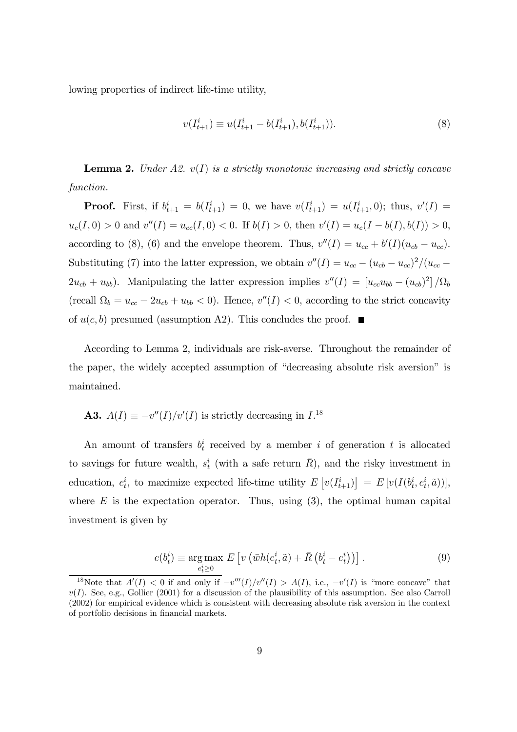lowing properties of indirect life-time utility,

$$v(I_{t+1}^i) \equiv u(I_{t+1}^i - b(I_{t+1}^i), b(I_{t+1}^i)). \tag{8}$$

**Lemma 2.** *Under A2. $v(I)$ is a strictly monotonic increasing and strictly concave function.*

**Proof.** First, if $b_{t+1}^i = b(I_{t+1}^i) = 0$, we have $v(I_{t+1}^i) = u(I_{t+1}^i, 0)$; thus, $v'(I) = u_c(I, 0) > 0$ and $v''(I) = u_{cc}(I, 0) < 0$. If $b(I) > 0$, then $v'(I) = u_c(I - b(I), b(I)) > 0$, according to (8), (6) and the envelope theorem. Thus, $v''(I) = u_{cc} + b'(I)(u_{cb} - u_{cc})$. Substituting (7) into the latter expression, we obtain $v''(I) = u_{cc} - (u_{cb} - u_{cc})^2/(u_{cc} - 2u_{cb} + u_{bb})$. Manipulating the latter expression implies $v''(I) = \left[u_{cc}u_{bb} - (u_{cb})^2\right]/\Omega_b$ (recall $\Omega_b = u_{cc} - 2u_{cb} + u_{bb} < 0$). Hence, $v''(I) < 0$, according to the strict concavity of $u(c, b)$ presumed (assumption A2). This concludes the proof. ■

According to Lemma 2, individuals are risk-averse. Throughout the remainder of the paper, the widely accepted assumption of "decreasing absolute risk aversion" is maintained.

**A3.** $A(I) \equiv -v''(I)/v'(I)$ is strictly decreasing in $I$.[18]

An amount of transfers $b_t^i$ received by a member $i$ of generation $t$ is allocated to savings for future wealth, $s_t^i$ (with a safe return $\bar{R}$), and the risky investment in education, $e_t^i$, to maximize expected life-time utility $E\left[v(I_{t+1}^i)\right] = E\left[v(I(b_t^i, e_t^i, \tilde{a}))\right]$, where $E$ is the expectation operator. Thus, using (3), the optimal human capital investment is given by

$$e(b_t^i) \equiv \underset{e_t^i \geq 0}{\arg\max}\ E\left[v\left(\bar{w}h(e_t^i, \tilde{a}) + \bar{R}\left(b_t^i - e_t^i\right)\right)\right]. \tag{9}$$

[18] Note that $A'(I) < 0$ if and only if $-v'''(I)/v''(I) > A(I)$, i.e., $-v'(I)$ is "more concave" that $v(I)$. See, e.g., Gollier (2001) for a discussion of the plausibility of this assumption. See also Carroll (2002) for empirical evidence which is consistent with decreasing absolute risk aversion in the context of portfolio decisions in financial markets.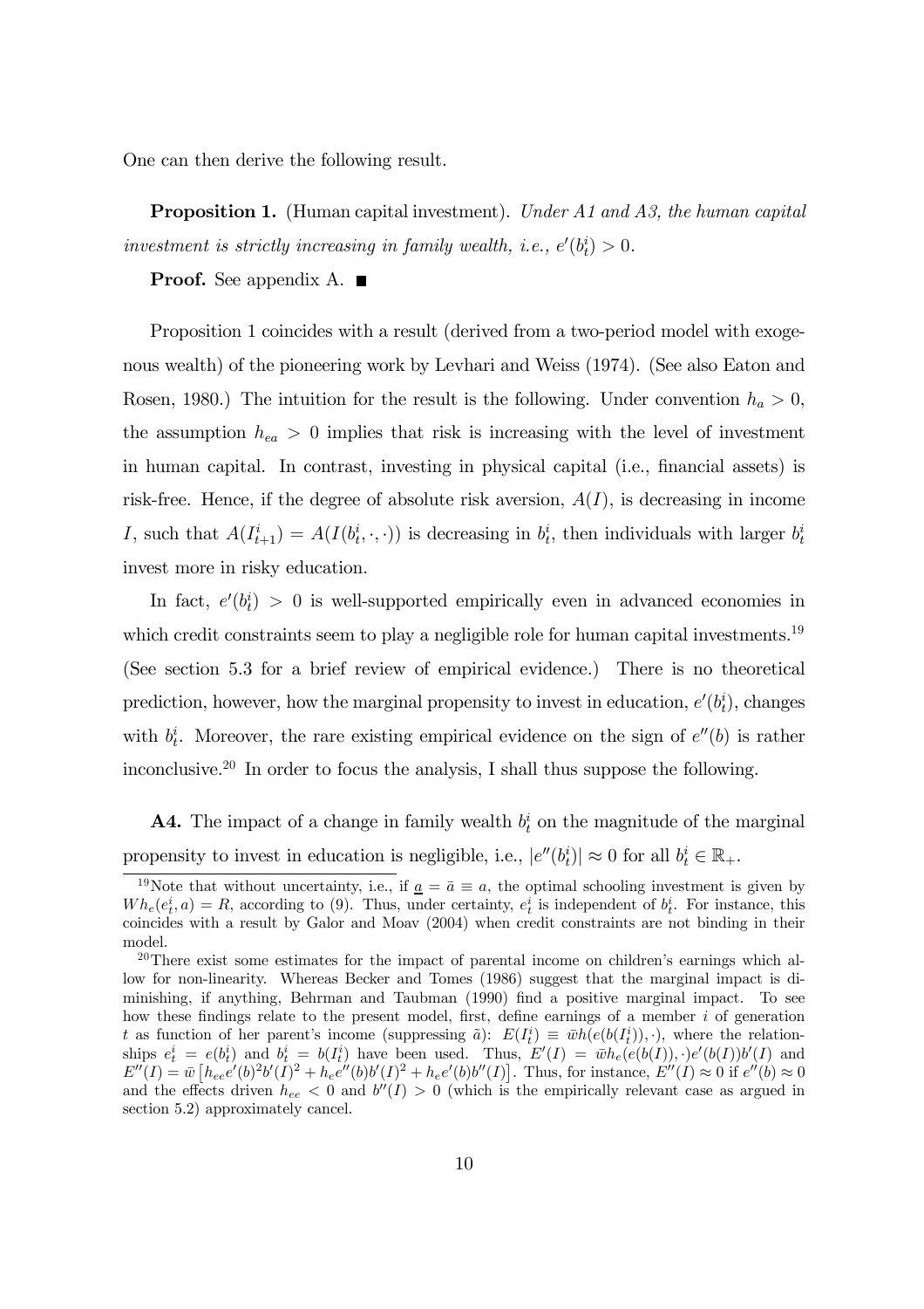One can then derive the following result.

**Proposition 1.** (Human capital investment). *Under A1 and A3, the human capital investment is strictly increasing in family wealth, i.e., $e'(b_t^i) > 0$.*

**Proof.** See appendix A. ■

Proposition 1 coincides with a result (derived from a two-period model with exogenous wealth) of the pioneering work by Levhari and Weiss (1974). (See also Eaton and Rosen, 1980.) The intuition for the result is the following. Under convention $h_a > 0$, the assumption $h_{ea} > 0$ implies that risk is increasing with the level of investment in human capital. In contrast, investing in physical capital (i.e., financial assets) is risk-free. Hence, if the degree of absolute risk aversion, $A(I)$, is decreasing in income $I$, such that $A(I_{t+1}^i) = A(I(b_t^i, \cdot, \cdot))$ is decreasing in $b_t^i$, then individuals with larger $b_t^i$ invest more in risky education.

In fact, $e'(b_t^i) > 0$ is well-supported empirically even in advanced economies in which credit constraints seem to play a negligible role for human capital investments.[19] (See section 5.3 for a brief review of empirical evidence.) There is no theoretical prediction, however, how the marginal propensity to invest in education, $e'(b_t^i)$, changes with $b_t^i$. Moreover, the rare existing empirical evidence on the sign of $e''(b)$ is rather inconclusive.[20] In order to focus the analysis, I shall thus suppose the following.

**A4.** The impact of a change in family wealth $b_t^i$ on the magnitude of the marginal propensity to invest in education is negligible, i.e., $|e''(b_t^i)| \approx 0$ for all $b_t^i \in \mathbb{R}_+$.

---

[19] Note that without uncertainty, i.e., if $\underline{a} = \bar{a} \equiv a$, the optimal schooling investment is given by $Wh_e(e_t^i, a) = R$, according to (9). Thus, under certainty, $e_t^i$ is independent of $b_t^i$. For instance, this coincides with a result by Galor and Moav (2004) when credit constraints are not binding in their model.

[20] There exist some estimates for the impact of parental income on children's earnings which allow for non-linearity. Whereas Becker and Tomes (1986) suggest that the marginal impact is diminishing, if anything, Behrman and Taubman (1990) find a positive marginal impact. To see how these findings relate to the present model, first, define earnings of a member $i$ of generation $t$ as function of her parent's income (suppressing $\tilde{a}$): $E(I_t^i) \equiv \bar{w}h(e(b(I_t^i)), \cdot)$, where the relationships $e_t^i = e(b_t^i)$ and $b_t^i = b(I_t^i)$ have been used. Thus, $E'(I) = \bar{w}h_e(e(b(I)), \cdot)e'(b(I))b'(I)$ and $E''(I) = \bar{w}\left[h_{ee}e'(b)^2 b'(I)^2 + h_e e''(b)b'(I)^2 + h_e e'(b)b''(I)\right]$. Thus, for instance, $E''(I) \approx 0$ if $e''(b) \approx 0$ and the effects driven $h_{ee} < 0$ and $b''(I) > 0$ (which is the empirically relevant case as argued in section 5.2) approximately cancel.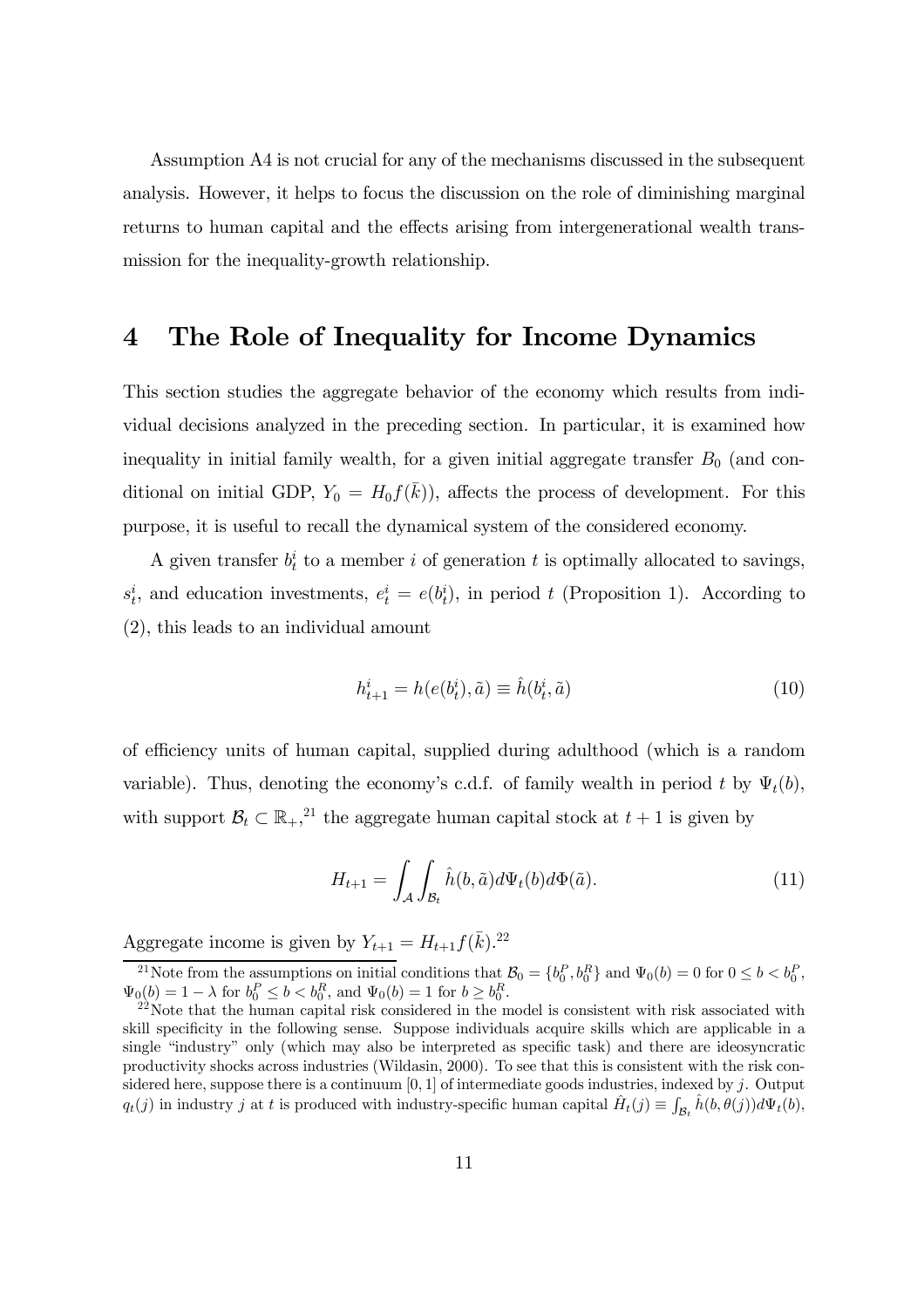Assumption A4 is not crucial for any of the mechanisms discussed in the subsequent analysis. However, it helps to focus the discussion on the role of diminishing marginal returns to human capital and the effects arising from intergenerational wealth transmission for the inequality-growth relationship.

# 4 The Role of Inequality for Income Dynamics

This section studies the aggregate behavior of the economy which results from individual decisions analyzed in the preceding section. In particular, it is examined how inequality in initial family wealth, for a given initial aggregate transfer $B_0$ (and conditional on initial GDP, $Y_0 = H_0 f(\bar{k})$), affects the process of development. For this purpose, it is useful to recall the dynamical system of the considered economy.

A given transfer $b_t^i$ to a member $i$ of generation $t$ is optimally allocated to savings, $s_t^i$, and education investments, $e_t^i = e(b_t^i)$, in period $t$ (Proposition 1). According to (2), this leads to an individual amount

$$h_{t+1}^i = h(e(b_t^i), \tilde{a}) \equiv \hat{h}(b_t^i, \tilde{a}) \tag{10}$$

of efficiency units of human capital, supplied during adulthood (which is a random variable). Thus, denoting the economy's c.d.f. of family wealth in period $t$ by $\Psi_t(b)$, with support $\mathcal{B}_t \subset \mathbb{R}_+$,[21] the aggregate human capital stock at $t+1$ is given by

$$H_{t+1} = \int_{\mathcal{A}} \int_{\mathcal{B}_t} \hat{h}(b, \tilde{a}) d\Psi_t(b) d\Phi(\tilde{a}). \tag{11}$$

Aggregate income is given by $Y_{t+1} = H_{t+1} f(\bar{k})$.[22]

[21] Note from the assumptions on initial conditions that $\mathcal{B}_0 = \{b_0^P, b_0^R\}$ and $\Psi_0(b) = 0$ for $0 \leq b < b_0^P$, $\Psi_0(b) = 1 - \lambda$ for $b_0^P \leq b < b_0^R$, and $\Psi_0(b) = 1$ for $b \geq b_0^R$.

[22] Note that the human capital risk considered in the model is consistent with risk associated with skill specificity in the following sense. Suppose individuals acquire skills which are applicable in a single "industry" only (which may also be interpreted as specific task) and there are ideosyncratic productivity shocks across industries (Wildasin, 2000). To see that this is consistent with the risk considered here, suppose there is a continuum $[0, 1]$ of intermediate goods industries, indexed by $j$. Output $q_t(j)$ in industry $j$ at $t$ is produced with industry-specific human capital $\hat{H}_t(j) \equiv \int_{\mathcal{B}_t} \hat{h}(b, \theta(j)) d\Psi_t(b)$,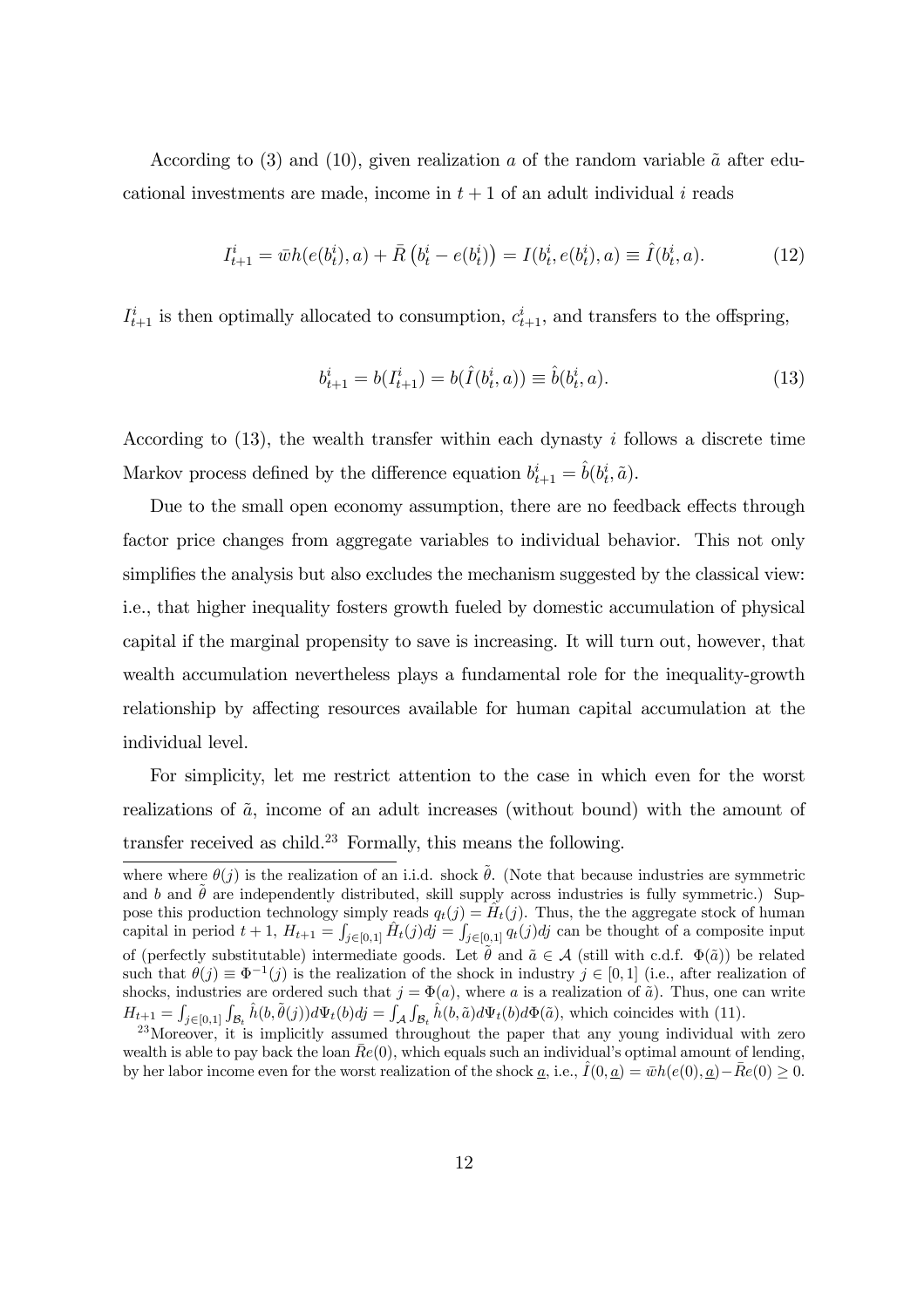According to (3) and (10), given realization $a$ of the random variable $\tilde{a}$ after educational investments are made, income in $t+1$ of an adult individual $i$ reads

$$I_{t+1}^{i} = \bar{w}h(e(b_t^i), a) + \bar{R}\left(b_t^i - e(b_t^i)\right) = I(b_t^i, e(b_t^i), a) \equiv \hat{I}(b_t^i, a). \tag{12}$$

$I_{t+1}^{i}$ is then optimally allocated to consumption, $c_{t+1}^{i}$, and transfers to the offspring,

$$b_{t+1}^{i} = b(I_{t+1}^{i}) = b(\hat{I}(b_t^i, a)) \equiv \hat{b}(b_t^i, a). \tag{13}$$

According to (13), the wealth transfer within each dynasty $i$ follows a discrete time Markov process defined by the difference equation $b_{t+1}^{i} = \hat{b}(b_t^i, \tilde{a})$.

Due to the small open economy assumption, there are no feedback effects through factor price changes from aggregate variables to individual behavior. This not only simplifies the analysis but also excludes the mechanism suggested by the classical view: i.e., that higher inequality fosters growth fueled by domestic accumulation of physical capital if the marginal propensity to save is increasing. It will turn out, however, that wealth accumulation nevertheless plays a fundamental role for the inequality-growth relationship by affecting resources available for human capital accumulation at the individual level.

For simplicity, let me restrict attention to the case in which even for the worst realizations of $\tilde{a}$, income of an adult increases (without bound) with the amount of transfer received as child.[23] Formally, this means the following.

---

where where $\theta(j)$ is the realization of an i.i.d. shock $\tilde{\theta}$. (Note that because industries are symmetric and $b$ and $\tilde{\theta}$ are independently distributed, skill supply across industries is fully symmetric.) Suppose this production technology simply reads $q_t(j) = \hat{H}_t(j)$. Thus, the the aggregate stock of human capital in period $t+1$, $H_{t+1} = \int_{j\in[0,1]} \hat{H}_t(j)dj = \int_{j\in[0,1]} q_t(j)dj$ can be thought of a composite input of (perfectly substitutable) intermediate goods. Let $\tilde{\theta}$ and $\tilde{a} \in \mathcal{A}$ (still with c.d.f. $\Phi(\tilde{a})$) be related such that $\theta(j) \equiv \Phi^{-1}(j)$ is the realization of the shock in industry $j \in [0,1]$ (i.e., after realization of shocks, industries are ordered such that $j = \Phi(a)$, where $a$ is a realization of $\tilde{a}$). Thus, one can write $H_{t+1} = \int_{j\in[0,1]} \int_{\mathcal{B}_t} \hat{h}(b, \tilde{\theta}(j)) d\Psi_t(b) dj = \int_{\mathcal{A}} \int_{\mathcal{B}_t} \hat{h}(b, \tilde{a}) d\Psi_t(b) d\Phi(\tilde{a})$, which coincides with (11).

[23] Moreover, it is implicitly assumed throughout the paper that any young individual with zero wealth is able to pay back the loan $\bar{R}e(0)$, which equals such an individual's optimal amount of lending, by her labor income even for the worst realization of the shock $\underline{a}$, i.e., $\hat{I}(0, \underline{a}) = \bar{w}h(e(0), \underline{a}) - \bar{R}e(0) \geq 0$.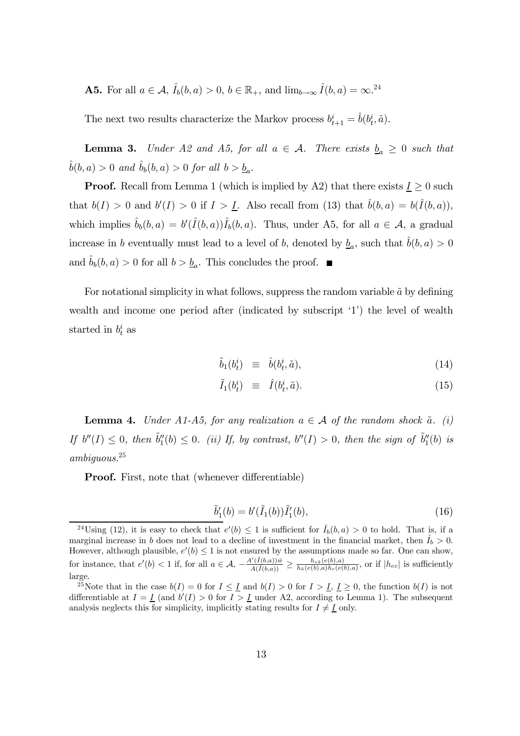**A5.** For all $a \in \mathcal{A}$, $\hat{I}_b(b,a) > 0$, $b \in \mathbb{R}_+$, and $\lim_{b\to\infty} \hat{I}(b,a) = \infty$.[24]

The next two results characterize the Markov process $b_{t+1}^i = \hat{b}(b_t^i, \tilde{a})$.

**Lemma 3.** *Under A2 and A5, for all $a \in \mathcal{A}$. There exists $\underline{b}_a \geq 0$ such that $\hat{b}(b,a) > 0$ and $\hat{b}_b(b,a) > 0$ for all $b > \underline{b}_a$.*

**Proof.** Recall from Lemma 1 (which is implied by A2) that there exists $\underline{I} \geq 0$ such that $b(I) > 0$ and $b'(I) > 0$ if $I > \underline{I}$. Also recall from (13) that $\hat{b}(b,a) = b(\hat{I}(b,a))$, which implies $\hat{b}_b(b,a) = b'(\hat{I}(b,a))\hat{I}_b(b,a)$. Thus, under A5, for all $a \in \mathcal{A}$, a gradual increase in $b$ eventually must lead to a level of $b$, denoted by $\underline{b}_a$, such that $\hat{b}(b,a) > 0$ and $\hat{b}_b(b,a) > 0$ for all $b > \underline{b}_a$. This concludes the proof. ■

For notational simplicity in what follows, suppress the random variable $\tilde{a}$ by defining wealth and income one period after (indicated by subscript '1') the level of wealth started in $b_t^i$ as

$$\tilde{b}_1(b_t^i) \equiv \hat{b}(b_t^i, \tilde{a}), \tag{14}$$

$$\tilde{I}_1(b_t^i) \equiv \hat{I}(b_t^i, \tilde{a}). \tag{15}$$

**Lemma 4.** *Under A1-A5, for any realization $a \in \mathcal{A}$ of the random shock $\tilde{a}$. (i) If $b''(I) \leq 0$, then $\tilde{b}_1''(b) \leq 0$. (ii) If, by contrast, $b''(I) > 0$, then the sign of $\tilde{b}_1''(b)$ is ambiguous.*[25]

**Proof.** First, note that (whenever differentiable)

$$\tilde{b}_1'(b) = b'(\tilde{I}_1(b))\tilde{I}_1'(b), \tag{16}$$

[24] Using (12), it is easy to check that $e'(b) \leq 1$ is sufficient for $\hat{I}_b(b,a) > 0$ to hold. That is, if a marginal increase in $b$ does not lead to a decline of investment in the financial market, then $\hat{I}_b > 0$. However, although plausible, $e'(b) \leq 1$ is not ensured by the assumptions made so far. One can show, for instance, that $e'(b) < 1$ if, for all $a \in \mathcal{A}$, $-\frac{A'(\hat{I}(b,a))\bar{w}}{A(\hat{I}(b,a))} \geq \frac{h_{e\tilde{a}}(e(b),a)}{h_{\tilde{a}}(e(b),a)h_e(e(b),a)}$, or if $|h_{ee}|$ is sufficiently large.

[25] Note that in the case $b(I) = 0$ for $I \leq \underline{I}$ and $b(I) > 0$ for $I > \underline{I}$, $\underline{I} \geq 0$, the function $b(I)$ is not differentiable at $I = \underline{I}$ (and $b'(I) > 0$ for $I > \underline{I}$ under A2, according to Lemma 1). The subsequent analysis neglects this for simplicity, implicitly stating results for $I \neq \underline{I}$ only.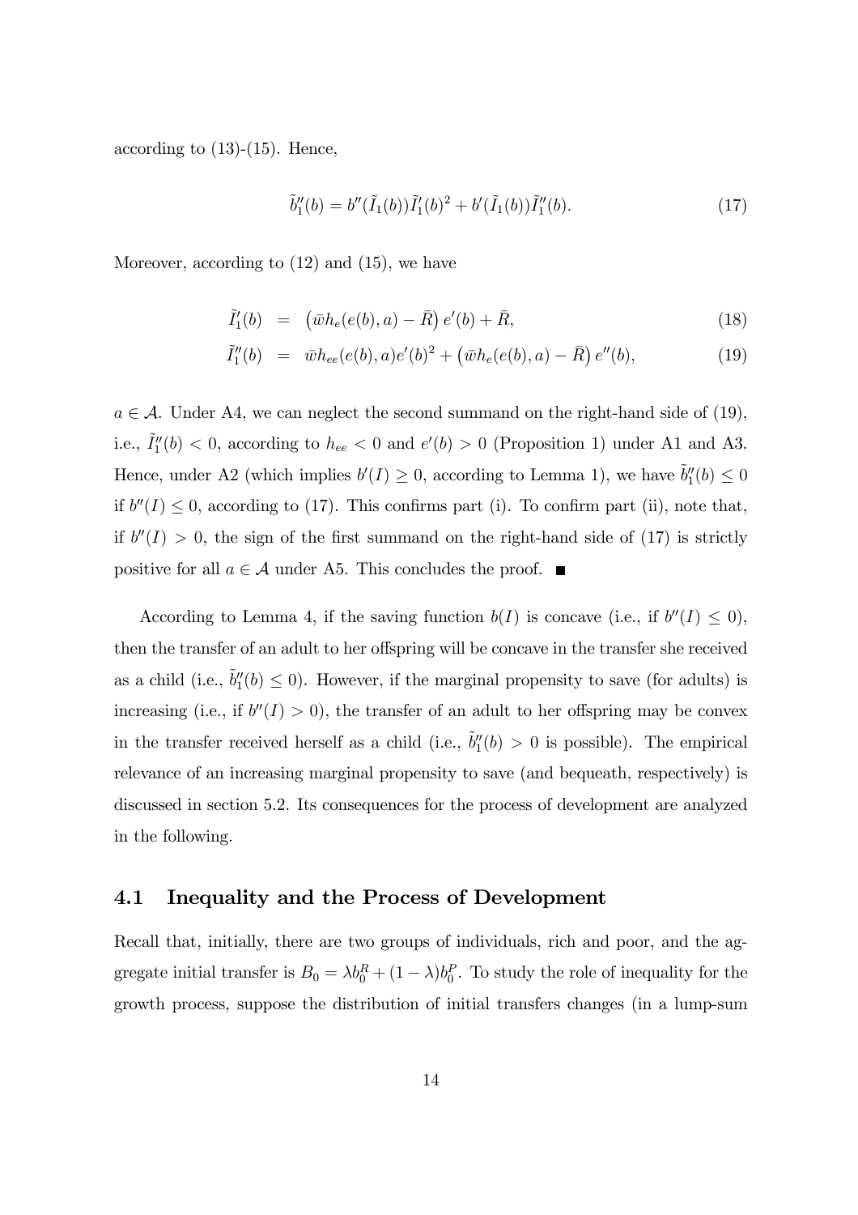according to (13)-(15). Hence,

$$\tilde{b}_1''(b) = b''(\tilde{I}_1(b))\tilde{I}_1'(b)^2 + b'(\tilde{I}_1(b))\tilde{I}_1''(b). \tag{17}$$

Moreover, according to (12) and (15), we have

$$\tilde{I}_1'(b) = \left(\bar{w}h_e(e(b), a) - \bar{R}\right)e'(b) + \bar{R}, \tag{18}$$

$$\tilde{I}_1''(b) = \bar{w}h_{ee}(e(b), a)e'(b)^2 + \left(\bar{w}h_e(e(b), a) - \bar{R}\right)e''(b), \tag{19}$$

$a \in \mathcal{A}$. Under A4, we can neglect the second summand on the right-hand side of (19), i.e., $\tilde{I}_1''(b) < 0$, according to $h_{ee} < 0$ and $e'(b) > 0$ (Proposition 1) under A1 and A3. Hence, under A2 (which implies $b'(I) \geq 0$, according to Lemma 1), we have $\tilde{b}_1''(b) \leq 0$ if $b''(I) \leq 0$, according to (17). This confirms part (i). To confirm part (ii), note that, if $b''(I) > 0$, the sign of the first summand on the right-hand side of (17) is strictly positive for all $a \in \mathcal{A}$ under A5. This concludes the proof. ■

According to Lemma 4, if the saving function $b(I)$ is concave (i.e., if $b''(I) \leq 0$), then the transfer of an adult to her offspring will be concave in the transfer she received as a child (i.e., $\tilde{b}_1''(b) \leq 0$). However, if the marginal propensity to save (for adults) is increasing (i.e., if $b''(I) > 0$), the transfer of an adult to her offspring may be convex in the transfer received herself as a child (i.e., $\tilde{b}_1''(b) > 0$ is possible). The empirical relevance of an increasing marginal propensity to save (and bequeath, respectively) is discussed in section 5.2. Its consequences for the process of development are analyzed in the following.

## 4.1 Inequality and the Process of Development

Recall that, initially, there are two groups of individuals, rich and poor, and the aggregate initial transfer is $B_0 = \lambda b_0^R + (1 - \lambda)b_0^P$. To study the role of inequality for the growth process, suppose the distribution of initial transfers changes (in a lump-sum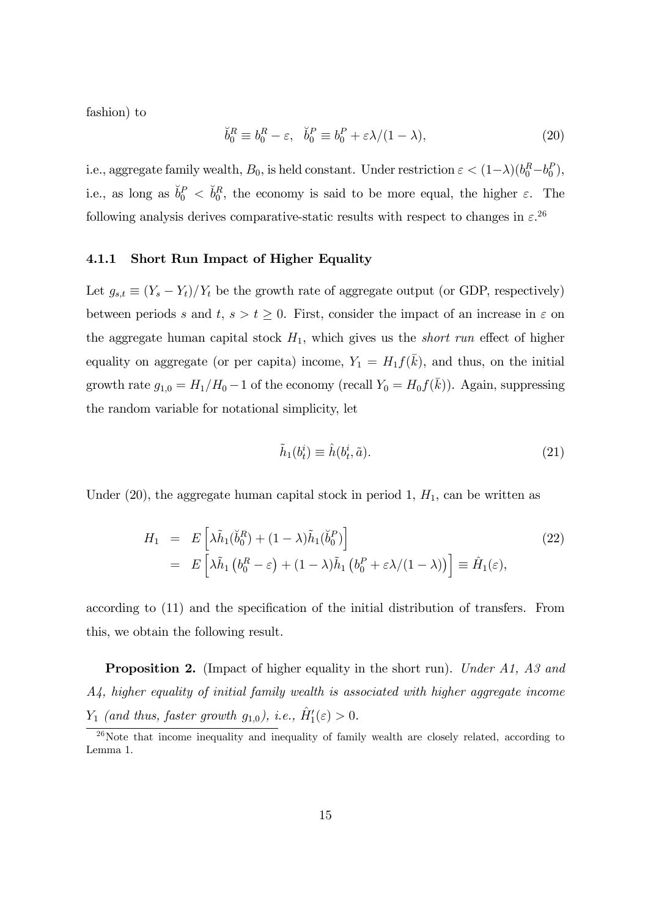fashion) to

$$\breve{b}_0^R \equiv b_0^R - \varepsilon, \quad \breve{b}_0^P \equiv b_0^P + \varepsilon\lambda/(1-\lambda), \tag{20}$$

i.e., aggregate family wealth, $B_0$, is held constant. Under restriction $\varepsilon < (1-\lambda)(b_0^R - b_0^P)$, i.e., as long as $\breve{b}_0^P < \breve{b}_0^R$, the economy is said to be more equal, the higher $\varepsilon$. The following analysis derives comparative-static results with respect to changes in $\varepsilon$.[26]

### 4.1.1 Short Run Impact of Higher Equality

Let $g_{s,t} \equiv (Y_s - Y_t)/Y_t$ be the growth rate of aggregate output (or GDP, respectively) between periods $s$ and $t$, $s > t \geq 0$. First, consider the impact of an increase in $\varepsilon$ on the aggregate human capital stock $H_1$, which gives us the *short run* effect of higher equality on aggregate (or per capita) income, $Y_1 = H_1 f(\bar{k})$, and thus, on the initial growth rate $g_{1,0} = H_1/H_0 - 1$ of the economy (recall $Y_0 = H_0 f(\bar{k})$). Again, suppressing the random variable for notational simplicity, let

$$\tilde{h}_1(b_t^i) \equiv \hat{h}(b_t^i, \tilde{a}). \tag{21}$$

Under (20), the aggregate human capital stock in period 1, $H_1$, can be written as

$$\begin{aligned} H_1 &= E\left[\lambda \tilde{h}_1(\breve{b}_0^R) + (1-\lambda)\tilde{h}_1(\breve{b}_0^P)\right] \\ &= E\left[\lambda \tilde{h}_1\left(b_0^R - \varepsilon\right) + (1-\lambda)\tilde{h}_1\left(b_0^P + \varepsilon\lambda/(1-\lambda)\right)\right] \equiv \hat{H}_1(\varepsilon), \end{aligned} \tag{22}$$

according to (11) and the specification of the initial distribution of transfers. From this, we obtain the following result.

**Proposition 2.** (Impact of higher equality in the short run). *Under A1, A3 and A4, higher equality of initial family wealth is associated with higher aggregate income $Y_1$ (and thus, faster growth $g_{1,0}$), i.e., $\hat{H}_1'(\varepsilon) > 0$.*

[26] Note that income inequality and inequality of family wealth are closely related, according to Lemma 1.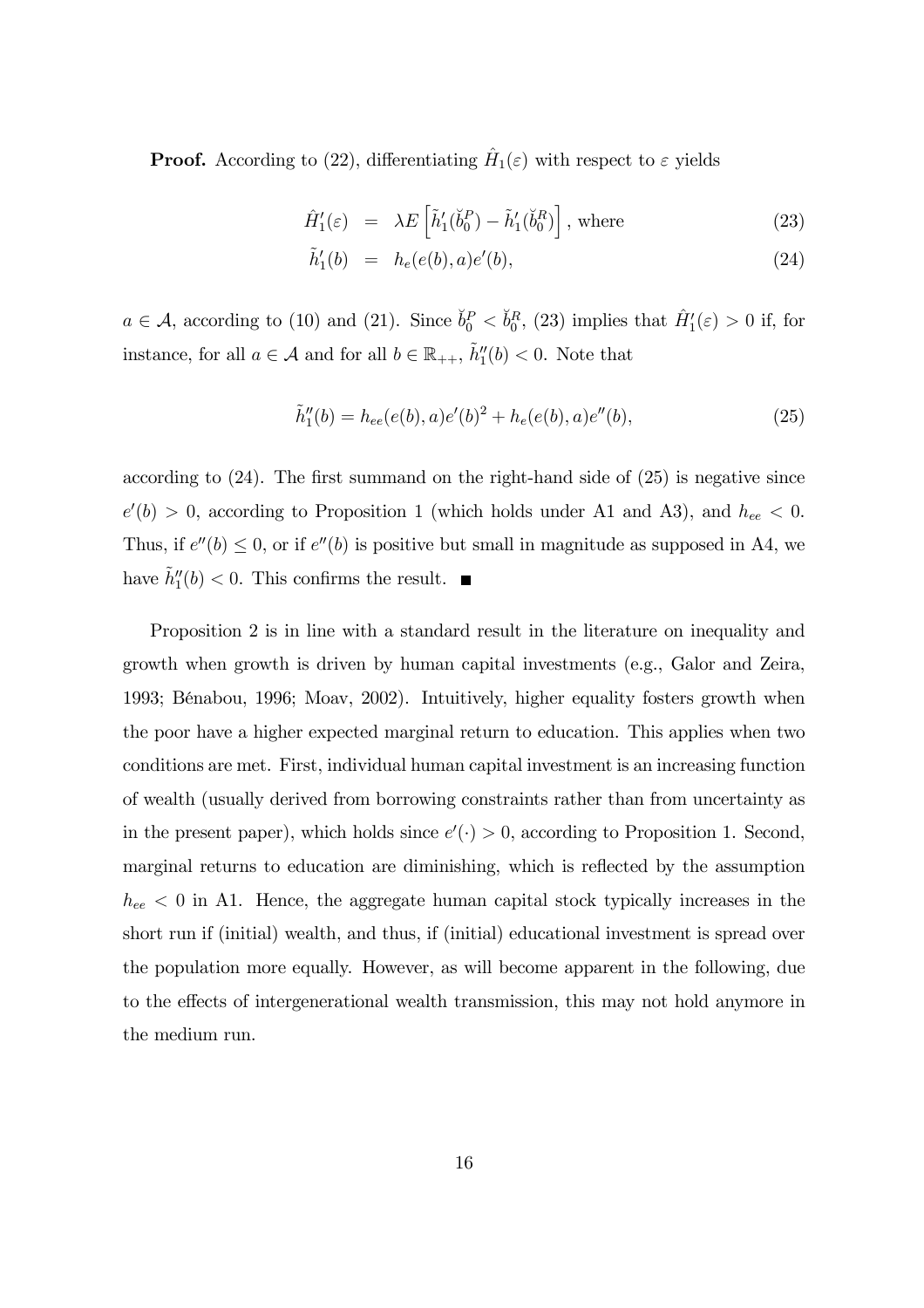**Proof.** According to (22), differentiating $\hat{H}_1(\varepsilon)$ with respect to $\varepsilon$ yields

$$\hat{H}_1'(\varepsilon) = \lambda E\left[\tilde{h}_1'(\breve{b}_0^P) - \tilde{h}_1'(\breve{b}_0^R)\right], \text{ where} \tag{23}$$

$$\tilde{h}_1'(b) = h_e(e(b), a)e'(b), \tag{24}$$

$a \in \mathcal{A}$, according to (10) and (21). Since $\breve{b}_0^P < \breve{b}_0^R$, (23) implies that $\hat{H}_1'(\varepsilon) > 0$ if, for instance, for all $a \in \mathcal{A}$ and for all $b \in \mathbb{R}_{++}$, $\tilde{h}_1''(b) < 0$. Note that

$$\tilde{h}_1''(b) = h_{ee}(e(b), a)e'(b)^2 + h_e(e(b), a)e''(b), \tag{25}$$

according to (24). The first summand on the right-hand side of (25) is negative since $e'(b) > 0$, according to Proposition 1 (which holds under A1 and A3), and $h_{ee} < 0$. Thus, if $e''(b) \leq 0$, or if $e''(b)$ is positive but small in magnitude as supposed in A4, we have $\tilde{h}_1''(b) < 0$. This confirms the result. ■

Proposition 2 is in line with a standard result in the literature on inequality and growth when growth is driven by human capital investments (e.g., Galor and Zeira, 1993; Bénabou, 1996; Moav, 2002). Intuitively, higher equality fosters growth when the poor have a higher expected marginal return to education. This applies when two conditions are met. First, individual human capital investment is an increasing function of wealth (usually derived from borrowing constraints rather than from uncertainty as in the present paper), which holds since $e'(\cdot) > 0$, according to Proposition 1. Second, marginal returns to education are diminishing, which is reflected by the assumption $h_{ee} < 0$ in A1. Hence, the aggregate human capital stock typically increases in the short run if (initial) wealth, and thus, if (initial) educational investment is spread over the population more equally. However, as will become apparent in the following, due to the effects of intergenerational wealth transmission, this may not hold anymore in the medium run.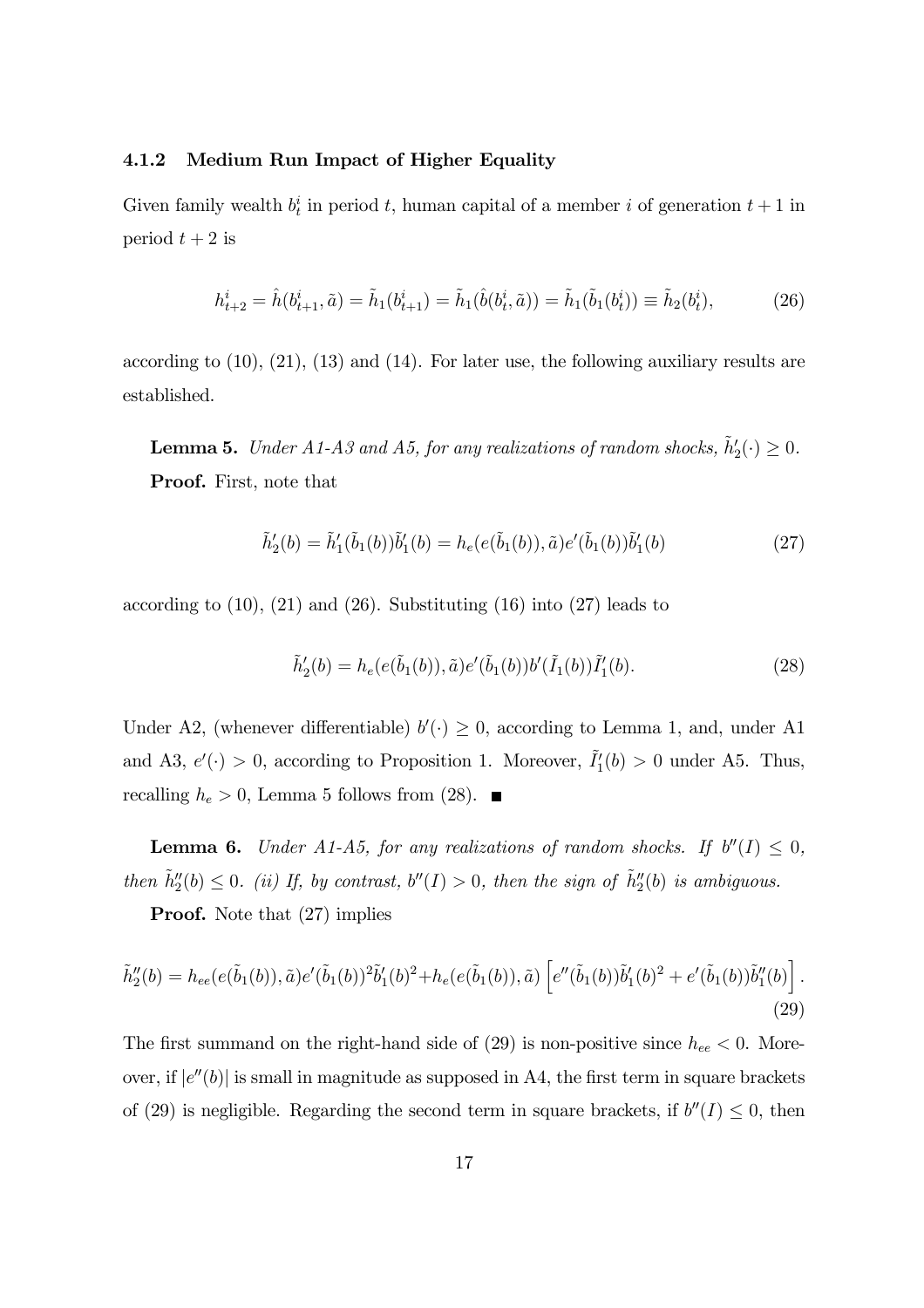#### 4.1.2 Medium Run Impact of Higher Equality

Given family wealth $b_t^i$ in period $t$, human capital of a member $i$ of generation $t+1$ in period $t+2$ is

$$h_{t+2}^i = \hat{h}(b_{t+1}^i, \tilde{a}) = \tilde{h}_1(b_{t+1}^i) = \tilde{h}_1(\hat{b}(b_t^i, \tilde{a})) = \tilde{h}_1(\tilde{b}_1(b_t^i)) \equiv \tilde{h}_2(b_t^i), \tag{26}$$

according to (10), (21), (13) and (14). For later use, the following auxiliary results are established.

**Lemma 5.** *Under A1-A3 and A5, for any realizations of random shocks, $\tilde{h}_2'(\cdot) \geq 0$.*

**Proof.** First, note that

$$\tilde{h}_2'(b) = \tilde{h}_1'(\tilde{b}_1(b))\tilde{b}_1'(b) = h_e(e(\tilde{b}_1(b)), \tilde{a})e'(\tilde{b}_1(b))\tilde{b}_1'(b) \tag{27}$$

according to (10), (21) and (26). Substituting (16) into (27) leads to

$$\tilde{h}_2'(b) = h_e(e(\tilde{b}_1(b)), \tilde{a})e'(\tilde{b}_1(b))b'(\tilde{I}_1(b))\tilde{I}_1'(b). \tag{28}$$

Under A2, (whenever differentiable) $b'(\cdot) \geq 0$, according to Lemma 1, and, under A1 and A3, $e'(\cdot) > 0$, according to Proposition 1. Moreover, $\tilde{I}_1'(b) > 0$ under A5. Thus, recalling $h_e > 0$, Lemma 5 follows from (28). ∎

**Lemma 6.** *Under A1-A5, for any realizations of random shocks. If $b''(I) \leq 0$, then $\tilde{h}_2''(b) \leq 0$. (ii) If, by contrast, $b''(I) > 0$, then the sign of $\tilde{h}_2''(b)$ is ambiguous.*

**Proof.** Note that (27) implies

$$\tilde{h}_2''(b) = h_{ee}(e(\tilde{b}_1(b)), \tilde{a})e'(\tilde{b}_1(b))^2\tilde{b}_1'(b)^2 + h_e(e(\tilde{b}_1(b)), \tilde{a})\left[e''(\tilde{b}_1(b))\tilde{b}_1'(b)^2 + e'(\tilde{b}_1(b))\tilde{b}_1''(b)\right]. \tag{29}$$

The first summand on the right-hand side of (29) is non-positive since $h_{ee} < 0$. Moreover, if $|e''(b)|$ is small in magnitude as supposed in A4, the first term in square brackets of (29) is negligible. Regarding the second term in square brackets, if $b''(I) \leq 0$, then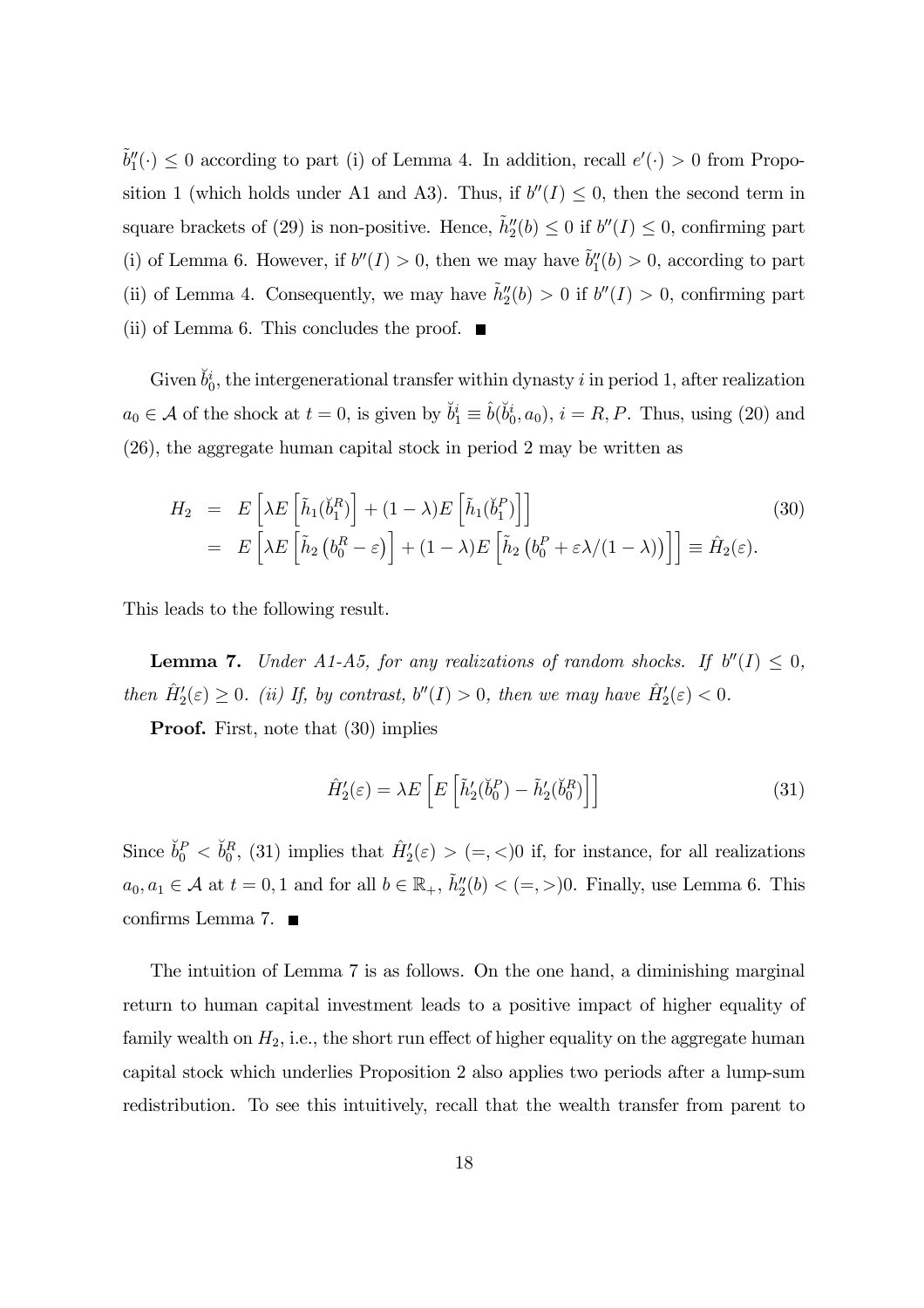$\tilde{b}_1''(\cdot) \leq 0$ according to part (i) of Lemma 4. In addition, recall $e'(\cdot) > 0$ from Proposition 1 (which holds under A1 and A3). Thus, if $b''(I) \leq 0$, then the second term in square brackets of (29) is non-positive. Hence, $\tilde{h}_2''(b) \leq 0$ if $b''(I) \leq 0$, confirming part (i) of Lemma 6. However, if $b''(I) > 0$, then we may have $\tilde{b}_1''(b) > 0$, according to part (ii) of Lemma 4. Consequently, we may have $\tilde{h}_2''(b) > 0$ if $b''(I) > 0$, confirming part (ii) of Lemma 6. This concludes the proof. ■

Given $\breve{b}_0^i$, the intergenerational transfer within dynasty $i$ in period 1, after realization $a_0 \in \mathcal{A}$ of the shock at $t = 0$, is given by $\breve{b}_1^i \equiv \hat{b}(\breve{b}_0^i, a_0)$, $i = R, P$. Thus, using (20) and (26), the aggregate human capital stock in period 2 may be written as

$$
\begin{aligned}
H_2 &= E\left[\lambda E\left[\tilde{h}_1(\breve{b}_1^R)\right] + (1-\lambda)E\left[\tilde{h}_1(\breve{b}_1^P)\right]\right] \\
&= E\left[\lambda E\left[\tilde{h}_2\left(b_0^R - \varepsilon\right)\right] + (1-\lambda)E\left[\tilde{h}_2\left(b_0^P + \varepsilon\lambda/(1-\lambda)\right)\right]\right] \equiv \hat{H}_2(\varepsilon).
\end{aligned} \tag{30}
$$

This leads to the following result.

**Lemma 7.** *Under A1-A5, for any realizations of random shocks. If $b''(I) \leq 0$, then $\hat{H}_2'(\varepsilon) \geq 0$. (ii) If, by contrast, $b''(I) > 0$, then we may have $\hat{H}_2'(\varepsilon) < 0$.*

**Proof.** First, note that (30) implies

$$
\hat{H}_2'(\varepsilon) = \lambda E\left[E\left[\tilde{h}_2'(\breve{b}_0^P) - \tilde{h}_2'(\breve{b}_0^R)\right]\right] \tag{31}
$$

Since $\breve{b}_0^P < \breve{b}_0^R$, (31) implies that $\hat{H}_2'(\varepsilon) > (=,<) 0$ if, for instance, for all realizations $a_0, a_1 \in \mathcal{A}$ at $t = 0, 1$ and for all $b \in \mathbb{R}_+$, $\tilde{h}_2''(b) < (=,>) 0$. Finally, use Lemma 6. This confirms Lemma 7. ■

The intuition of Lemma 7 is as follows. On the one hand, a diminishing marginal return to human capital investment leads to a positive impact of higher equality of family wealth on $H_2$, i.e., the short run effect of higher equality on the aggregate human capital stock which underlies Proposition 2 also applies two periods after a lump-sum redistribution. To see this intuitively, recall that the wealth transfer from parent to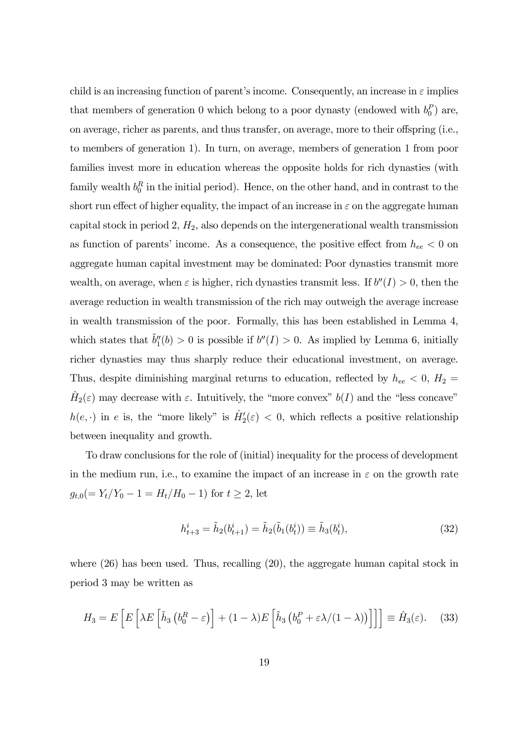child is an increasing function of parent's income. Consequently, an increase in $\varepsilon$ implies that members of generation 0 which belong to a poor dynasty (endowed with $b_0^P$) are, on average, richer as parents, and thus transfer, on average, more to their offspring (i.e., to members of generation 1). In turn, on average, members of generation 1 from poor families invest more in education whereas the opposite holds for rich dynasties (with family wealth $b_0^R$ in the initial period). Hence, on the other hand, and in contrast to the short run effect of higher equality, the impact of an increase in $\varepsilon$ on the aggregate human capital stock in period 2, $H_2$, also depends on the intergenerational wealth transmission as function of parents' income. As a consequence, the positive effect from $h_{ee} < 0$ on aggregate human capital investment may be dominated: Poor dynasties transmit more wealth, on average, when $\varepsilon$ is higher, rich dynasties transmit less. If $b''(I) > 0$, then the average reduction in wealth transmission of the rich may outweigh the average increase in wealth transmission of the poor. Formally, this has been established in Lemma 4, which states that $\tilde{b}_1''(b) > 0$ is possible if $b''(I) > 0$. As implied by Lemma 6, initially richer dynasties may thus sharply reduce their educational investment, on average. Thus, despite diminishing marginal returns to education, reflected by $h_{ee} < 0$, $H_2 = \hat{H}_2(\varepsilon)$ may decrease with $\varepsilon$. Intuitively, the "more convex" $b(I)$ and the "less concave" $h(e, \cdot)$ in $e$ is, the "more likely" is $\hat{H}_2'(\varepsilon) < 0$, which reflects a positive relationship between inequality and growth.

To draw conclusions for the role of (initial) inequality for the process of development in the medium run, i.e., to examine the impact of an increase in $\varepsilon$ on the growth rate $g_{t,0}(= Y_t/Y_0 - 1 = H_t/H_0 - 1)$ for $t \geq 2$, let

$$h_{t+3}^i = \tilde{h}_2(b_{t+1}^i) = \tilde{h}_2(\tilde{b}_1(b_t^i)) \equiv \tilde{h}_3(b_t^i), \tag{32}$$

where (26) has been used. Thus, recalling (20), the aggregate human capital stock in period 3 may be written as

$$H_3 = E\left[E\left[\lambda E\left[\tilde{h}_3\left(b_0^R - \varepsilon\right)\right] + (1-\lambda)E\left[\tilde{h}_3\left(b_0^P + \varepsilon\lambda/(1-\lambda)\right)\right]\right]\right] \equiv \hat{H}_3(\varepsilon). \tag{33}$$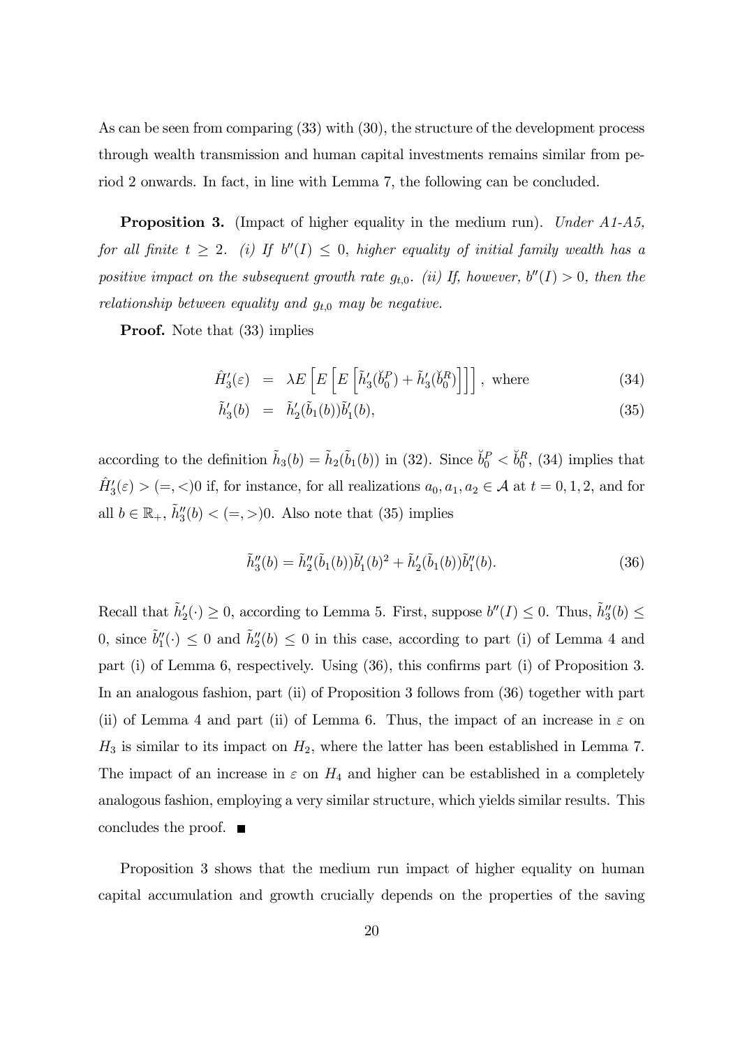As can be seen from comparing (33) with (30), the structure of the development process through wealth transmission and human capital investments remains similar from period 2 onwards. In fact, in line with Lemma 7, the following can be concluded.

**Proposition 3.** (Impact of higher equality in the medium run). *Under A1-A5, for all finite $t \geq 2$. (i) If $b''(I) \leq 0$, higher equality of initial family wealth has a positive impact on the subsequent growth rate $g_{t,0}$. (ii) If, however, $b''(I) > 0$, then the relationship between equality and $g_{t,0}$ may be negative.*

**Proof.** Note that (33) implies

$$\hat{H}_3'(\varepsilon) = \lambda E\left[E\left[E\left[\tilde{h}_3'(\breve{b}_0^P) + \tilde{h}_3'(\breve{b}_0^R)\right]\right]\right], \text{ where} \tag{34}$$

$$\tilde{h}_3'(b) = \tilde{h}_2'(\tilde{b}_1(b))\tilde{b}_1'(b), \tag{35}$$

according to the definition $\tilde{h}_3(b) = \tilde{h}_2(\tilde{b}_1(b))$ in (32). Since $\breve{b}_0^P < \breve{b}_0^R$, (34) implies that $\hat{H}_3'(\varepsilon) > (=, <)0$ if, for instance, for all realizations $a_0, a_1, a_2 \in \mathcal{A}$ at $t = 0, 1, 2$, and for all $b \in \mathbb{R}_+$, $\tilde{h}_3''(b) < (=, >)0$. Also note that (35) implies

$$\tilde{h}_3''(b) = \tilde{h}_2''(\tilde{b}_1(b))\tilde{b}_1'(b)^2 + \tilde{h}_2'(\tilde{b}_1(b))\tilde{b}_1''(b). \tag{36}$$

Recall that $\tilde{h}_2'(\cdot) \geq 0$, according to Lemma 5. First, suppose $b''(I) \leq 0$. Thus, $\tilde{h}_3''(b) \leq 0$, since $\tilde{b}_1''(\cdot) \leq 0$ and $\tilde{h}_2''(b) \leq 0$ in this case, according to part (i) of Lemma 4 and part (i) of Lemma 6, respectively. Using (36), this confirms part (i) of Proposition 3. In an analogous fashion, part (ii) of Proposition 3 follows from (36) together with part (ii) of Lemma 4 and part (ii) of Lemma 6. Thus, the impact of an increase in $\varepsilon$ on $H_3$ is similar to its impact on $H_2$, where the latter has been established in Lemma 7. The impact of an increase in $\varepsilon$ on $H_4$ and higher can be established in a completely analogous fashion, employing a very similar structure, which yields similar results. This concludes the proof. ■

Proposition 3 shows that the medium run impact of higher equality on human capital accumulation and growth crucially depends on the properties of the saving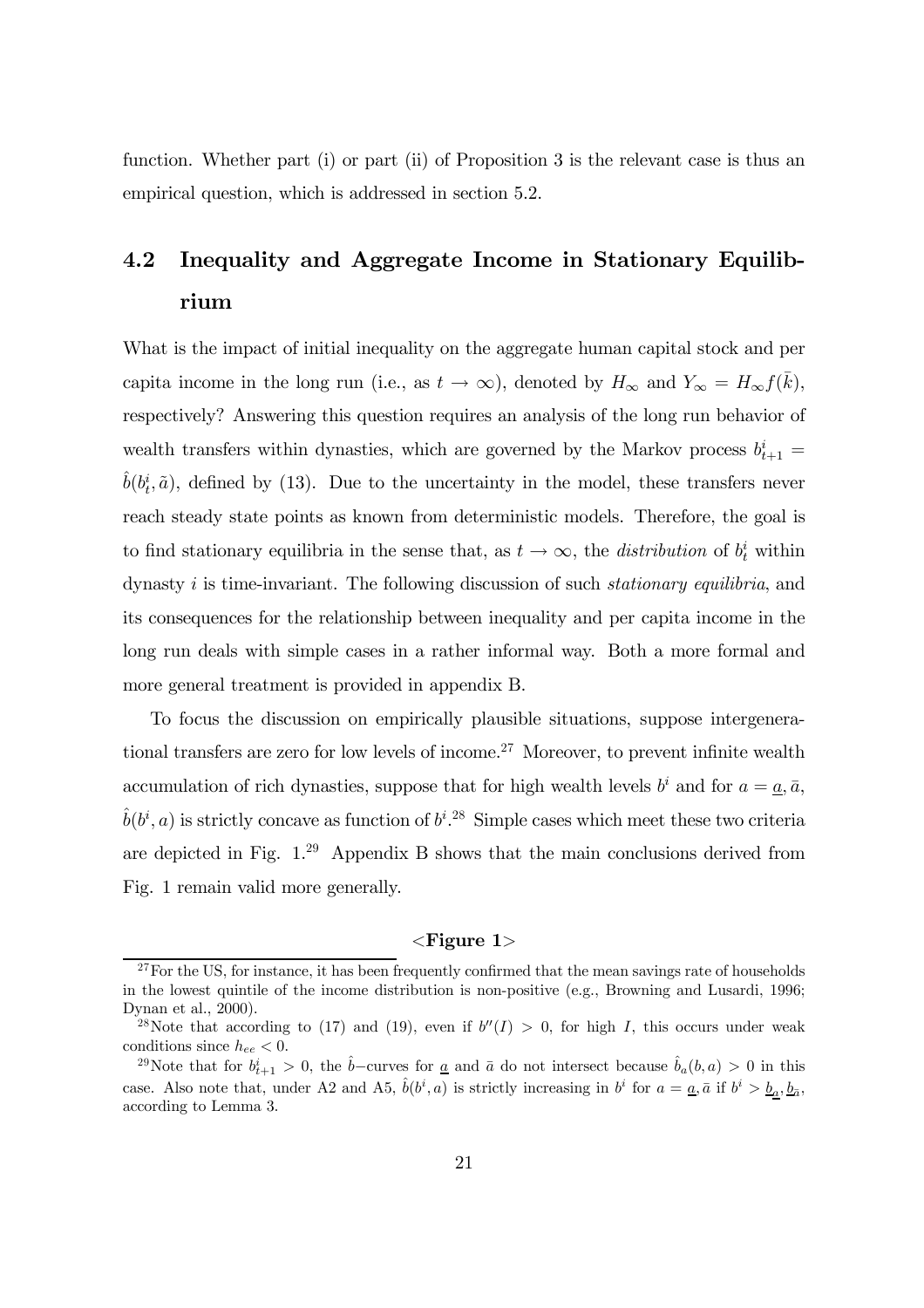function. Whether part (i) or part (ii) of Proposition 3 is the relevant case is thus an empirical question, which is addressed in section 5.2.

## 4.2 Inequality and Aggregate Income in Stationary Equilibrium

What is the impact of initial inequality on the aggregate human capital stock and per capita income in the long run (i.e., as $t \to \infty$), denoted by $H_\infty$ and $Y_\infty = H_\infty f(\bar{k})$, respectively? Answering this question requires an analysis of the long run behavior of wealth transfers within dynasties, which are governed by the Markov process $b^i_{t+1} = \hat{b}(b^i_t, \tilde{a})$, defined by (13). Due to the uncertainty in the model, these transfers never reach steady state points as known from deterministic models. Therefore, the goal is to find stationary equilibria in the sense that, as $t \to \infty$, the *distribution* of $b^i_t$ within dynasty $i$ is time-invariant. The following discussion of such *stationary equilibria*, and its consequences for the relationship between inequality and per capita income in the long run deals with simple cases in a rather informal way. Both a more formal and more general treatment is provided in appendix B.

To focus the discussion on empirically plausible situations, suppose intergenerational transfers are zero for low levels of income.[27] Moreover, to prevent infinite wealth accumulation of rich dynasties, suppose that for high wealth levels $b^i$ and for $a = \underline{a}, \bar{a}$, $\hat{b}(b^i, a)$ is strictly concave as function of $b^i$.[28] Simple cases which meet these two criteria are depicted in Fig. 1.[29] Appendix B shows that the main conclusions derived from Fig. 1 remain valid more generally.

**<Figure 1>**

[27] For the US, for instance, it has been frequently confirmed that the mean savings rate of households in the lowest quintile of the income distribution is non-positive (e.g., Browning and Lusardi, 1996; Dynan et al., 2000).

[28] Note that according to (17) and (19), even if $b''(I) > 0$, for high $I$, this occurs under weak conditions since $h_{ee} < 0$.

[29] Note that for $b^i_{t+1} > 0$, the $\hat{b}-$curves for $\underline{a}$ and $\bar{a}$ do not intersect because $\hat{b}_a(b, a) > 0$ in this case. Also note that, under A2 and A5, $\hat{b}(b^i, a)$ is strictly increasing in $b^i$ for $a = \underline{a}, \bar{a}$ if $b^i > \underline{b}_{\underline{a}}, \underline{b}_{\bar{a}}$, according to Lemma 3.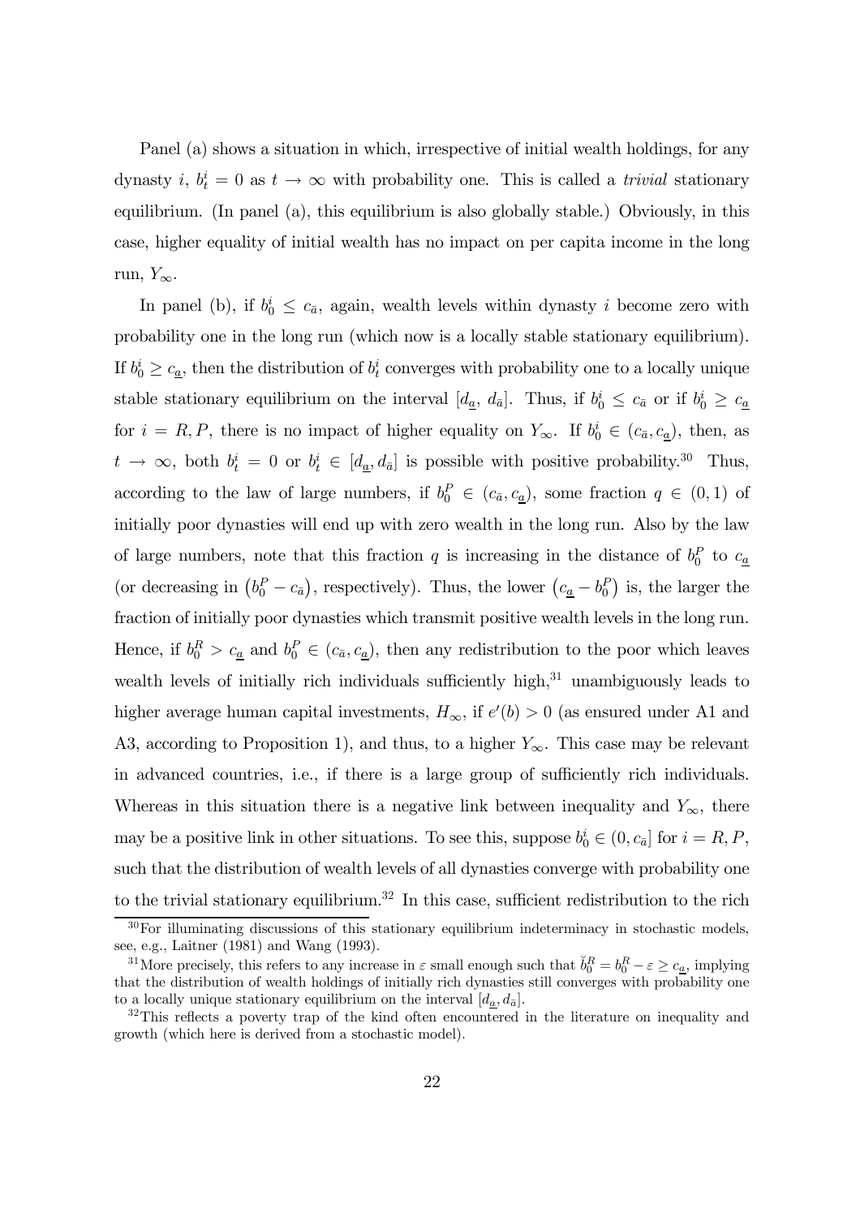Panel (a) shows a situation in which, irrespective of initial wealth holdings, for any dynasty $i$, $b_t^i = 0$ as $t \to \infty$ with probability one. This is called a *trivial* stationary equilibrium. (In panel (a), this equilibrium is also globally stable.) Obviously, in this case, higher equality of initial wealth has no impact on per capita income in the long run, $Y_\infty$.

In panel (b), if $b_0^i \leq c_{\bar{a}}$, again, wealth levels within dynasty $i$ become zero with probability one in the long run (which now is a locally stable stationary equilibrium). If $b_0^i \geq c_{\underline{a}}$, then the distribution of $b_t^i$ converges with probability one to a locally unique stable stationary equilibrium on the interval $[d_{\underline{a}}, d_{\bar{a}}]$. Thus, if $b_0^i \leq c_{\bar{a}}$ or if $b_0^i \geq c_{\underline{a}}$ for $i = R, P$, there is no impact of higher equality on $Y_\infty$. If $b_0^i \in (c_{\bar{a}}, c_{\underline{a}})$, then, as $t \to \infty$, both $b_t^i = 0$ or $b_t^i \in [d_{\underline{a}}, d_{\bar{a}}]$ is possible with positive probability.[30] Thus, according to the law of large numbers, if $b_0^P \in (c_{\bar{a}}, c_{\underline{a}})$, some fraction $q \in (0, 1)$ of initially poor dynasties will end up with zero wealth in the long run. Also by the law of large numbers, note that this fraction $q$ is increasing in the distance of $b_0^P$ to $c_{\underline{a}}$ (or decreasing in $(b_0^P - c_{\bar{a}})$, respectively). Thus, the lower $(c_{\underline{a}} - b_0^P)$ is, the larger the fraction of initially poor dynasties which transmit positive wealth levels in the long run. Hence, if $b_0^R > c_{\underline{a}}$ and $b_0^P \in (c_{\bar{a}}, c_{\underline{a}})$, then any redistribution to the poor which leaves wealth levels of initially rich individuals sufficiently high,[31] unambiguously leads to higher average human capital investments, $H_\infty$, if $e'(b) > 0$ (as ensured under A1 and A3, according to Proposition 1), and thus, to a higher $Y_\infty$. This case may be relevant in advanced countries, i.e., if there is a large group of sufficiently rich individuals. Whereas in this situation there is a negative link between inequality and $Y_\infty$, there may be a positive link in other situations. To see this, suppose $b_0^i \in (0, c_{\bar{a}}]$ for $i = R, P$, such that the distribution of wealth levels of all dynasties converge with probability one to the trivial stationary equilibrium.[32] In this case, sufficient redistribution to the rich

[30] For illuminating discussions of this stationary equilibrium indeterminacy in stochastic models, see, e.g., Laitner (1981) and Wang (1993).

[31] More precisely, this refers to any increase in $\varepsilon$ small enough such that $\check{b}_0^R = b_0^R - \varepsilon \geq c_{\underline{a}}$, implying that the distribution of wealth holdings of initially rich dynasties still converges with probability one to a locally unique stationary equilibrium on the interval $[d_{\underline{a}}, d_{\bar{a}}]$.

[32] This reflects a poverty trap of the kind often encountered in the literature on inequality and growth (which here is derived from a stochastic model).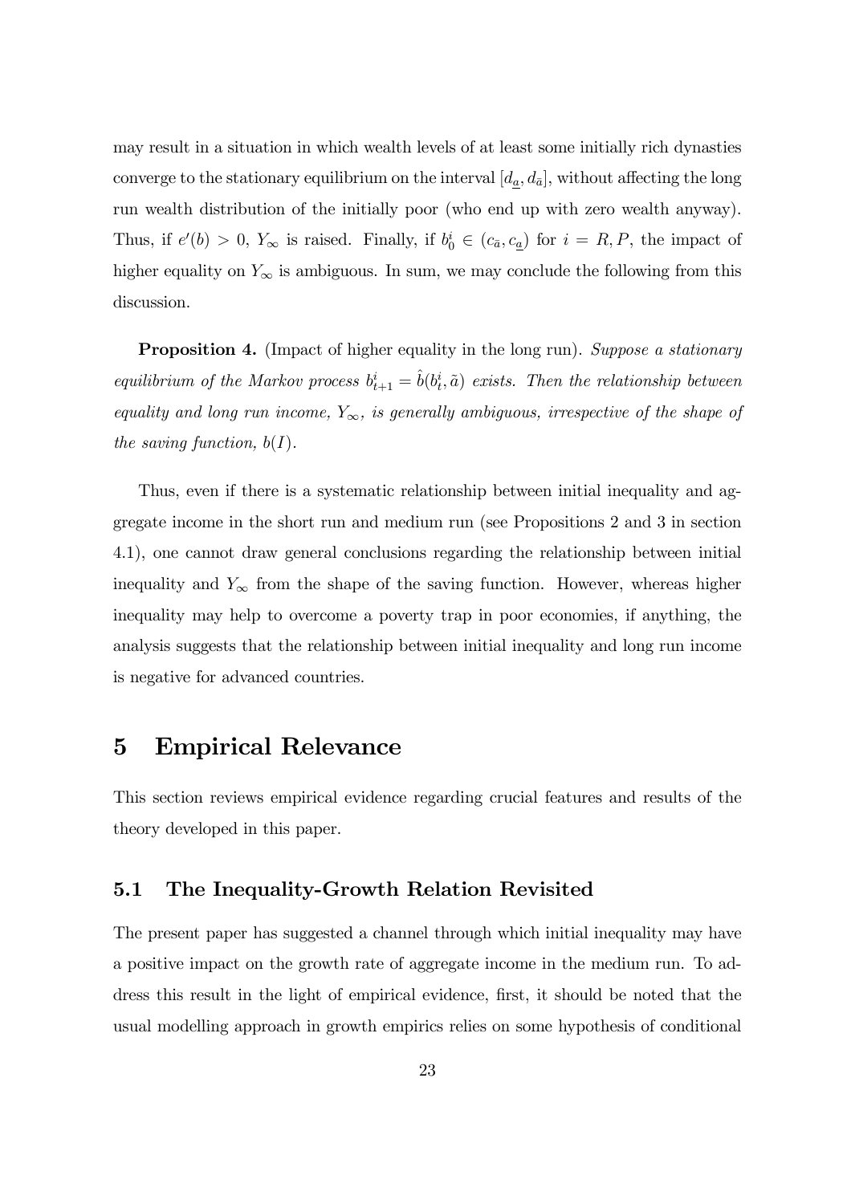may result in a situation in which wealth levels of at least some initially rich dynasties converge to the stationary equilibrium on the interval $[d_{\underline{a}}, d_{\bar{a}}]$, without affecting the long run wealth distribution of the initially poor (who end up with zero wealth anyway). Thus, if $e'(b) > 0$, $Y_\infty$ is raised. Finally, if $b_0^i \in (c_{\bar{a}}, c_{\underline{a}})$ for $i = R, P$, the impact of higher equality on $Y_\infty$ is ambiguous. In sum, we may conclude the following from this discussion.

**Proposition 4.** (Impact of higher equality in the long run). *Suppose a stationary equilibrium of the Markov process $b_{t+1}^i = \hat{b}(b_t^i, \tilde{a})$ exists. Then the relationship between equality and long run income, $Y_\infty$, is generally ambiguous, irrespective of the shape of the saving function, $b(I)$.*

Thus, even if there is a systematic relationship between initial inequality and aggregate income in the short run and medium run (see Propositions 2 and 3 in section 4.1), one cannot draw general conclusions regarding the relationship between initial inequality and $Y_\infty$ from the shape of the saving function. However, whereas higher inequality may help to overcome a poverty trap in poor economies, if anything, the analysis suggests that the relationship between initial inequality and long run income is negative for advanced countries.

# 5 Empirical Relevance

This section reviews empirical evidence regarding crucial features and results of the theory developed in this paper.

## 5.1 The Inequality-Growth Relation Revisited

The present paper has suggested a channel through which initial inequality may have a positive impact on the growth rate of aggregate income in the medium run. To address this result in the light of empirical evidence, first, it should be noted that the usual modelling approach in growth empirics relies on some hypothesis of conditional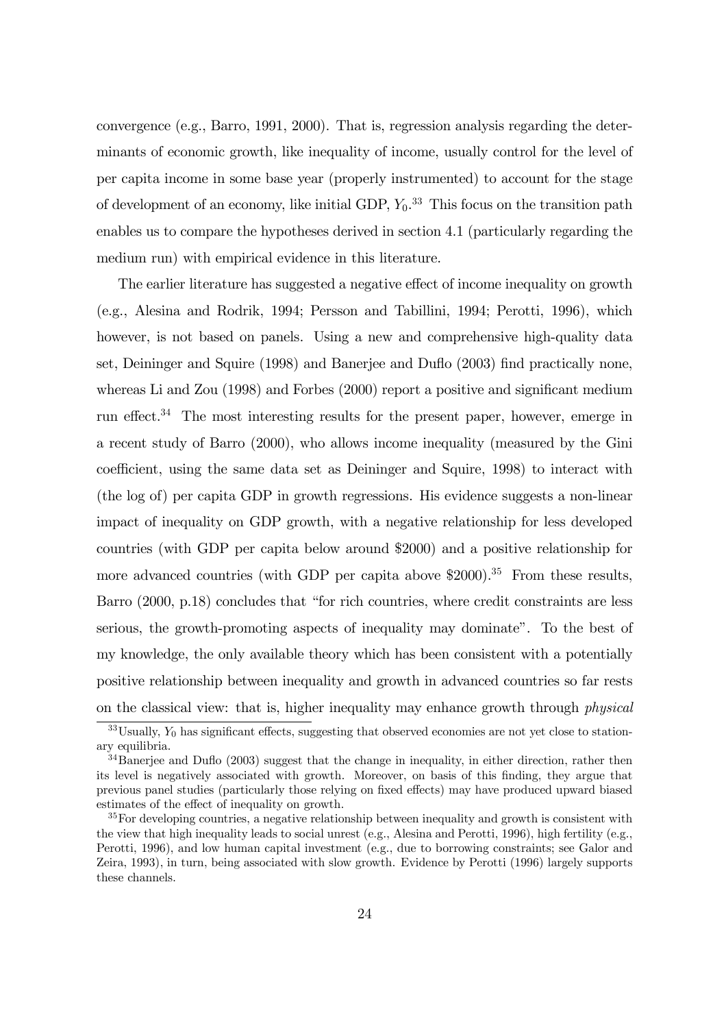convergence (e.g., Barro, 1991, 2000). That is, regression analysis regarding the determinants of economic growth, like inequality of income, usually control for the level of per capita income in some base year (properly instrumented) to account for the stage of development of an economy, like initial GDP, $Y_0$.[33] This focus on the transition path enables us to compare the hypotheses derived in section 4.1 (particularly regarding the medium run) with empirical evidence in this literature.

The earlier literature has suggested a negative effect of income inequality on growth (e.g., Alesina and Rodrik, 1994; Persson and Tabillini, 1994; Perotti, 1996), which however, is not based on panels. Using a new and comprehensive high-quality data set, Deininger and Squire (1998) and Banerjee and Duflo (2003) find practically none, whereas Li and Zou (1998) and Forbes (2000) report a positive and significant medium run effect.[34] The most interesting results for the present paper, however, emerge in a recent study of Barro (2000), who allows income inequality (measured by the Gini coefficient, using the same data set as Deininger and Squire, 1998) to interact with (the log of) per capita GDP in growth regressions. His evidence suggests a non-linear impact of inequality on GDP growth, with a negative relationship for less developed countries (with GDP per capita below around \$2000) and a positive relationship for more advanced countries (with GDP per capita above \$2000).[35] From these results, Barro (2000, p.18) concludes that "for rich countries, where credit constraints are less serious, the growth-promoting aspects of inequality may dominate". To the best of my knowledge, the only available theory which has been consistent with a potentially positive relationship between inequality and growth in advanced countries so far rests on the classical view: that is, higher inequality may enhance growth through *physical*

[33] Usually, $Y_0$ has significant effects, suggesting that observed economies are not yet close to stationary equilibria.

[34] Banerjee and Duflo (2003) suggest that the change in inequality, in either direction, rather then its level is negatively associated with growth. Moreover, on basis of this finding, they argue that previous panel studies (particularly those relying on fixed effects) may have produced upward biased estimates of the effect of inequality on growth.

[35] For developing countries, a negative relationship between inequality and growth is consistent with the view that high inequality leads to social unrest (e.g., Alesina and Perotti, 1996), high fertility (e.g., Perotti, 1996), and low human capital investment (e.g., due to borrowing constraints; see Galor and Zeira, 1993), in turn, being associated with slow growth. Evidence by Perotti (1996) largely supports these channels.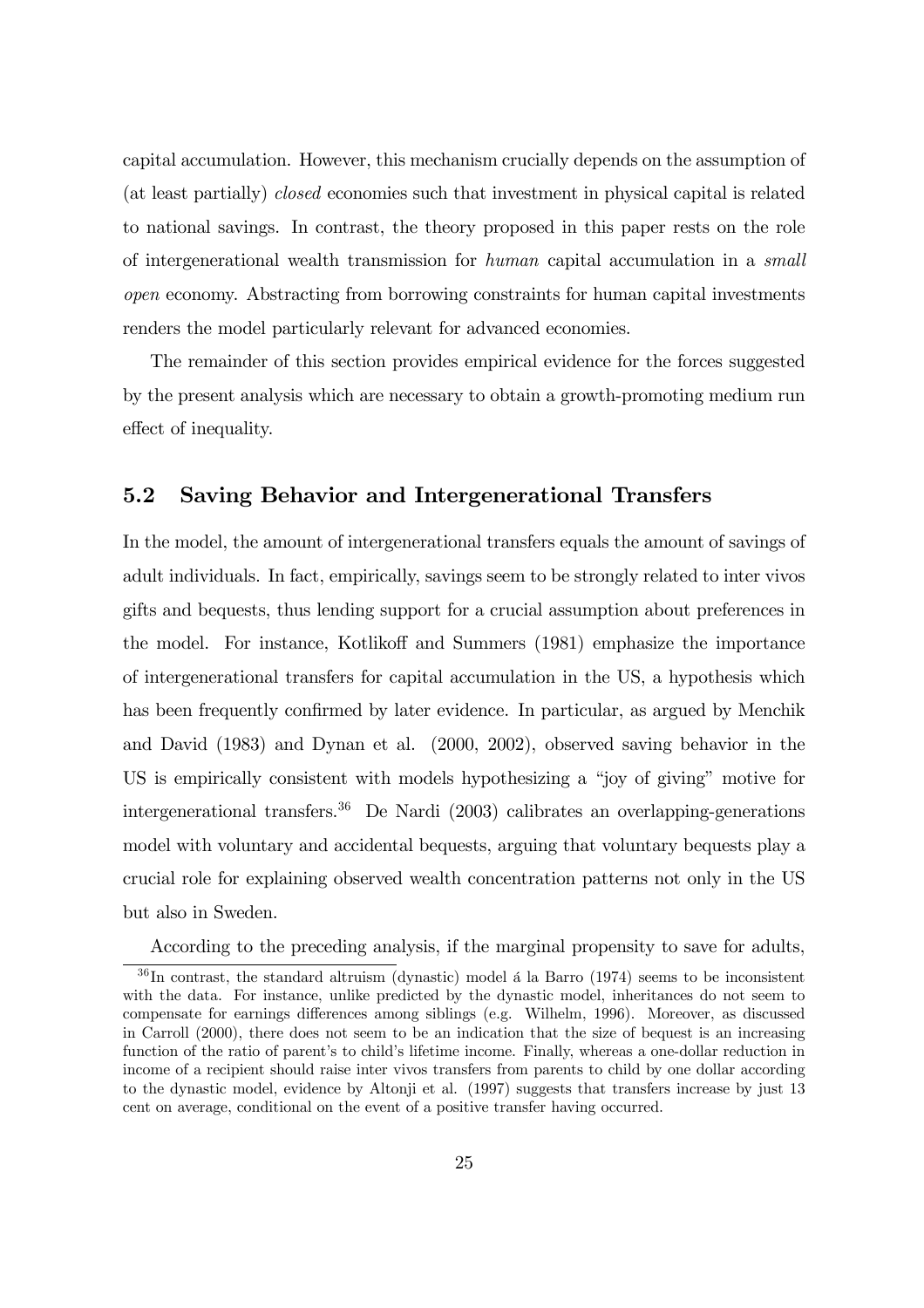capital accumulation. However, this mechanism crucially depends on the assumption of (at least partially) *closed* economies such that investment in physical capital is related to national savings. In contrast, the theory proposed in this paper rests on the role of intergenerational wealth transmission for *human* capital accumulation in a *small open* economy. Abstracting from borrowing constraints for human capital investments renders the model particularly relevant for advanced economies.

The remainder of this section provides empirical evidence for the forces suggested by the present analysis which are necessary to obtain a growth-promoting medium run effect of inequality.

## 5.2 Saving Behavior and Intergenerational Transfers

In the model, the amount of intergenerational transfers equals the amount of savings of adult individuals. In fact, empirically, savings seem to be strongly related to inter vivos gifts and bequests, thus lending support for a crucial assumption about preferences in the model. For instance, Kotlikoff and Summers (1981) emphasize the importance of intergenerational transfers for capital accumulation in the US, a hypothesis which has been frequently confirmed by later evidence. In particular, as argued by Menchik and David (1983) and Dynan et al. (2000, 2002), observed saving behavior in the US is empirically consistent with models hypothesizing a "joy of giving" motive for intergenerational transfers.[36] De Nardi (2003) calibrates an overlapping-generations model with voluntary and accidental bequests, arguing that voluntary bequests play a crucial role for explaining observed wealth concentration patterns not only in the US but also in Sweden.

According to the preceding analysis, if the marginal propensity to save for adults,

[36] In contrast, the standard altruism (dynastic) model á la Barro (1974) seems to be inconsistent with the data. For instance, unlike predicted by the dynastic model, inheritances do not seem to compensate for earnings differences among siblings (e.g. Wilhelm, 1996). Moreover, as discussed in Carroll (2000), there does not seem to be an indication that the size of bequest is an increasing function of the ratio of parent's to child's lifetime income. Finally, whereas a one-dollar reduction in income of a recipient should raise inter vivos transfers from parents to child by one dollar according to the dynastic model, evidence by Altonji et al. (1997) suggests that transfers increase by just 13 cent on average, conditional on the event of a positive transfer having occurred.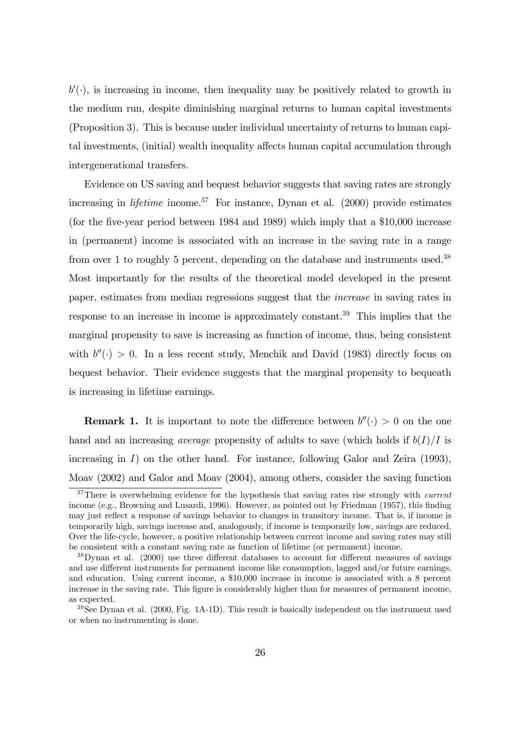$b'(\cdot)$, is increasing in income, then inequality may be positively related to growth in the medium run, despite diminishing marginal returns to human capital investments (Proposition 3). This is because under individual uncertainty of returns to human capital investments, (initial) wealth inequality affects human capital accumulation through intergenerational transfers.

Evidence on US saving and bequest behavior suggests that saving rates are strongly increasing in *lifetime* income.[37] For instance, Dynan et al. (2000) provide estimates (for the five-year period between 1984 and 1989) which imply that a \$10,000 increase in (permanent) income is associated with an increase in the saving rate in a range from over 1 to roughly 5 percent, depending on the database and instruments used.[38] Most importantly for the results of the theoretical model developed in the present paper, estimates from median regressions suggest that the *increase* in saving rates in response to an increase in income is approximately constant.[39] This implies that the marginal propensity to save is increasing as function of income, thus, being consistent with $b''(\cdot) > 0$. In a less recent study, Menchik and David (1983) directly focus on bequest behavior. Their evidence suggests that the marginal propensity to bequeath is increasing in lifetime earnings.

**Remark 1.** It is important to note the difference between $b''(\cdot) > 0$ on the one hand and an increasing *average* propensity of adults to save (which holds if $b(I)/I$ is increasing in $I$) on the other hand. For instance, following Galor and Zeira (1993), Moav (2002) and Galor and Moav (2004), among others, consider the saving function

---

[37] There is overwhelming evidence for the hypothesis that saving rates rise strongly with *current* income (e.g., Browning and Lusardi, 1996). However, as pointed out by Friedman (1957), this finding may just reflect a response of savings behavior to changes in transitory income. That is, if income is temporarily high, savings increase and, analogously, if income is temporarily low, savings are reduced. Over the life-cycle, however, a positive relationship between current income and saving rates may still be consistent with a constant saving rate as function of lifetime (or permanent) income.

[38] Dynan et al. (2000) use three different databases to account for different measures of savings and use different instruments for permanent income like consumption, lagged and/or future earnings, and education. Using current income, a \$10,000 increase in income is associated with a 8 percent increase in the saving rate. This figure is considerably higher than for measures of permanent income, as expected.

[39] See Dynan et al. (2000, Fig. 1A-1D). This result is basically independent on the instrument used or when no instrumenting is done.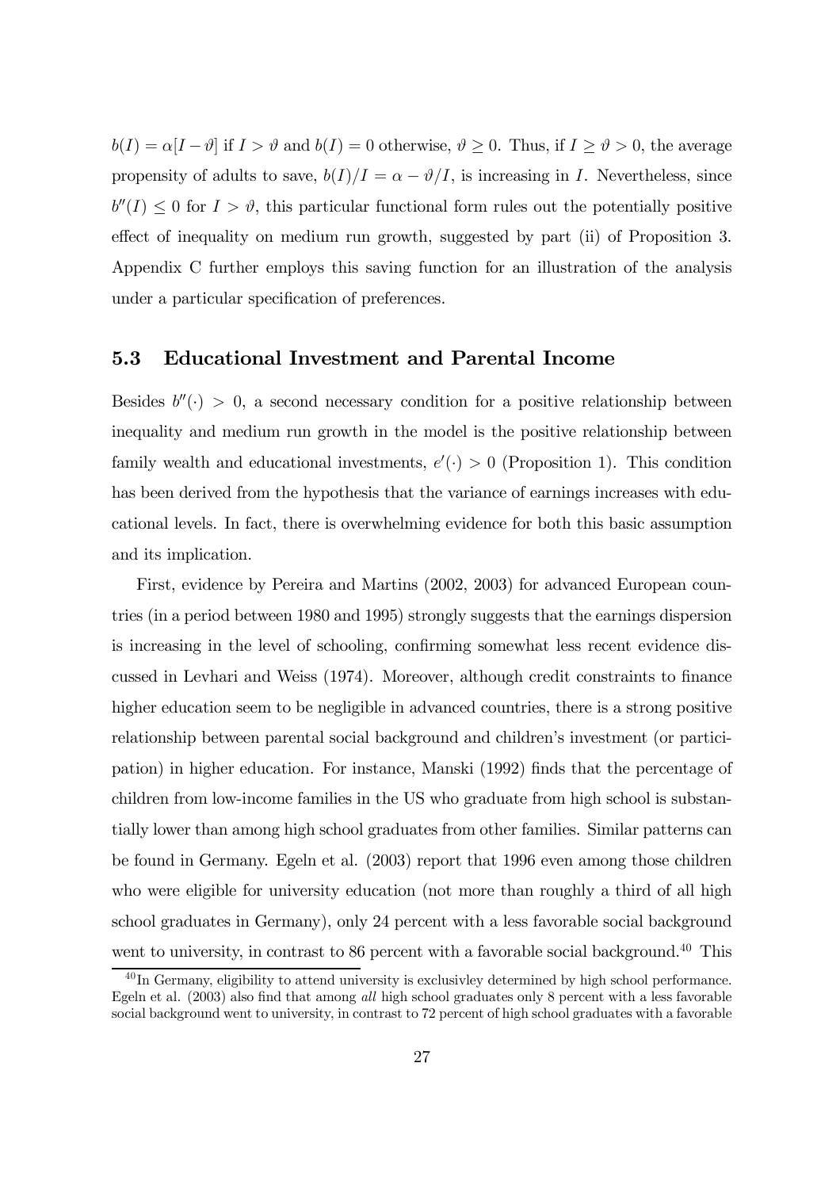$b(I) = \alpha[I - \vartheta]$ if $I > \vartheta$ and $b(I) = 0$ otherwise, $\vartheta \geq 0$. Thus, if $I \geq \vartheta > 0$, the average propensity of adults to save, $b(I)/I = \alpha - \vartheta/I$, is increasing in $I$. Nevertheless, since $b''(I) \leq 0$ for $I > \vartheta$, this particular functional form rules out the potentially positive effect of inequality on medium run growth, suggested by part (ii) of Proposition 3. Appendix C further employs this saving function for an illustration of the analysis under a particular specification of preferences.

### 5.3 Educational Investment and Parental Income

Besides $b''(\cdot) > 0$, a second necessary condition for a positive relationship between inequality and medium run growth in the model is the positive relationship between family wealth and educational investments, $e'(\cdot) > 0$ (Proposition 1). This condition has been derived from the hypothesis that the variance of earnings increases with educational levels. In fact, there is overwhelming evidence for both this basic assumption and its implication.

First, evidence by Pereira and Martins (2002, 2003) for advanced European countries (in a period between 1980 and 1995) strongly suggests that the earnings dispersion is increasing in the level of schooling, confirming somewhat less recent evidence discussed in Levhari and Weiss (1974). Moreover, although credit constraints to finance higher education seem to be negligible in advanced countries, there is a strong positive relationship between parental social background and children's investment (or participation) in higher education. For instance, Manski (1992) finds that the percentage of children from low-income families in the US who graduate from high school is substantially lower than among high school graduates from other families. Similar patterns can be found in Germany. Egeln et al. (2003) report that 1996 even among those children who were eligible for university education (not more than roughly a third of all high school graduates in Germany), only 24 percent with a less favorable social background went to university, in contrast to 86 percent with a favorable social background.[40] This

[40] In Germany, eligibility to attend university is exclusivley determined by high school performance. Egeln et al. (2003) also find that among *all* high school graduates only 8 percent with a less favorable social background went to university, in contrast to 72 percent of high school graduates with a favorable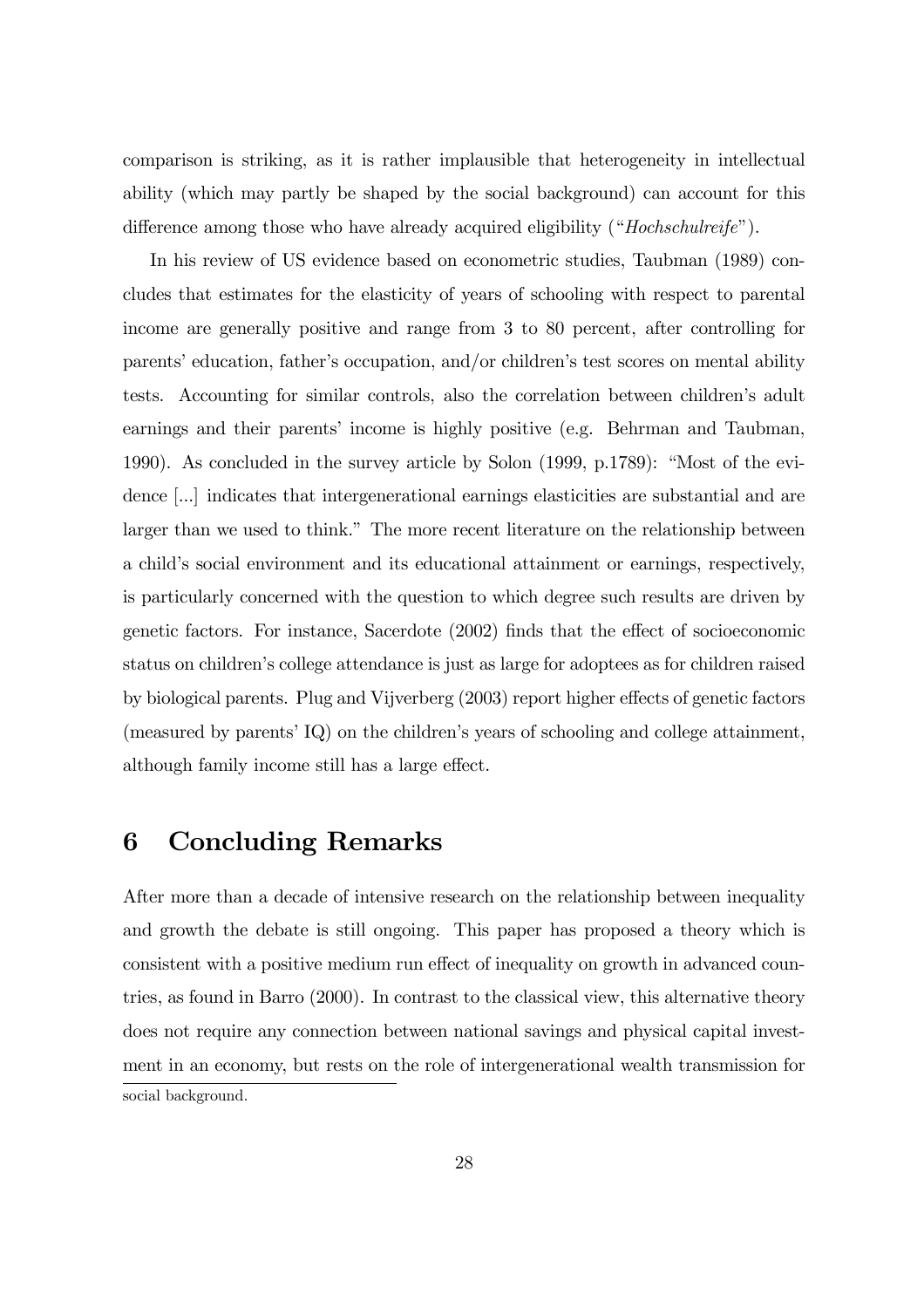comparison is striking, as it is rather implausible that heterogeneity in intellectual ability (which may partly be shaped by the social background) can account for this difference among those who have already acquired eligibility ("*Hochschulreife*").

In his review of US evidence based on econometric studies, Taubman (1989) concludes that estimates for the elasticity of years of schooling with respect to parental income are generally positive and range from 3 to 80 percent, after controlling for parents' education, father's occupation, and/or children's test scores on mental ability tests. Accounting for similar controls, also the correlation between children's adult earnings and their parents' income is highly positive (e.g. Behrman and Taubman, 1990). As concluded in the survey article by Solon (1999, p.1789): "Most of the evidence [...] indicates that intergenerational earnings elasticities are substantial and are larger than we used to think." The more recent literature on the relationship between a child's social environment and its educational attainment or earnings, respectively, is particularly concerned with the question to which degree such results are driven by genetic factors. For instance, Sacerdote (2002) finds that the effect of socioeconomic status on children's college attendance is just as large for adoptees as for children raised by biological parents. Plug and Vijverberg (2003) report higher effects of genetic factors (measured by parents' IQ) on the children's years of schooling and college attainment, although family income still has a large effect.

# 6 Concluding Remarks

After more than a decade of intensive research on the relationship between inequality and growth the debate is still ongoing. This paper has proposed a theory which is consistent with a positive medium run effect of inequality on growth in advanced countries, as found in Barro (2000). In contrast to the classical view, this alternative theory does not require any connection between national savings and physical capital investment in an economy, but rests on the role of intergenerational wealth transmission for

social background.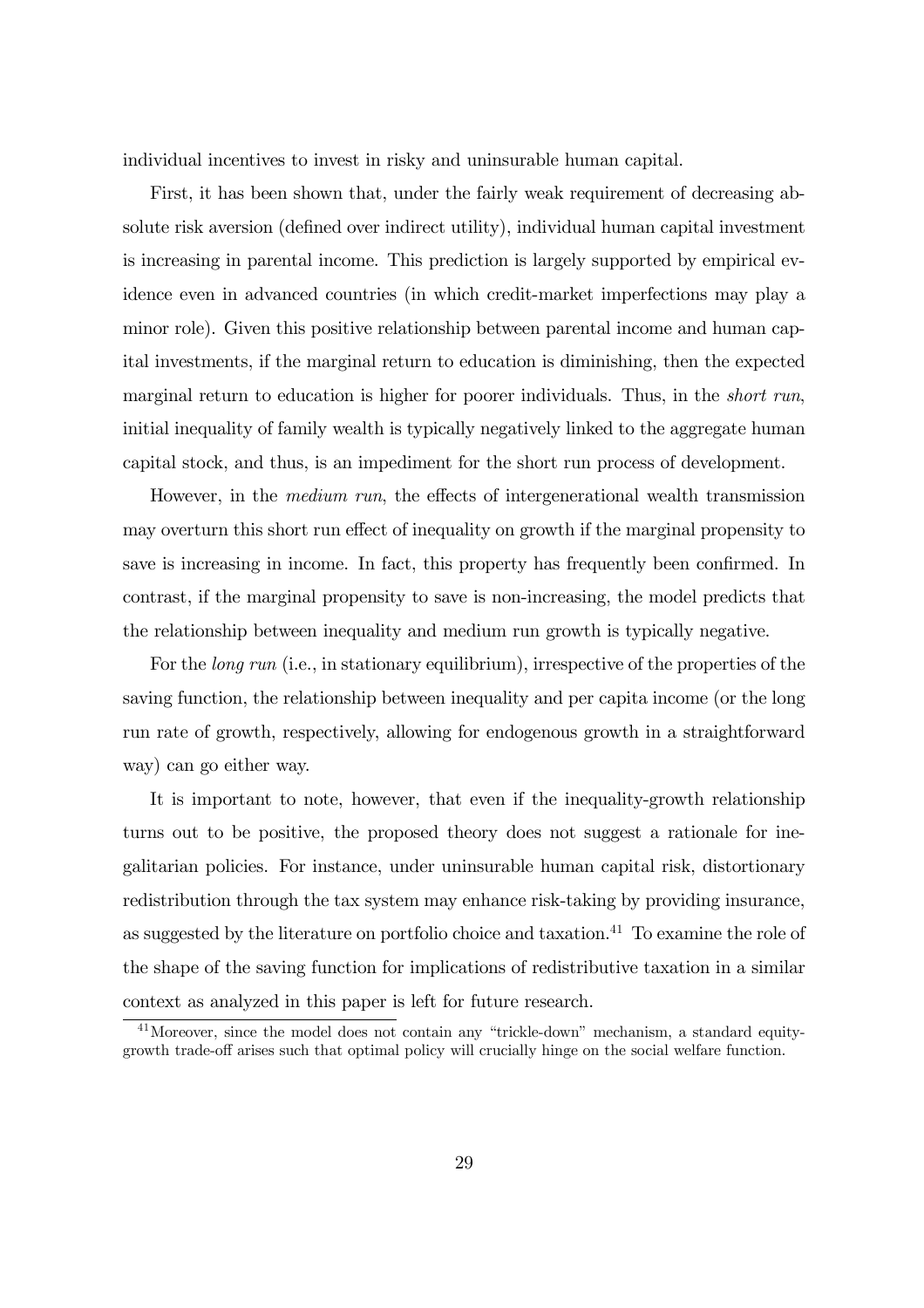individual incentives to invest in risky and uninsurable human capital.

First, it has been shown that, under the fairly weak requirement of decreasing absolute risk aversion (defined over indirect utility), individual human capital investment is increasing in parental income. This prediction is largely supported by empirical evidence even in advanced countries (in which credit-market imperfections may play a minor role). Given this positive relationship between parental income and human capital investments, if the marginal return to education is diminishing, then the expected marginal return to education is higher for poorer individuals. Thus, in the *short run*, initial inequality of family wealth is typically negatively linked to the aggregate human capital stock, and thus, is an impediment for the short run process of development.

However, in the *medium run*, the effects of intergenerational wealth transmission may overturn this short run effect of inequality on growth if the marginal propensity to save is increasing in income. In fact, this property has frequently been confirmed. In contrast, if the marginal propensity to save is non-increasing, the model predicts that the relationship between inequality and medium run growth is typically negative.

For the *long run* (i.e., in stationary equilibrium), irrespective of the properties of the saving function, the relationship between inequality and per capita income (or the long run rate of growth, respectively, allowing for endogenous growth in a straightforward way) can go either way.

It is important to note, however, that even if the inequality-growth relationship turns out to be positive, the proposed theory does not suggest a rationale for inegalitarian policies. For instance, under uninsurable human capital risk, distortionary redistribution through the tax system may enhance risk-taking by providing insurance, as suggested by the literature on portfolio choice and taxation.[41] To examine the role of the shape of the saving function for implications of redistributive taxation in a similar context as analyzed in this paper is left for future research.

[41] Moreover, since the model does not contain any "trickle-down" mechanism, a standard equity-growth trade-off arises such that optimal policy will crucially hinge on the social welfare function.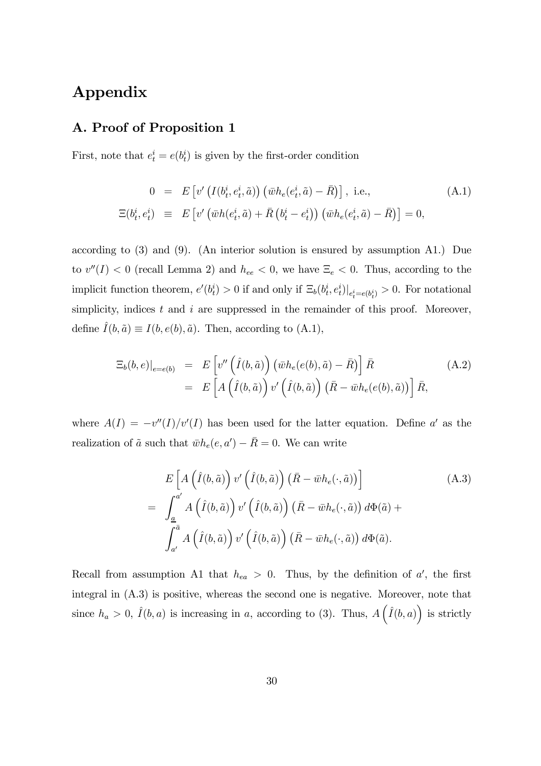# Appendix

## A. Proof of Proposition 1

First, note that $e_t^i = e(b_t^i)$ is given by the first-order condition

$$
\begin{aligned}
0 &= E\left[v'\left(I(b_t^i, e_t^i, \tilde{a})\right)\left(\bar{w}h_e(e_t^i, \tilde{a}) - \bar{R}\right)\right], \text{ i.e.,} \\
\Xi(b_t^i, e_t^i) &\equiv E\left[v'\left(\bar{w}h(e_t^i, \tilde{a}) + \bar{R}\left(b_t^i - e_t^i\right)\right)\left(\bar{w}h_e(e_t^i, \tilde{a}) - \bar{R}\right)\right] = 0,
\end{aligned} \tag{A.1}
$$

according to (3) and (9). (An interior solution is ensured by assumption A1.) Due to $v''(I) < 0$ (recall Lemma 2) and $h_{ee} < 0$, we have $\Xi_e < 0$. Thus, according to the implicit function theorem, $e'(b_t^i) > 0$ if and only if $\Xi_b(b_t^i, e_t^i)|_{e_t^i = e(b_t^i)} > 0$. For notational simplicity, indices $t$ and $i$ are suppressed in the remainder of this proof. Moreover, define $\hat{I}(b, \tilde{a}) \equiv I(b, e(b), \tilde{a})$. Then, according to (A.1),

$$
\begin{aligned}
\Xi_b(b, e)|_{e=e(b)} &= E\left[v''\left(\hat{I}(b, \tilde{a})\right)\left(\bar{w}h_e(e(b), \tilde{a}) - \bar{R}\right)\right]\bar{R} \\
&= E\left[A\left(\hat{I}(b, \tilde{a})\right)v'\left(\hat{I}(b, \tilde{a})\right)\left(\bar{R} - \bar{w}h_e(e(b), \tilde{a})\right)\right]\bar{R},
\end{aligned} \tag{A.2}
$$

where $A(I) = -v''(I)/v'(I)$ has been used for the latter equation. Define $a'$ as the realization of $\tilde{a}$ such that $\bar{w}h_e(e, a') - \bar{R} = 0$. We can write

$$
\begin{aligned}
& E\left[A\left(\hat{I}(b, \tilde{a})\right)v'\left(\hat{I}(b, \tilde{a})\right)\left(\bar{R} - \bar{w}h_e(\cdot, \tilde{a})\right)\right] \\
= \; & \int_{\underline{a}}^{a'} A\left(\hat{I}(b, \tilde{a})\right)v'\left(\hat{I}(b, \tilde{a})\right)\left(\bar{R} - \bar{w}h_e(\cdot, \tilde{a})\right)d\Phi(\tilde{a}) + \\
& \int_{a'}^{\bar{a}} A\left(\hat{I}(b, \tilde{a})\right)v'\left(\hat{I}(b, \tilde{a})\right)\left(\bar{R} - \bar{w}h_e(\cdot, \tilde{a})\right)d\Phi(\tilde{a}).
\end{aligned} \tag{A.3}
$$

Recall from assumption A1 that $h_{ea} > 0$. Thus, by the definition of $a'$, the first integral in (A.3) is positive, whereas the second one is negative. Moreover, note that since $h_a > 0$, $\hat{I}(b, a)$ is increasing in $a$, according to (3). Thus, $A\left(\hat{I}(b, a)\right)$ is strictly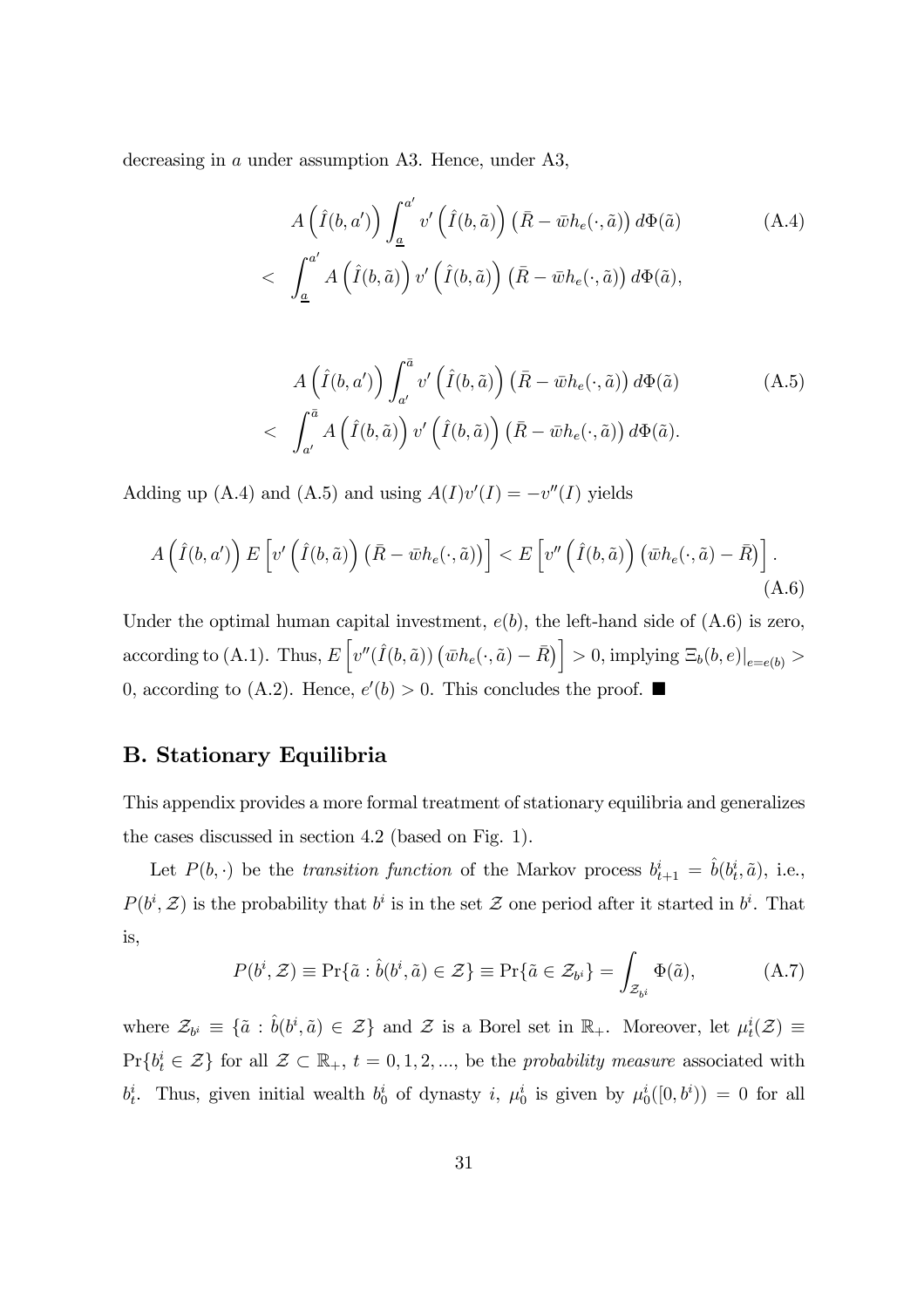decreasing in $a$ under assumption A3. Hence, under A3,

$$
\begin{aligned}
& A\left(\hat{I}(b,a')\right) \int_{\underline{a}}^{a'} v'\left(\hat{I}(b,\tilde{a})\right)\left(\bar{R}-\bar{w}h_e(\cdot,\tilde{a})\right) d\Phi(\tilde{a}) \\
< \;& \int_{\underline{a}}^{a'} A\left(\hat{I}(b,\tilde{a})\right) v'\left(\hat{I}(b,\tilde{a})\right)\left(\bar{R}-\bar{w}h_e(\cdot,\tilde{a})\right) d\Phi(\tilde{a}),
\end{aligned}
\tag{A.4}
$$

$$
\begin{aligned}
& A\left(\hat{I}(b,a')\right) \int_{a'}^{\bar{a}} v'\left(\hat{I}(b,\tilde{a})\right)\left(\bar{R}-\bar{w}h_e(\cdot,\tilde{a})\right) d\Phi(\tilde{a}) \\
< \;& \int_{a'}^{\bar{a}} A\left(\hat{I}(b,\tilde{a})\right) v'\left(\hat{I}(b,\tilde{a})\right)\left(\bar{R}-\bar{w}h_e(\cdot,\tilde{a})\right) d\Phi(\tilde{a}).
\end{aligned}
\tag{A.5}
$$

Adding up (A.4) and (A.5) and using $A(I)v'(I) = -v''(I)$ yields

$$
A\left(\hat{I}(b,a')\right) E\left[v'\left(\hat{I}(b,\tilde{a})\right)\left(\bar{R}-\bar{w}h_e(\cdot,\tilde{a})\right)\right] < E\left[v''\left(\hat{I}(b,\tilde{a})\right)\left(\bar{w}h_e(\cdot,\tilde{a})-\bar{R}\right)\right].
\tag{A.6}
$$

Under the optimal human capital investment, $e(b)$, the left-hand side of (A.6) is zero, according to (A.1). Thus, $E\left[v''(\hat{I}(b,\tilde{a}))\left(\bar{w}h_e(\cdot,\tilde{a})-\bar{R}\right)\right] > 0$, implying $\Xi_b(b,e)|_{e=e(b)} > 0$, according to (A.2). Hence, $e'(b) > 0$. This concludes the proof. ■

## B. Stationary Equilibria

This appendix provides a more formal treatment of stationary equilibria and generalizes the cases discussed in section 4.2 (based on Fig. 1).

Let $P(b,\cdot)$ be the *transition function* of the Markov process $b_{t+1}^i = \hat{b}(b_t^i,\tilde{a})$, i.e., $P(b^i,\mathcal{Z})$ is the probability that $b^i$ is in the set $\mathcal{Z}$ one period after it started in $b^i$. That is,

$$
P(b^i,\mathcal{Z}) \equiv \Pr\{\tilde{a} : \hat{b}(b^i,\tilde{a}) \in \mathcal{Z}\} \equiv \Pr\{\tilde{a} \in \mathcal{Z}_{b^i}\} = \int_{\mathcal{Z}_{b^i}} \Phi(\tilde{a}),
\tag{A.7}
$$

where $\mathcal{Z}_{b^i} \equiv \{\tilde{a} : \hat{b}(b^i,\tilde{a}) \in \mathcal{Z}\}$ and $\mathcal{Z}$ is a Borel set in $\mathbb{R}_+$. Moreover, let $\mu_t^i(\mathcal{Z}) \equiv \Pr\{b_t^i \in \mathcal{Z}\}$ for all $\mathcal{Z} \subset \mathbb{R}_+$, $t = 0,1,2,...$, be the *probability measure* associated with $b_t^i$. Thus, given initial wealth $b_0^i$ of dynasty $i$, $\mu_0^i$ is given by $\mu_0^i([0,b^i)) = 0$ for all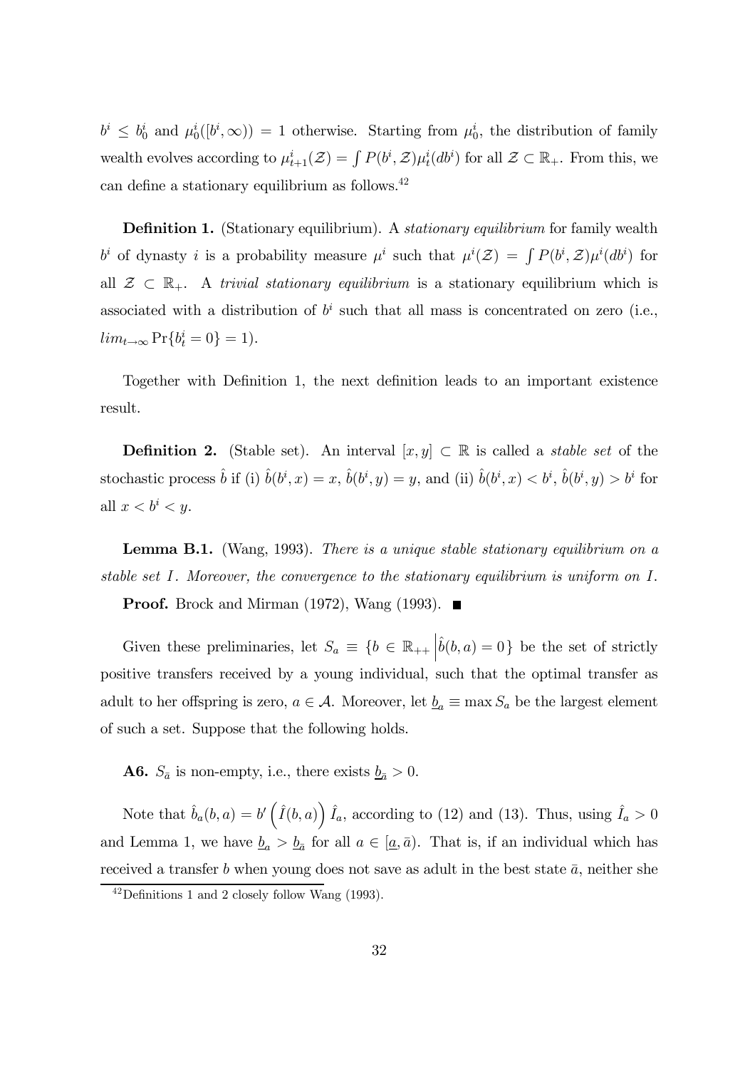$b^i \leq b_0^i$ and $\mu_0^i([b^i, \infty)) = 1$ otherwise. Starting from $\mu_0^i$, the distribution of family wealth evolves according to $\mu_{t+1}^i(\mathcal{Z}) = \int P(b^i, \mathcal{Z})\mu_t^i(db^i)$ for all $\mathcal{Z} \subset \mathbb{R}_+$. From this, we can define a stationary equilibrium as follows.[42]

**Definition 1.** (Stationary equilibrium). A *stationary equilibrium* for family wealth $b^i$ of dynasty $i$ is a probability measure $\mu^i$ such that $\mu^i(\mathcal{Z}) = \int P(b^i, \mathcal{Z})\mu^i(db^i)$ for all $\mathcal{Z} \subset \mathbb{R}_+$. A *trivial stationary equilibrium* is a stationary equilibrium which is associated with a distribution of $b^i$ such that all mass is concentrated on zero (i.e., $lim_{t\to\infty} \Pr\{b_t^i = 0\} = 1$).

Together with Definition 1, the next definition leads to an important existence result.

**Definition 2.** (Stable set). An interval $[x, y] \subset \mathbb{R}$ is called a *stable set* of the stochastic process $\hat{b}$ if (i) $\hat{b}(b^i, x) = x$, $\hat{b}(b^i, y) = y$, and (ii) $\hat{b}(b^i, x) < b^i$, $\hat{b}(b^i, y) > b^i$ for all $x < b^i < y$.

**Lemma B.1.** (Wang, 1993). *There is a unique stable stationary equilibrium on a stable set $I$. Moreover, the convergence to the stationary equilibrium is uniform on $I$.*

**Proof.** Brock and Mirman (1972), Wang (1993). ■

Given these preliminaries, let $S_a \equiv \{b \in \mathbb{R}_{++} \,\big|\, \hat{b}(b, a) = 0\}$ be the set of strictly positive transfers received by a young individual, such that the optimal transfer as adult to her offspring is zero, $a \in \mathcal{A}$. Moreover, let $\underline{b}_a \equiv \max S_a$ be the largest element of such a set. Suppose that the following holds.

**A6.** $S_{\bar{a}}$ is non-empty, i.e., there exists $\underline{b}_{\bar{a}} > 0$.

Note that $\hat{b}_a(b, a) = b'\left(\hat{I}(b, a)\right)\hat{I}_a$, according to (12) and (13). Thus, using $\hat{I}_a > 0$ and Lemma 1, we have $\underline{b}_a > \underline{b}_{\bar{a}}$ for all $a \in [\underline{a}, \bar{a})$. That is, if an individual which has received a transfer $b$ when young does not save as adult in the best state $\bar{a}$, neither she

[42] Definitions 1 and 2 closely follow Wang (1993).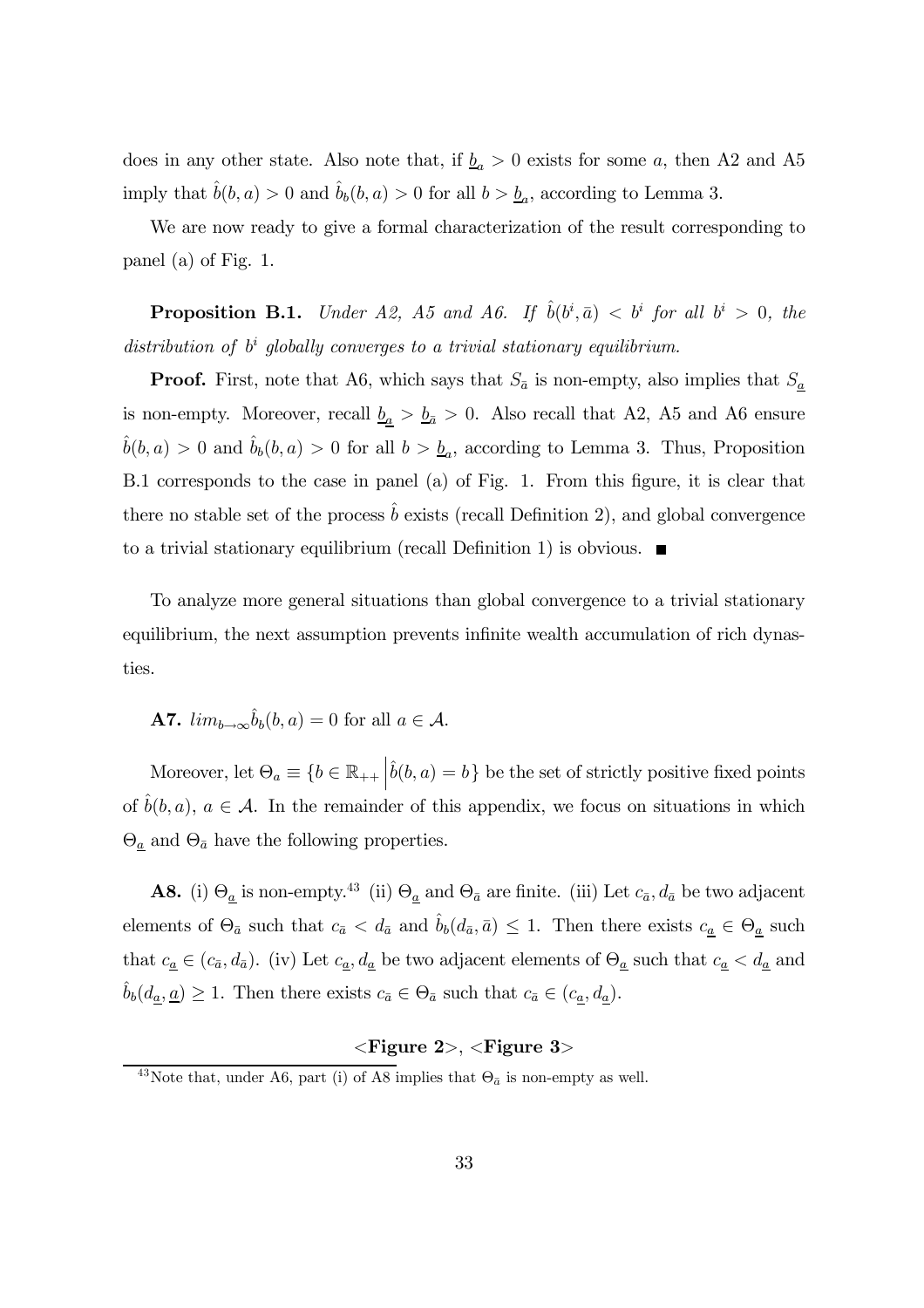does in any other state. Also note that, if $\underline{b}_a > 0$ exists for some $a$, then A2 and A5 imply that $\hat{b}(b, a) > 0$ and $\hat{b}_b(b, a) > 0$ for all $b > \underline{b}_a$, according to Lemma 3.

We are now ready to give a formal characterization of the result corresponding to panel (a) of Fig. 1.

**Proposition B.1.** *Under A2, A5 and A6. If $\hat{b}(b^i, \bar{a}) < b^i$ for all $b^i > 0$, the distribution of $b^i$ globally converges to a trivial stationary equilibrium.*

**Proof.** First, note that A6, which says that $S_{\bar{a}}$ is non-empty, also implies that $S_{\underline{a}}$ is non-empty. Moreover, recall $\underline{b}_{\underline{a}} > \underline{b}_{\bar{a}} > 0$. Also recall that A2, A5 and A6 ensure $\hat{b}(b, a) > 0$ and $\hat{b}_b(b, a) > 0$ for all $b > \underline{b}_a$, according to Lemma 3. Thus, Proposition B.1 corresponds to the case in panel (a) of Fig. 1. From this figure, it is clear that there no stable set of the process $\hat{b}$ exists (recall Definition 2), and global convergence to a trivial stationary equilibrium (recall Definition 1) is obvious. ■

To analyze more general situations than global convergence to a trivial stationary equilibrium, the next assumption prevents infinite wealth accumulation of rich dynasties.

**A7.** $lim_{b \to \infty} \hat{b}_b(b, a) = 0$ for all $a \in \mathcal{A}$.

Moreover, let $\Theta_a \equiv \{b \in \mathbb{R}_{++} \,\big|\, \hat{b}(b, a) = b\}$ be the set of strictly positive fixed points of $\hat{b}(b, a)$, $a \in \mathcal{A}$. In the remainder of this appendix, we focus on situations in which $\Theta_{\underline{a}}$ and $\Theta_{\bar{a}}$ have the following properties.

**A8.** (i) $\Theta_{\underline{a}}$ is non-empty.[43] (ii) $\Theta_{\underline{a}}$ and $\Theta_{\bar{a}}$ are finite. (iii) Let $c_{\bar{a}}, d_{\bar{a}}$ be two adjacent elements of $\Theta_{\bar{a}}$ such that $c_{\bar{a}} < d_{\bar{a}}$ and $\hat{b}_b(d_{\bar{a}}, \bar{a}) \leq 1$. Then there exists $c_{\underline{a}} \in \Theta_{\underline{a}}$ such that $c_{\underline{a}} \in (c_{\bar{a}}, d_{\bar{a}})$. (iv) Let $c_{\underline{a}}, d_{\underline{a}}$ be two adjacent elements of $\Theta_{\underline{a}}$ such that $c_{\underline{a}} < d_{\underline{a}}$ and $\hat{b}_b(d_{\underline{a}}, \underline{a}) \geq 1$. Then there exists $c_{\bar{a}} \in \Theta_{\bar{a}}$ such that $c_{\bar{a}} \in (c_{\underline{a}}, d_{\underline{a}})$.

<**Figure 2**>, <**Figure 3**>

[43] Note that, under A6, part (i) of A8 implies that $\Theta_{\bar{a}}$ is non-empty as well.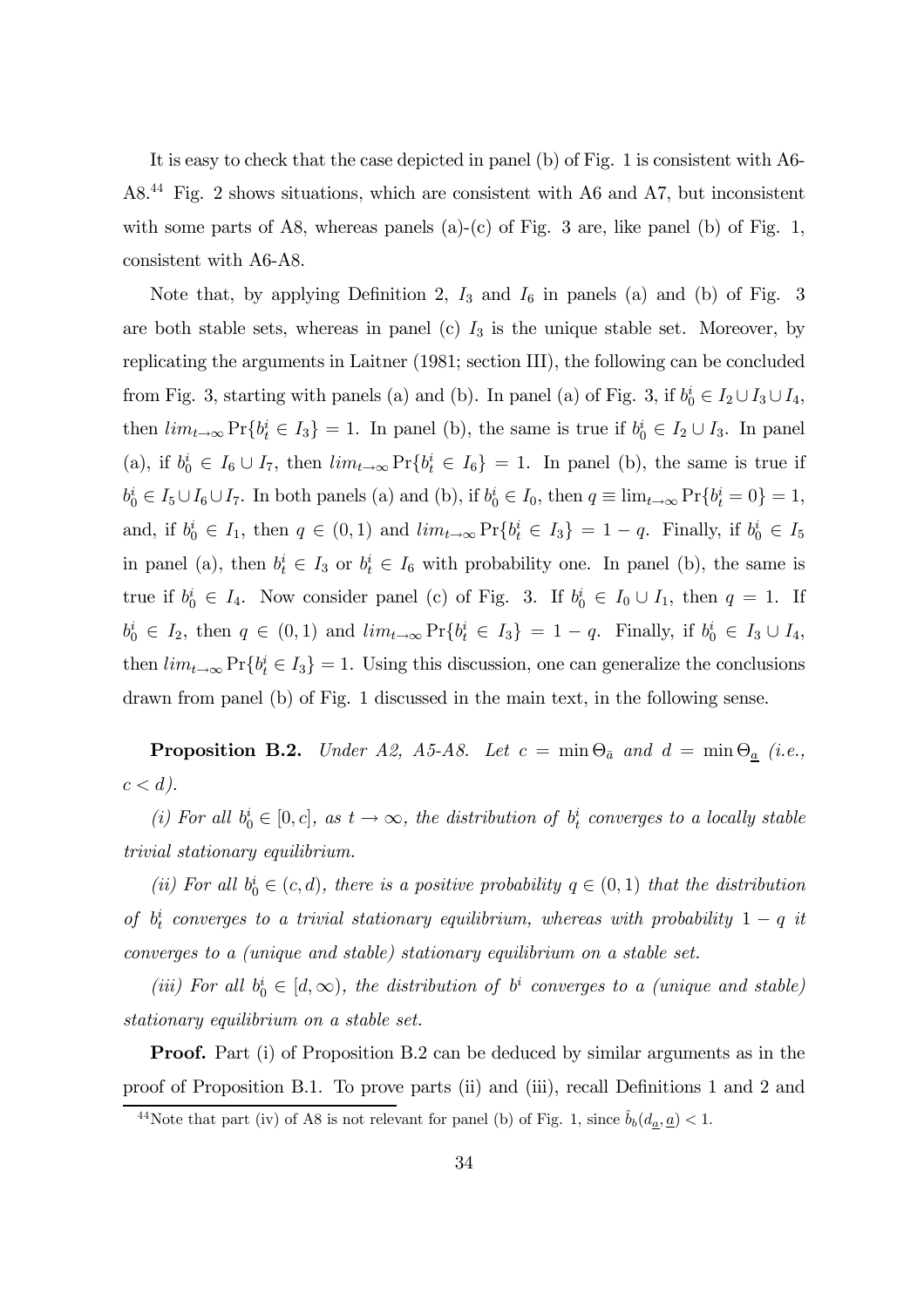It is easy to check that the case depicted in panel (b) of Fig. 1 is consistent with A6-A8.[44] Fig. 2 shows situations, which are consistent with A6 and A7, but inconsistent with some parts of A8, whereas panels (a)-(c) of Fig. 3 are, like panel (b) of Fig. 1, consistent with A6-A8.

Note that, by applying Definition 2, $I_3$ and $I_6$ in panels (a) and (b) of Fig. 3 are both stable sets, whereas in panel (c) $I_3$ is the unique stable set. Moreover, by replicating the arguments in Laitner (1981; section III), the following can be concluded from Fig. 3, starting with panels (a) and (b). In panel (a) of Fig. 3, if $b_0^i \in I_2 \cup I_3 \cup I_4$, then $lim_{t\to\infty} \Pr\{b_t^i \in I_3\} = 1$. In panel (b), the same is true if $b_0^i \in I_2 \cup I_3$. In panel (a), if $b_0^i \in I_6 \cup I_7$, then $lim_{t\to\infty} \Pr\{b_t^i \in I_6\} = 1$. In panel (b), the same is true if $b_0^i \in I_5 \cup I_6 \cup I_7$. In both panels (a) and (b), if $b_0^i \in I_0$, then $q \equiv \lim_{t\to\infty} \Pr\{b_t^i = 0\} = 1$, and, if $b_0^i \in I_1$, then $q \in (0,1)$ and $lim_{t\to\infty} \Pr\{b_t^i \in I_3\} = 1 - q$. Finally, if $b_0^i \in I_5$ in panel (a), then $b_t^i \in I_3$ or $b_t^i \in I_6$ with probability one. In panel (b), the same is true if $b_0^i \in I_4$. Now consider panel (c) of Fig. 3. If $b_0^i \in I_0 \cup I_1$, then $q = 1$. If $b_0^i \in I_2$, then $q \in (0,1)$ and $lim_{t\to\infty} \Pr\{b_t^i \in I_3\} = 1 - q$. Finally, if $b_0^i \in I_3 \cup I_4$, then $lim_{t\to\infty} \Pr\{b_t^i \in I_3\} = 1$. Using this discussion, one can generalize the conclusions drawn from panel (b) of Fig. 1 discussed in the main text, in the following sense.

**Proposition B.2.** *Under A2, A5-A8. Let $c = \min \Theta_{\bar{a}}$ and $d = \min \Theta_{\underline{a}}$ (i.e., $c < d$).*

*(i) For all $b_0^i \in [0, c]$, as $t \to \infty$, the distribution of $b_t^i$ converges to a locally stable trivial stationary equilibrium.*

*(ii) For all $b_0^i \in (c, d)$, there is a positive probability $q \in (0,1)$ that the distribution of $b_t^i$ converges to a trivial stationary equilibrium, whereas with probability $1 - q$ it converges to a (unique and stable) stationary equilibrium on a stable set.*

*(iii) For all $b_0^i \in [d, \infty)$, the distribution of $b^i$ converges to a (unique and stable) stationary equilibrium on a stable set.*

**Proof.** Part (i) of Proposition B.2 can be deduced by similar arguments as in the proof of Proposition B.1. To prove parts (ii) and (iii), recall Definitions 1 and 2 and

[44] Note that part (iv) of A8 is not relevant for panel (b) of Fig. 1, since $\hat{b}_b(d_{\underline{a}}, \underline{a}) < 1$.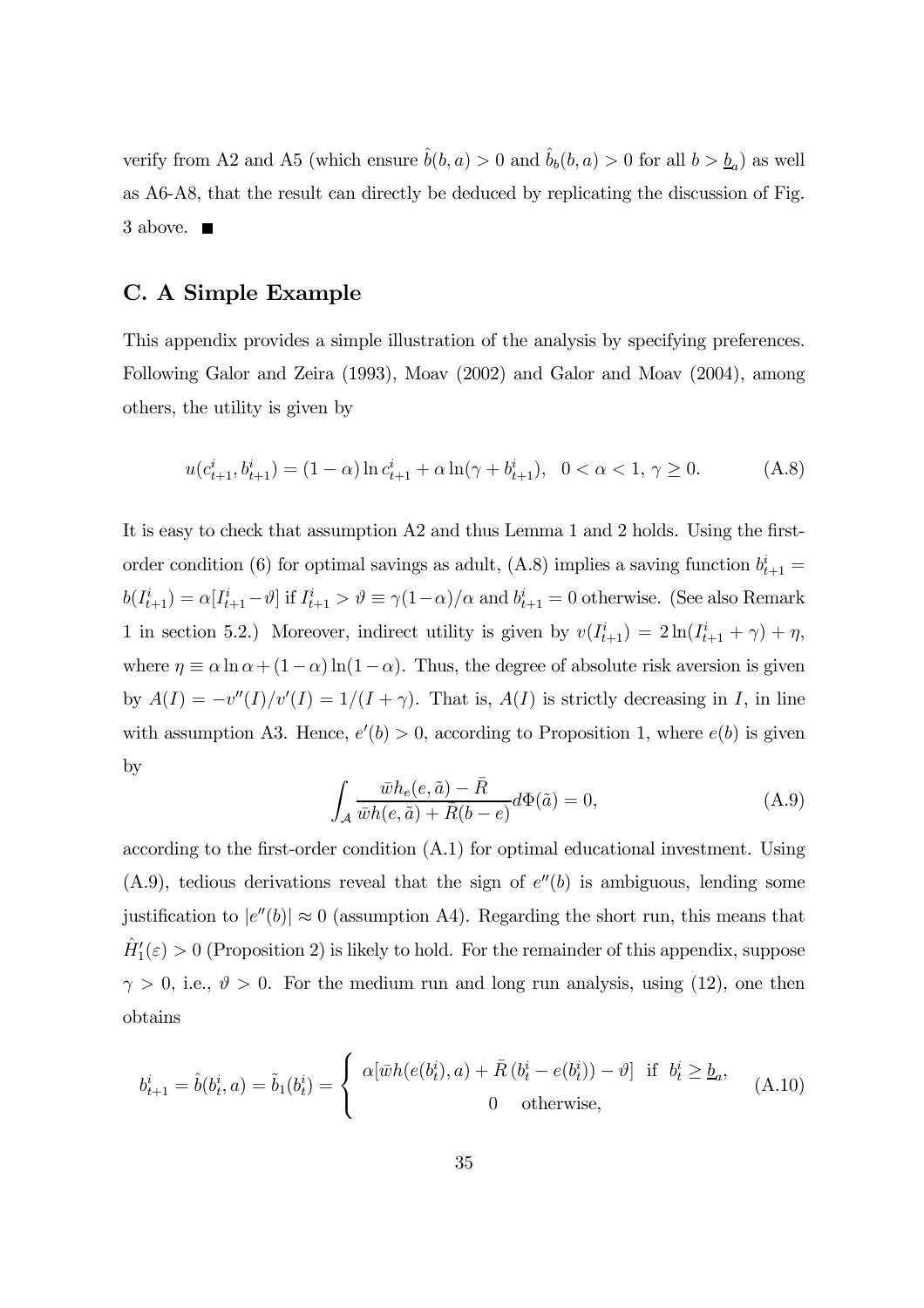verify from A2 and A5 (which ensure $\hat{b}(b,a) > 0$ and $\hat{b}_b(b,a) > 0$ for all $b > \underline{b}_a$) as well as A6-A8, that the result can directly be deduced by replicating the discussion of Fig. 3 above. ■

## C. A Simple Example

This appendix provides a simple illustration of the analysis by specifying preferences. Following Galor and Zeira (1993), Moav (2002) and Galor and Moav (2004), among others, the utility is given by

$$u(c_{t+1}^i, b_{t+1}^i) = (1-\alpha)\ln c_{t+1}^i + \alpha \ln(\gamma + b_{t+1}^i), \quad 0 < \alpha < 1, \, \gamma \geq 0. \tag{A.8}$$

It is easy to check that assumption A2 and thus Lemma 1 and 2 holds. Using the first-order condition (6) for optimal savings as adult, (A.8) implies a saving function $b_{t+1}^i = b(I_{t+1}^i) = \alpha[I_{t+1}^i - \vartheta]$ if $I_{t+1}^i > \vartheta \equiv \gamma(1-\alpha)/\alpha$ and $b_{t+1}^i = 0$ otherwise. (See also Remark 1 in section 5.2.) Moreover, indirect utility is given by $v(I_{t+1}^i) = 2\ln(I_{t+1}^i + \gamma) + \eta$, where $\eta \equiv \alpha \ln \alpha + (1-\alpha)\ln(1-\alpha)$. Thus, the degree of absolute risk aversion is given by $A(I) = -v''(I)/v'(I) = 1/(I+\gamma)$. That is, $A(I)$ is strictly decreasing in $I$, in line with assumption A3. Hence, $e'(b) > 0$, according to Proposition 1, where $e(b)$ is given by

$$\int_{\mathcal{A}} \frac{\bar{w}h_e(e,\tilde{a}) - \bar{R}}{\bar{w}h(e,\tilde{a}) + \bar{R}(b-e)} d\Phi(\tilde{a}) = 0, \tag{A.9}$$

according to the first-order condition (A.1) for optimal educational investment. Using (A.9), tedious derivations reveal that the sign of $e''(b)$ is ambiguous, lending some justification to $|e''(b)| \approx 0$ (assumption A4). Regarding the short run, this means that $\hat{H}_1'(\varepsilon) > 0$ (Proposition 2) is likely to hold. For the remainder of this appendix, suppose $\gamma > 0$, i.e., $\vartheta > 0$. For the medium run and long run analysis, using (12), one then obtains

$$b_{t+1}^i = \hat{b}(b_t^i, a) = \tilde{b}_1(b_t^i) = \begin{cases} \alpha[\bar{w}h(e(b_t^i), a) + \bar{R}\,(b_t^i - e(b_t^i)) - \vartheta] & \text{if } \; b_t^i \geq \underline{b}_a, \\ 0 \quad \text{otherwise,} \end{cases} \tag{A.10}$$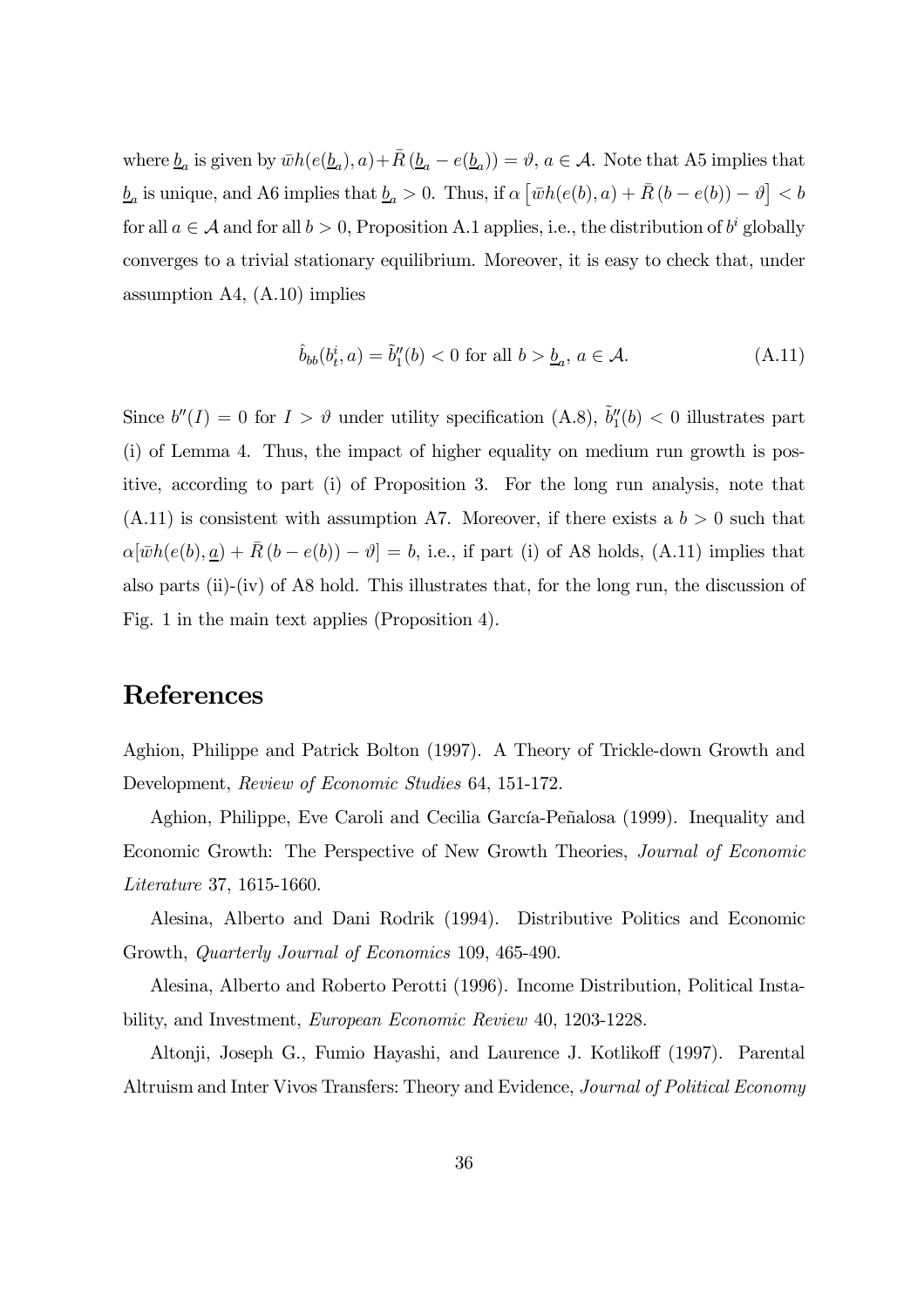where $\underline{b}_a$ is given by $\bar{w}h(e(\underline{b}_a), a) + \bar{R}(\underline{b}_a - e(\underline{b}_a)) = \vartheta$, $a \in \mathcal{A}$. Note that A5 implies that $\underline{b}_a$ is unique, and A6 implies that $\underline{b}_a > 0$. Thus, if $\alpha\left[\bar{w}h(e(b), a) + \bar{R}(b - e(b)) - \vartheta\right] < b$ for all $a \in \mathcal{A}$ and for all $b > 0$, Proposition A.1 applies, i.e., the distribution of $b^i$ globally converges to a trivial stationary equilibrium. Moreover, it is easy to check that, under assumption A4, (A.10) implies

$$\hat{b}_{bb}(b_t^i, a) = \tilde{b}_1''(b) < 0 \text{ for all } b > \underline{b}_a,\ a \in \mathcal{A}. \tag{A.11}$$

Since $b''(I) = 0$ for $I > \vartheta$ under utility specification (A.8), $\tilde{b}_1''(b) < 0$ illustrates part (i) of Lemma 4. Thus, the impact of higher equality on medium run growth is positive, according to part (i) of Proposition 3. For the long run analysis, note that (A.11) is consistent with assumption A7. Moreover, if there exists a $b > 0$ such that $\alpha[\bar{w}h(e(b), \underline{a}) + \bar{R}(b - e(b)) - \vartheta] = b$, i.e., if part (i) of A8 holds, (A.11) implies that also parts (ii)-(iv) of A8 hold. This illustrates that, for the long run, the discussion of Fig. 1 in the main text applies (Proposition 4).

# References

Aghion, Philippe and Patrick Bolton (1997). A Theory of Trickle-down Growth and Development, *Review of Economic Studies* 64, 151-172.

Aghion, Philippe, Eve Caroli and Cecilia García-Peñalosa (1999). Inequality and Economic Growth: The Perspective of New Growth Theories, *Journal of Economic Literature* 37, 1615-1660.

Alesina, Alberto and Dani Rodrik (1994). Distributive Politics and Economic Growth, *Quarterly Journal of Economics* 109, 465-490.

Alesina, Alberto and Roberto Perotti (1996). Income Distribution, Political Instability, and Investment, *European Economic Review* 40, 1203-1228.

Altonji, Joseph G., Fumio Hayashi, and Laurence J. Kotlikoff (1997). Parental Altruism and Inter Vivos Transfers: Theory and Evidence, *Journal of Political Economy*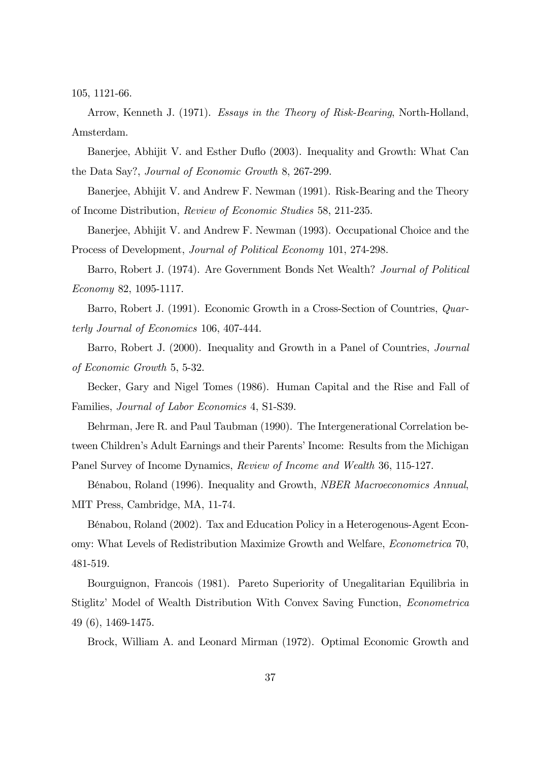105, 1121-66.

Arrow, Kenneth J. (1971). *Essays in the Theory of Risk-Bearing*, North-Holland, Amsterdam.

Banerjee, Abhijit V. and Esther Duflo (2003). Inequality and Growth: What Can the Data Say?, *Journal of Economic Growth* 8, 267-299.

Banerjee, Abhijit V. and Andrew F. Newman (1991). Risk-Bearing and the Theory of Income Distribution, *Review of Economic Studies* 58, 211-235.

Banerjee, Abhijit V. and Andrew F. Newman (1993). Occupational Choice and the Process of Development, *Journal of Political Economy* 101, 274-298.

Barro, Robert J. (1974). Are Government Bonds Net Wealth? *Journal of Political Economy* 82, 1095-1117.

Barro, Robert J. (1991). Economic Growth in a Cross-Section of Countries, *Quarterly Journal of Economics* 106, 407-444.

Barro, Robert J. (2000). Inequality and Growth in a Panel of Countries, *Journal of Economic Growth* 5, 5-32.

Becker, Gary and Nigel Tomes (1986). Human Capital and the Rise and Fall of Families, *Journal of Labor Economics* 4, S1-S39.

Behrman, Jere R. and Paul Taubman (1990). The Intergenerational Correlation between Children's Adult Earnings and their Parents' Income: Results from the Michigan Panel Survey of Income Dynamics, *Review of Income and Wealth* 36, 115-127.

Bénabou, Roland (1996). Inequality and Growth, *NBER Macroeconomics Annual*, MIT Press, Cambridge, MA, 11-74.

Bénabou, Roland (2002). Tax and Education Policy in a Heterogenous-Agent Economy: What Levels of Redistribution Maximize Growth and Welfare, *Econometrica* 70, 481-519.

Bourguignon, Francois (1981). Pareto Superiority of Unegalitarian Equilibria in Stiglitz' Model of Wealth Distribution With Convex Saving Function, *Econometrica* 49 (6), 1469-1475.

Brock, William A. and Leonard Mirman (1972). Optimal Economic Growth and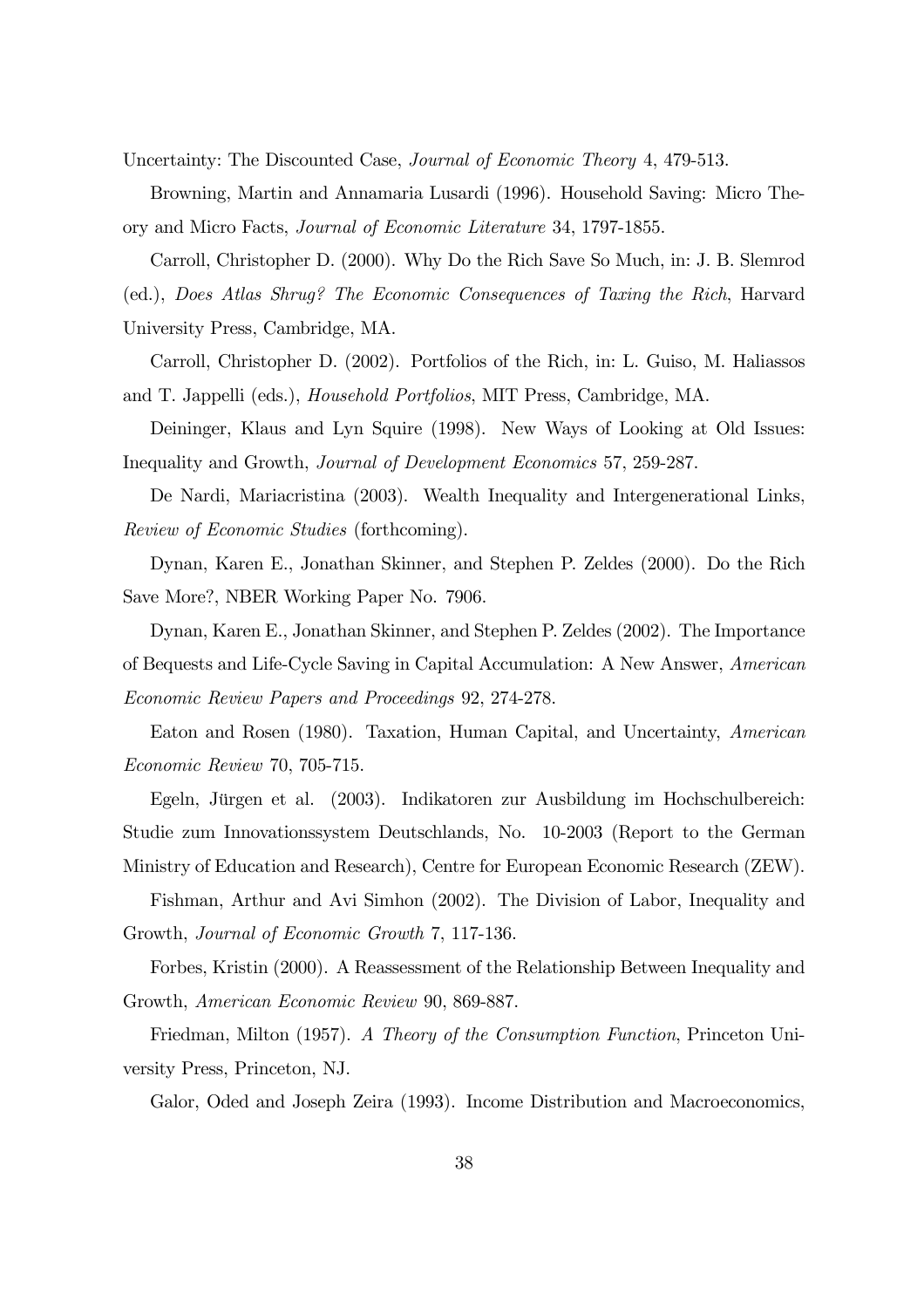Uncertainty: The Discounted Case, *Journal of Economic Theory* 4, 479-513.

Browning, Martin and Annamaria Lusardi (1996). Household Saving: Micro Theory and Micro Facts, *Journal of Economic Literature* 34, 1797-1855.

Carroll, Christopher D. (2000). Why Do the Rich Save So Much, in: J. B. Slemrod (ed.), *Does Atlas Shrug? The Economic Consequences of Taxing the Rich*, Harvard University Press, Cambridge, MA.

Carroll, Christopher D. (2002). Portfolios of the Rich, in: L. Guiso, M. Haliassos and T. Jappelli (eds.), *Household Portfolios*, MIT Press, Cambridge, MA.

Deininger, Klaus and Lyn Squire (1998). New Ways of Looking at Old Issues: Inequality and Growth, *Journal of Development Economics* 57, 259-287.

De Nardi, Mariacristina (2003). Wealth Inequality and Intergenerational Links, *Review of Economic Studies* (forthcoming).

Dynan, Karen E., Jonathan Skinner, and Stephen P. Zeldes (2000). Do the Rich Save More?, NBER Working Paper No. 7906.

Dynan, Karen E., Jonathan Skinner, and Stephen P. Zeldes (2002). The Importance of Bequests and Life-Cycle Saving in Capital Accumulation: A New Answer, *American Economic Review Papers and Proceedings* 92, 274-278.

Eaton and Rosen (1980). Taxation, Human Capital, and Uncertainty, *American Economic Review* 70, 705-715.

Egeln, Jürgen et al. (2003). Indikatoren zur Ausbildung im Hochschulbereich: Studie zum Innovationssystem Deutschlands, No. 10-2003 (Report to the German Ministry of Education and Research), Centre for European Economic Research (ZEW).

Fishman, Arthur and Avi Simhon (2002). The Division of Labor, Inequality and Growth, *Journal of Economic Growth* 7, 117-136.

Forbes, Kristin (2000). A Reassessment of the Relationship Between Inequality and Growth, *American Economic Review* 90, 869-887.

Friedman, Milton (1957). *A Theory of the Consumption Function*, Princeton University Press, Princeton, NJ.

Galor, Oded and Joseph Zeira (1993). Income Distribution and Macroeconomics,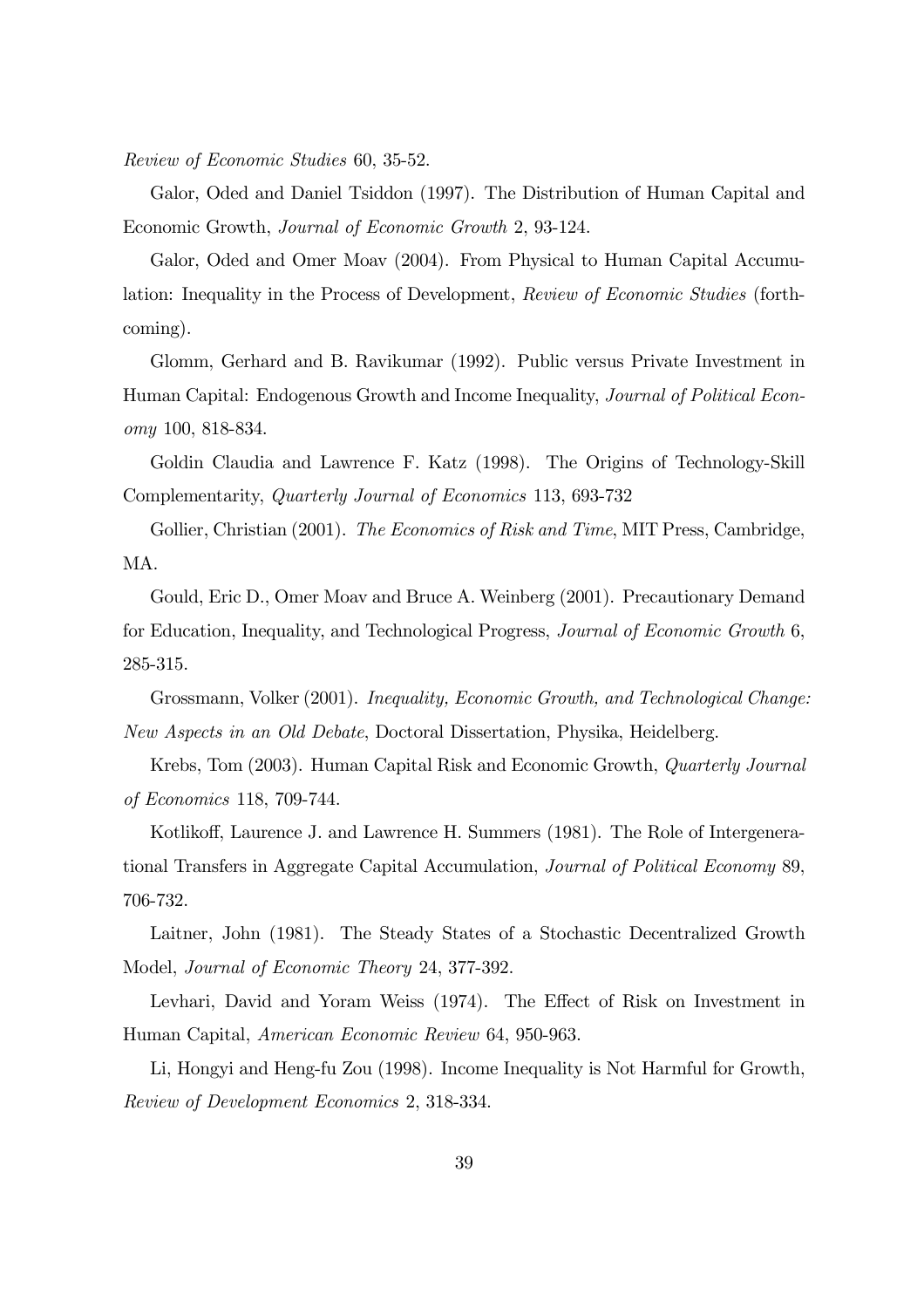*Review of Economic Studies* 60, 35-52.

Galor, Oded and Daniel Tsiddon (1997). The Distribution of Human Capital and Economic Growth, *Journal of Economic Growth* 2, 93-124.

Galor, Oded and Omer Moav (2004). From Physical to Human Capital Accumulation: Inequality in the Process of Development, *Review of Economic Studies* (forthcoming).

Glomm, Gerhard and B. Ravikumar (1992). Public versus Private Investment in Human Capital: Endogenous Growth and Income Inequality, *Journal of Political Economy* 100, 818-834.

Goldin Claudia and Lawrence F. Katz (1998). The Origins of Technology-Skill Complementarity, *Quarterly Journal of Economics* 113, 693-732

Gollier, Christian (2001). *The Economics of Risk and Time*, MIT Press, Cambridge, MA.

Gould, Eric D., Omer Moav and Bruce A. Weinberg (2001). Precautionary Demand for Education, Inequality, and Technological Progress, *Journal of Economic Growth* 6, 285-315.

Grossmann, Volker (2001). *Inequality, Economic Growth, and Technological Change: New Aspects in an Old Debate*, Doctoral Dissertation, Physika, Heidelberg.

Krebs, Tom (2003). Human Capital Risk and Economic Growth, *Quarterly Journal of Economics* 118, 709-744.

Kotlikoff, Laurence J. and Lawrence H. Summers (1981). The Role of Intergenerational Transfers in Aggregate Capital Accumulation, *Journal of Political Economy* 89, 706-732.

Laitner, John (1981). The Steady States of a Stochastic Decentralized Growth Model, *Journal of Economic Theory* 24, 377-392.

Levhari, David and Yoram Weiss (1974). The Effect of Risk on Investment in Human Capital, *American Economic Review* 64, 950-963.

Li, Hongyi and Heng-fu Zou (1998). Income Inequality is Not Harmful for Growth, *Review of Development Economics* 2, 318-334.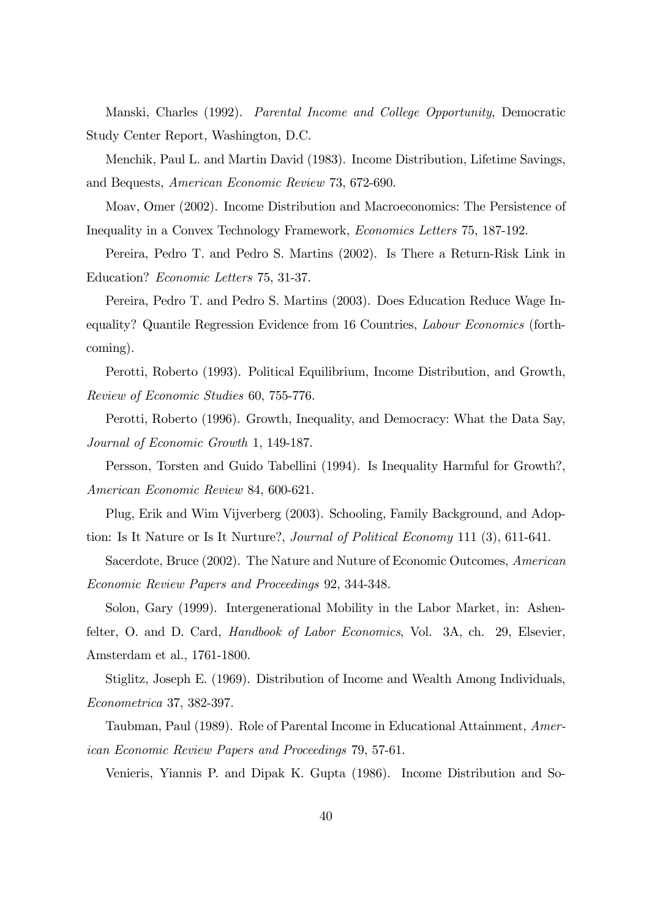Manski, Charles (1992). *Parental Income and College Opportunity*, Democratic Study Center Report, Washington, D.C.

Menchik, Paul L. and Martin David (1983). Income Distribution, Lifetime Savings, and Bequests, *American Economic Review* 73, 672-690.

Moav, Omer (2002). Income Distribution and Macroeconomics: The Persistence of Inequality in a Convex Technology Framework, *Economics Letters* 75, 187-192.

Pereira, Pedro T. and Pedro S. Martins (2002). Is There a Return-Risk Link in Education? *Economic Letters* 75, 31-37.

Pereira, Pedro T. and Pedro S. Martins (2003). Does Education Reduce Wage Inequality? Quantile Regression Evidence from 16 Countries, *Labour Economics* (forthcoming).

Perotti, Roberto (1993). Political Equilibrium, Income Distribution, and Growth, *Review of Economic Studies* 60, 755-776.

Perotti, Roberto (1996). Growth, Inequality, and Democracy: What the Data Say, *Journal of Economic Growth* 1, 149-187.

Persson, Torsten and Guido Tabellini (1994). Is Inequality Harmful for Growth?, *American Economic Review* 84, 600-621.

Plug, Erik and Wim Vijverberg (2003). Schooling, Family Background, and Adoption: Is It Nature or Is It Nurture?, *Journal of Political Economy* 111 (3), 611-641.

Sacerdote, Bruce (2002). The Nature and Nuture of Economic Outcomes, *American Economic Review Papers and Proceedings* 92, 344-348.

Solon, Gary (1999). Intergenerational Mobility in the Labor Market, in: Ashenfelter, O. and D. Card, *Handbook of Labor Economics*, Vol. 3A, ch. 29, Elsevier, Amsterdam et al., 1761-1800.

Stiglitz, Joseph E. (1969). Distribution of Income and Wealth Among Individuals, *Econometrica* 37, 382-397.

Taubman, Paul (1989). Role of Parental Income in Educational Attainment, *American Economic Review Papers and Proceedings* 79, 57-61.

Venieris, Yiannis P. and Dipak K. Gupta (1986). Income Distribution and So-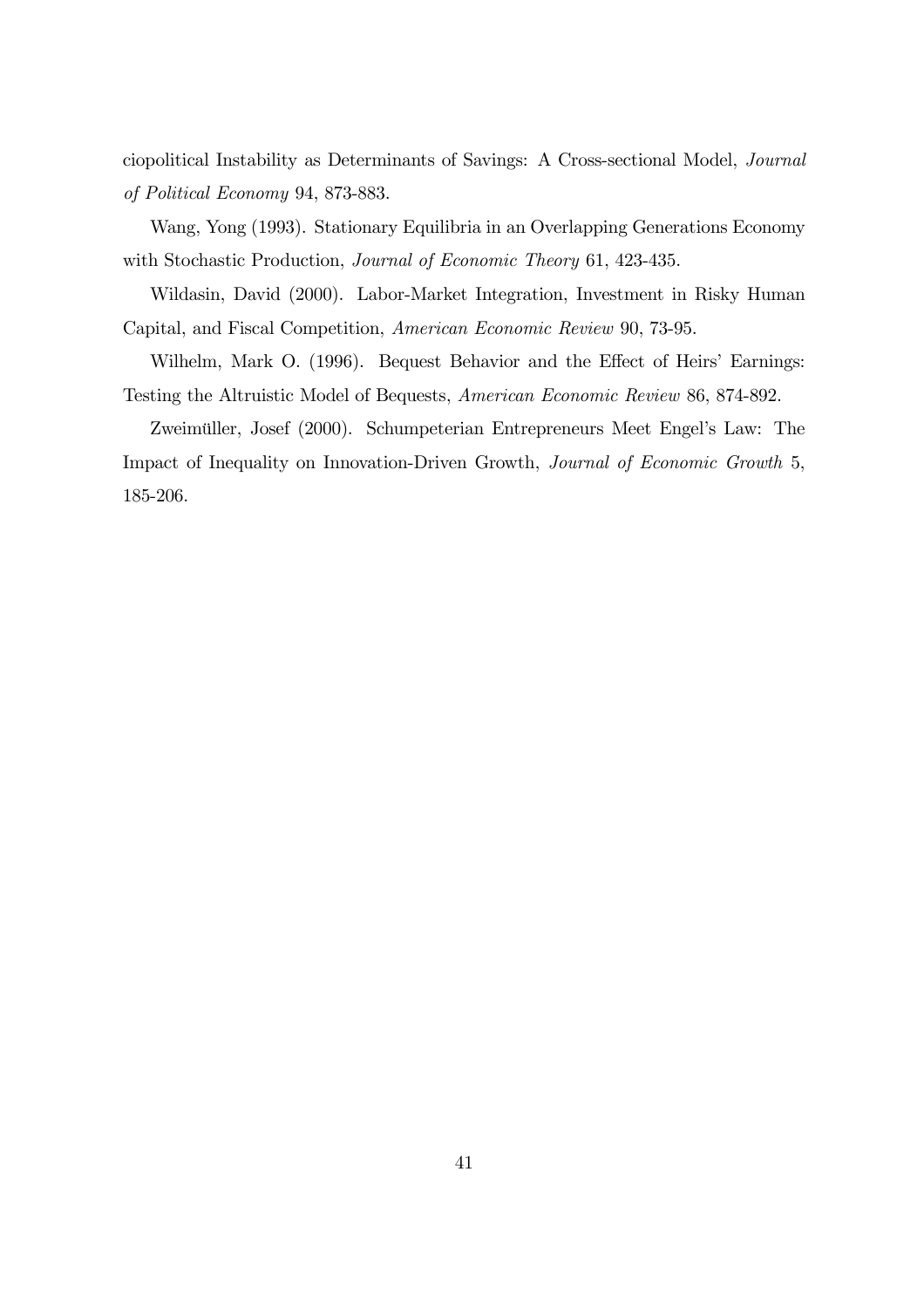ciopolitical Instability as Determinants of Savings: A Cross-sectional Model, *Journal of Political Economy* 94, 873-883.

Wang, Yong (1993). Stationary Equilibria in an Overlapping Generations Economy with Stochastic Production, *Journal of Economic Theory* 61, 423-435.

Wildasin, David (2000). Labor-Market Integration, Investment in Risky Human Capital, and Fiscal Competition, *American Economic Review* 90, 73-95.

Wilhelm, Mark O. (1996). Bequest Behavior and the Effect of Heirs' Earnings: Testing the Altruistic Model of Bequests, *American Economic Review* 86, 874-892.

Zweimüller, Josef (2000). Schumpeterian Entrepreneurs Meet Engel's Law: The Impact of Inequality on Innovation-Driven Growth, *Journal of Economic Growth* 5, 185-206.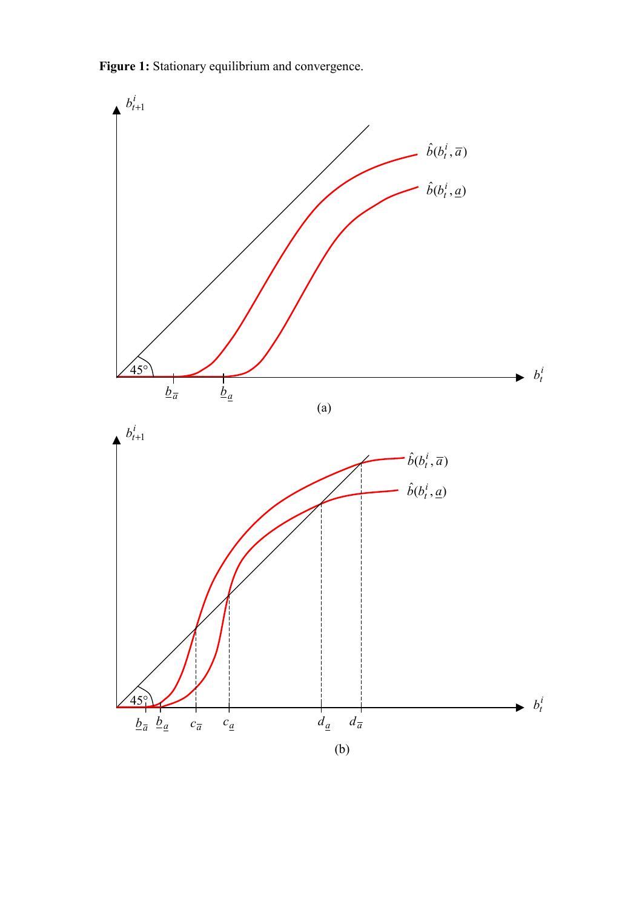**Figure 1:** Stationary equilibrium and convergence.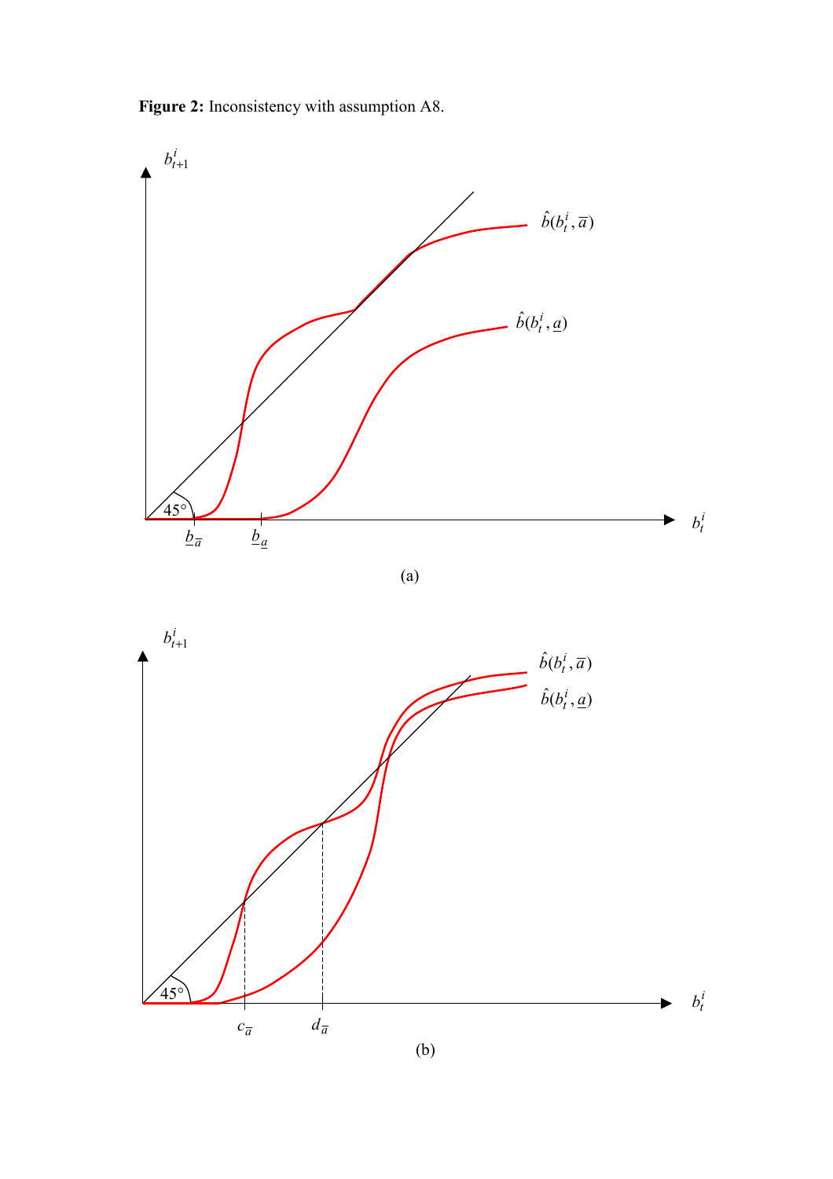**Figure 2:** Inconsistency with assumption A8.

(a)

(b)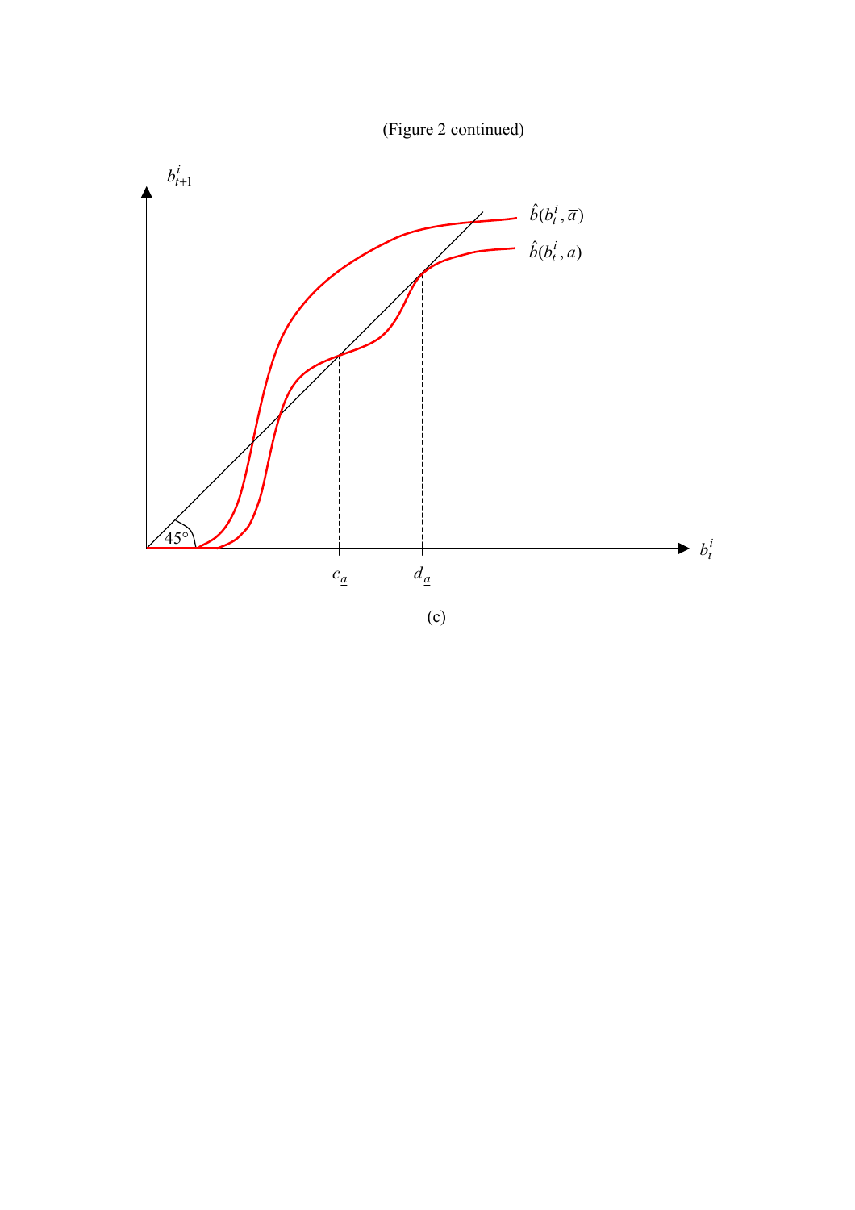(Figure 2 continued)

(c)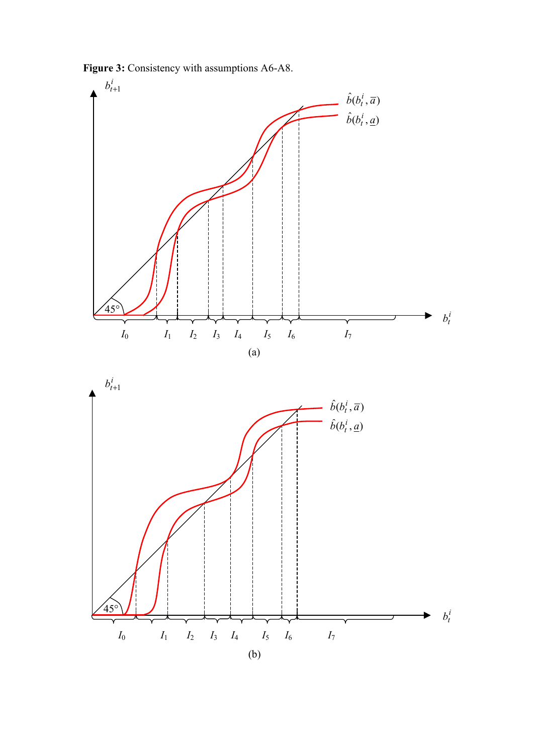**Figure 3:** Consistency with assumptions A6-A8.

$b_{t+1}^i$

$\hat{b}(b_t^i, \overline{a})$

$\hat{b}(b_t^i, \underline{a})$

45°

$b_t^i$

$I_0$ $I_1$ $I_2$ $I_3$ $I_4$ $I_5$ $I_6$ $I_7$

(a)

$b_{t+1}^i$

$\hat{b}(b_t^i, \overline{a})$

$\hat{b}(b_t^i, \underline{a})$

45°

$b_t^i$

$I_0$ $I_1$ $I_2$ $I_3$ $I_4$ $I_5$ $I_6$ $I_7$

(b)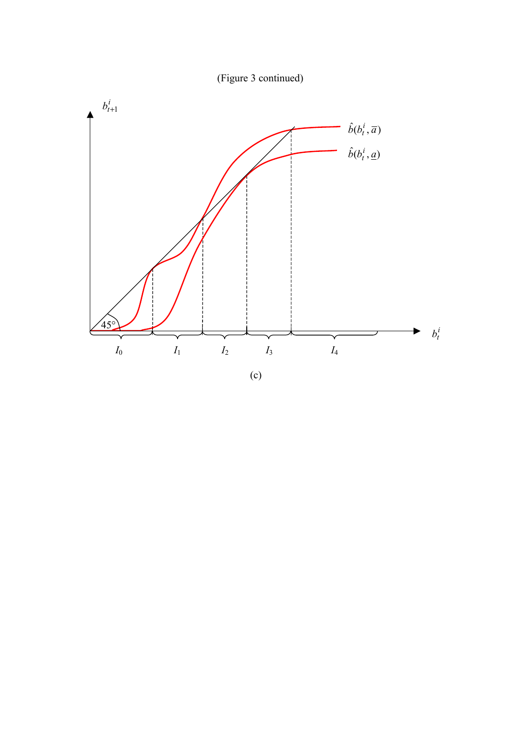(Figure 3 continued)

(c)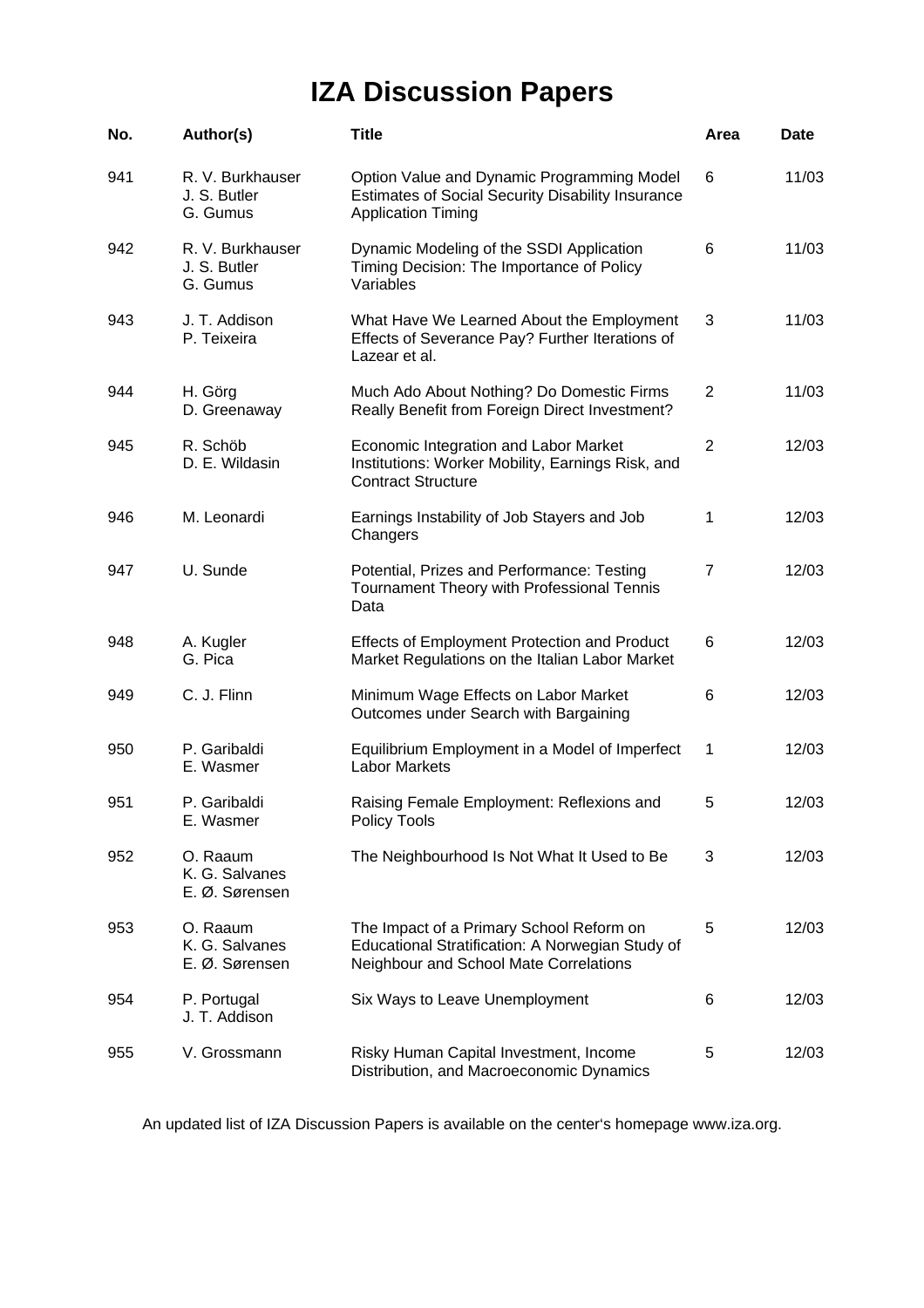# IZA Discussion Papers

| No. | Author(s) | Title | Area | Date |
|---|---|---|---|---|
| 941 | R. V. Burkhauser<br>J. S. Butler<br>G. Gumus | Option Value and Dynamic Programming Model Estimates of Social Security Disability Insurance Application Timing | 6 | 11/03 |
| 942 | R. V. Burkhauser<br>J. S. Butler<br>G. Gumus | Dynamic Modeling of the SSDI Application Timing Decision: The Importance of Policy Variables | 6 | 11/03 |
| 943 | J. T. Addison<br>P. Teixeira | What Have We Learned About the Employment Effects of Severance Pay? Further Iterations of Lazear et al. | 3 | 11/03 |
| 944 | H. Görg<br>D. Greenaway | Much Ado About Nothing? Do Domestic Firms Really Benefit from Foreign Direct Investment? | 2 | 11/03 |
| 945 | R. Schöb<br>D. E. Wildasin | Economic Integration and Labor Market Institutions: Worker Mobility, Earnings Risk, and Contract Structure | 2 | 12/03 |
| 946 | M. Leonardi | Earnings Instability of Job Stayers and Job Changers | 1 | 12/03 |
| 947 | U. Sunde | Potential, Prizes and Performance: Testing Tournament Theory with Professional Tennis Data | 7 | 12/03 |
| 948 | A. Kugler<br>G. Pica | Effects of Employment Protection and Product Market Regulations on the Italian Labor Market | 6 | 12/03 |
| 949 | C. J. Flinn | Minimum Wage Effects on Labor Market Outcomes under Search with Bargaining | 6 | 12/03 |
| 950 | P. Garibaldi<br>E. Wasmer | Equilibrium Employment in a Model of Imperfect Labor Markets | 1 | 12/03 |
| 951 | P. Garibaldi<br>E. Wasmer | Raising Female Employment: Reflexions and Policy Tools | 5 | 12/03 |
| 952 | O. Raaum<br>K. G. Salvanes<br>E. Ø. Sørensen | The Neighbourhood Is Not What It Used to Be | 3 | 12/03 |
| 953 | O. Raaum<br>K. G. Salvanes<br>E. Ø. Sørensen | The Impact of a Primary School Reform on Educational Stratification: A Norwegian Study of Neighbour and School Mate Correlations | 5 | 12/03 |
| 954 | P. Portugal<br>J. T. Addison | Six Ways to Leave Unemployment | 6 | 12/03 |
| 955 | V. Grossmann | Risky Human Capital Investment, Income Distribution, and Macroeconomic Dynamics | 5 | 12/03 |

An updated list of IZA Discussion Papers is available on the center's homepage www.iza.org.